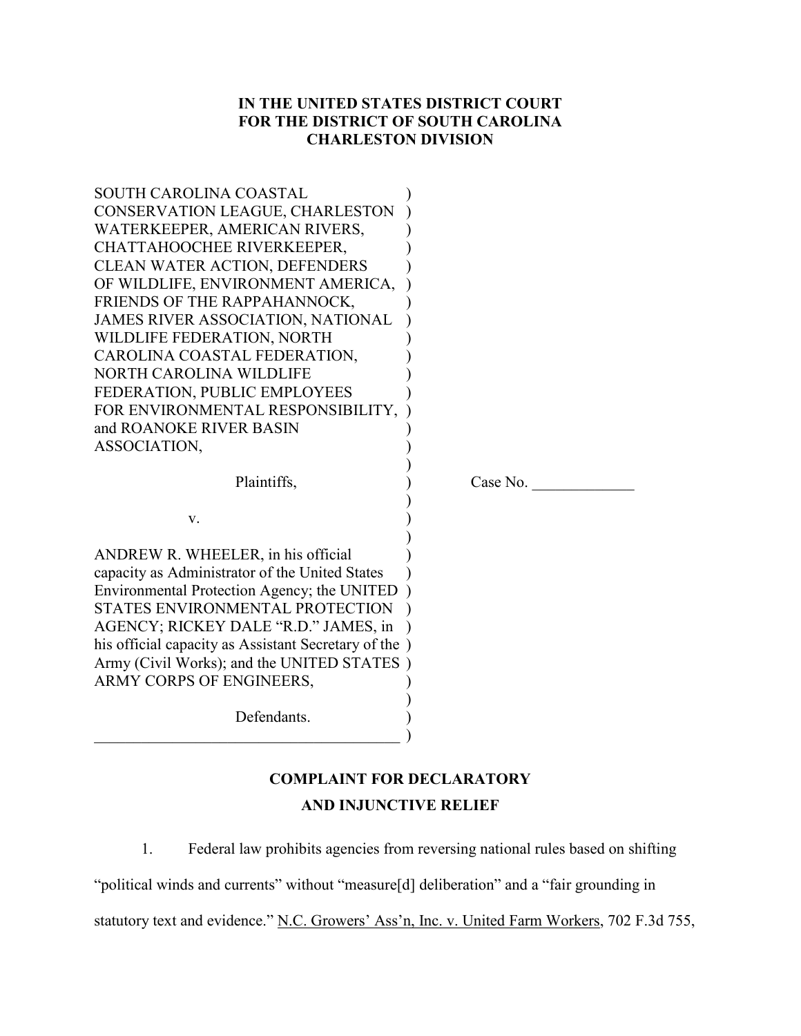**IN THE UNITED STATES DISTRICT COURT**
**FOR THE DISTRICT OF SOUTH CAROLINA**
**CHARLESTON DIVISION**

SOUTH CAROLINA COASTAL CONSERVATION LEAGUE, CHARLESTON WATERKEEPER, AMERICAN RIVERS, CHATTAHOOCHEE RIVERKEEPER, CLEAN WATER ACTION, DEFENDERS OF WILDLIFE, ENVIRONMENT AMERICA, FRIENDS OF THE RAPPAHANNOCK, JAMES RIVER ASSOCIATION, NATIONAL WILDLIFE FEDERATION, NORTH CAROLINA COASTAL FEDERATION, NORTH CAROLINA WILDLIFE FEDERATION, PUBLIC EMPLOYEES FOR ENVIRONMENTAL RESPONSIBILITY, and ROANOKE RIVER BASIN ASSOCIATION,

Plaintiffs,

v.

ANDREW R. WHEELER, in his official capacity as Administrator of the United States Environmental Protection Agency; the UNITED STATES ENVIRONMENTAL PROTECTION AGENCY; RICKEY DALE "R.D." JAMES, in his official capacity as Assistant Secretary of the Army (Civil Works); and the UNITED STATES ARMY CORPS OF ENGINEERS,

Defendants.

Case No. _____________

**COMPLAINT FOR DECLARATORY AND INJUNCTIVE RELIEF**

1. Federal law prohibits agencies from reversing national rules based on shifting "political winds and currents" without "measure[d] deliberation" and a "fair grounding in statutory text and evidence." N.C. Growers' Ass'n, Inc. v. United Farm Workers, 702 F.3d 755,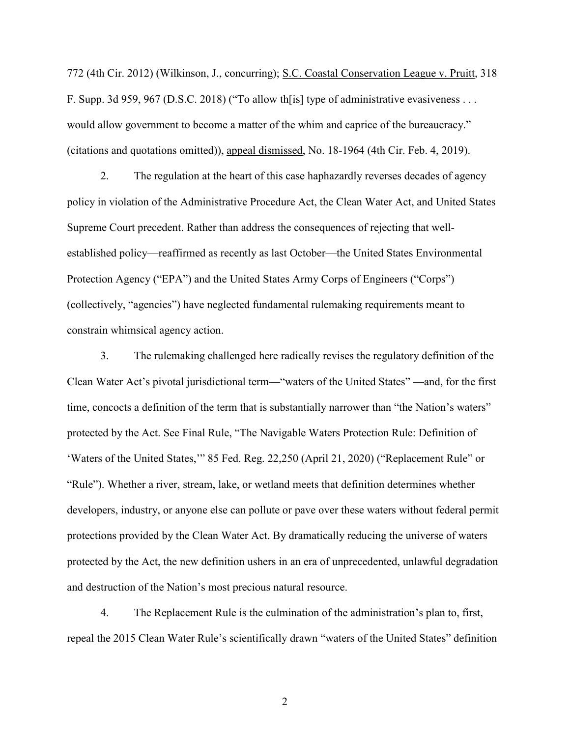772 (4th Cir. 2012) (Wilkinson, J., concurring); S.C. Coastal Conservation League v. Pruitt, 318 F. Supp. 3d 959, 967 (D.S.C. 2018) ("To allow th[is] type of administrative evasiveness . . . would allow government to become a matter of the whim and caprice of the bureaucracy." (citations and quotations omitted)), appeal dismissed, No. 18-1964 (4th Cir. Feb. 4, 2019).

2. The regulation at the heart of this case haphazardly reverses decades of agency policy in violation of the Administrative Procedure Act, the Clean Water Act, and United States Supreme Court precedent. Rather than address the consequences of rejecting that well-established policy—reaffirmed as recently as last October—the United States Environmental Protection Agency ("EPA") and the United States Army Corps of Engineers ("Corps") (collectively, "agencies") have neglected fundamental rulemaking requirements meant to constrain whimsical agency action.

3. The rulemaking challenged here radically revises the regulatory definition of the Clean Water Act's pivotal jurisdictional term—"waters of the United States" —and, for the first time, concocts a definition of the term that is substantially narrower than "the Nation's waters" protected by the Act. See Final Rule, "The Navigable Waters Protection Rule: Definition of 'Waters of the United States,'" 85 Fed. Reg. 22,250 (April 21, 2020) ("Replacement Rule" or "Rule"). Whether a river, stream, lake, or wetland meets that definition determines whether developers, industry, or anyone else can pollute or pave over these waters without federal permit protections provided by the Clean Water Act. By dramatically reducing the universe of waters protected by the Act, the new definition ushers in an era of unprecedented, unlawful degradation and destruction of the Nation's most precious natural resource.

4. The Replacement Rule is the culmination of the administration's plan to, first, repeal the 2015 Clean Water Rule's scientifically drawn "waters of the United States" definition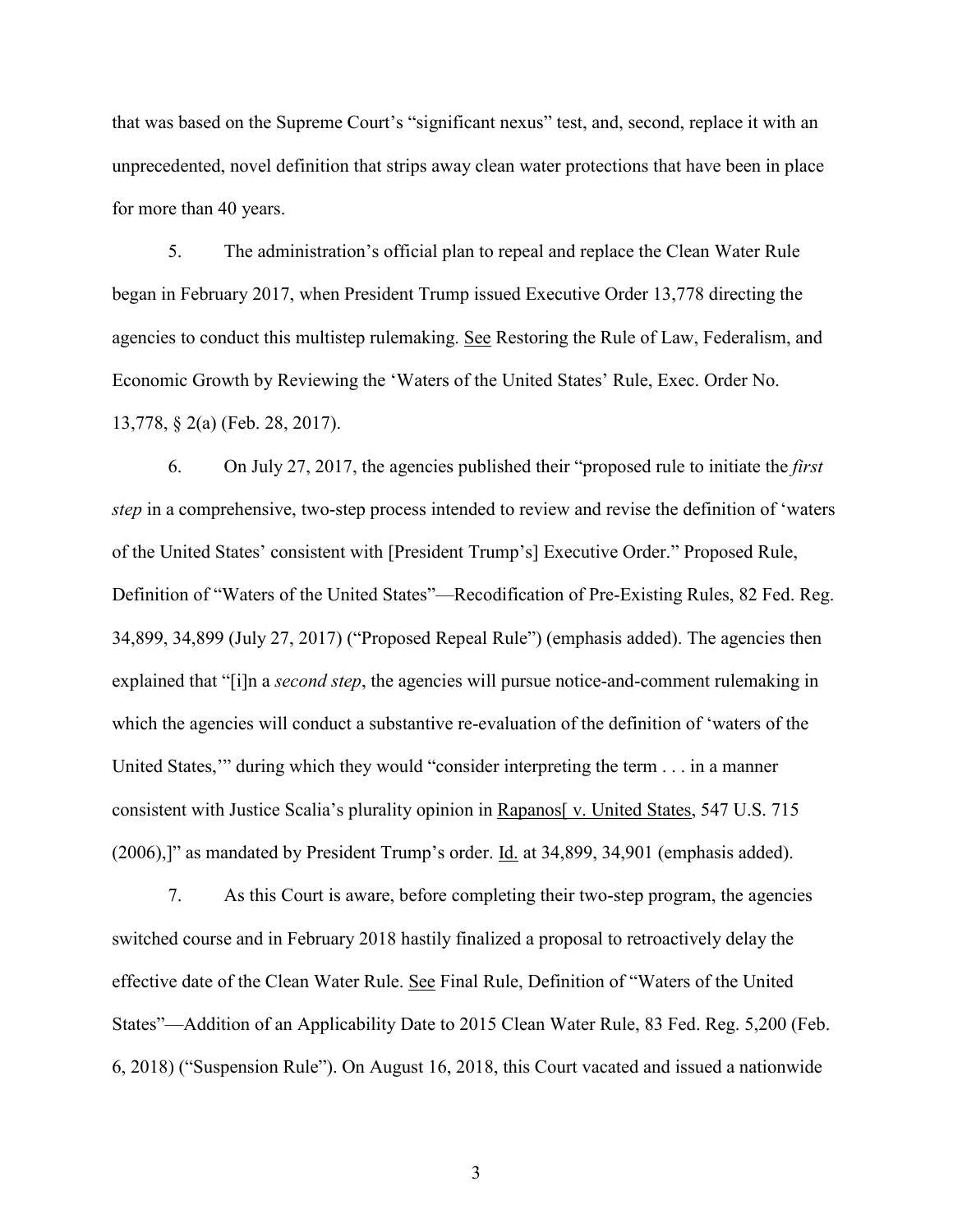that was based on the Supreme Court's "significant nexus" test, and, second, replace it with an unprecedented, novel definition that strips away clean water protections that have been in place for more than 40 years.

5. The administration's official plan to repeal and replace the Clean Water Rule began in February 2017, when President Trump issued Executive Order 13,778 directing the agencies to conduct this multistep rulemaking. See Restoring the Rule of Law, Federalism, and Economic Growth by Reviewing the 'Waters of the United States' Rule, Exec. Order No. 13,778, § 2(a) (Feb. 28, 2017).

6. On July 27, 2017, the agencies published their "proposed rule to initiate the *first step* in a comprehensive, two-step process intended to review and revise the definition of 'waters of the United States' consistent with [President Trump's] Executive Order." Proposed Rule, Definition of "Waters of the United States"—Recodification of Pre-Existing Rules, 82 Fed. Reg. 34,899, 34,899 (July 27, 2017) ("Proposed Repeal Rule") (emphasis added). The agencies then explained that "[i]n a *second step*, the agencies will pursue notice-and-comment rulemaking in which the agencies will conduct a substantive re-evaluation of the definition of 'waters of the United States,'" during which they would "consider interpreting the term . . . in a manner consistent with Justice Scalia's plurality opinion in Rapanos[ v. United States, 547 U.S. 715 (2006),]" as mandated by President Trump's order. Id. at 34,899, 34,901 (emphasis added).

7. As this Court is aware, before completing their two-step program, the agencies switched course and in February 2018 hastily finalized a proposal to retroactively delay the effective date of the Clean Water Rule. See Final Rule, Definition of "Waters of the United States"—Addition of an Applicability Date to 2015 Clean Water Rule, 83 Fed. Reg. 5,200 (Feb. 6, 2018) ("Suspension Rule"). On August 16, 2018, this Court vacated and issued a nationwide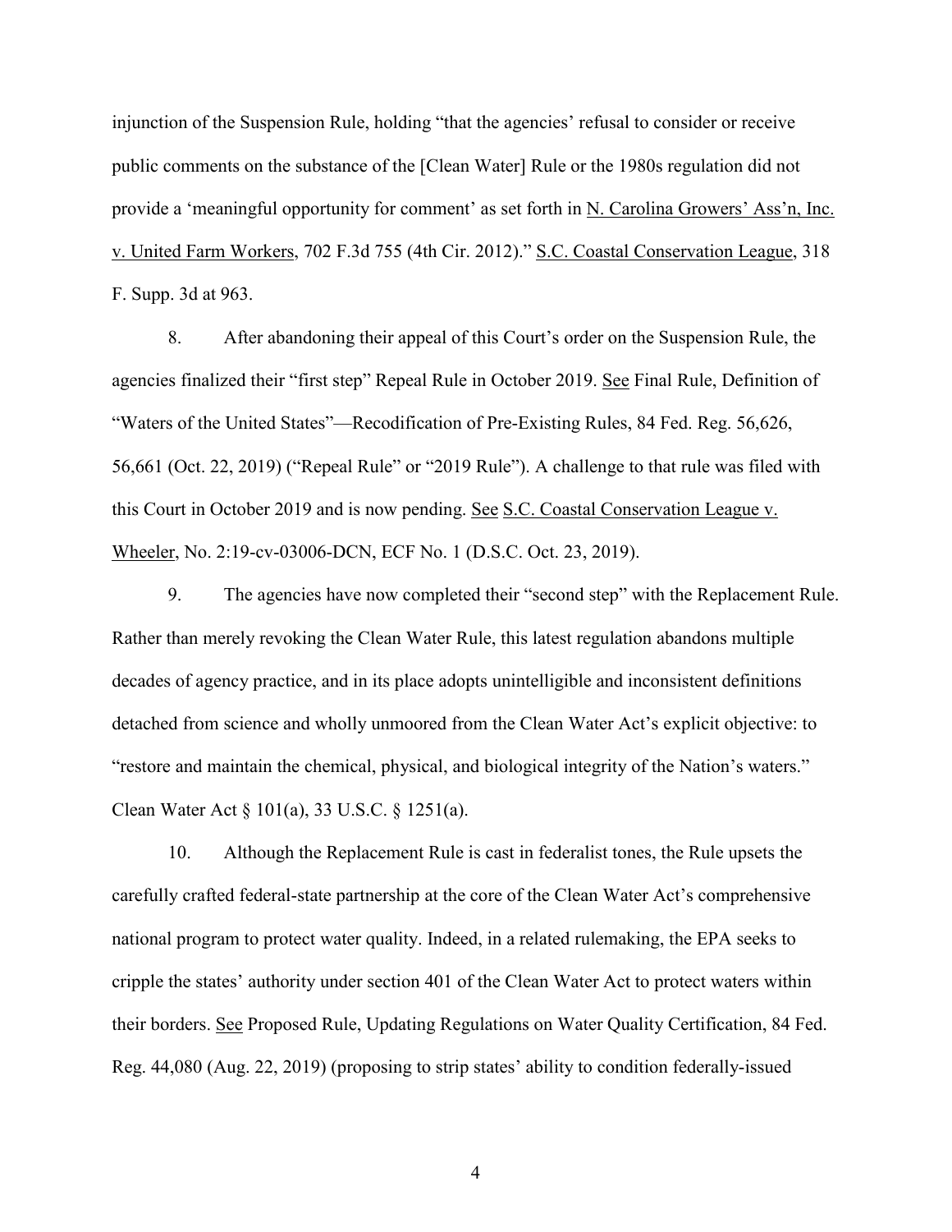injunction of the Suspension Rule, holding "that the agencies' refusal to consider or receive public comments on the substance of the [Clean Water] Rule or the 1980s regulation did not provide a 'meaningful opportunity for comment' as set forth in N. Carolina Growers' Ass'n, Inc. v. United Farm Workers, 702 F.3d 755 (4th Cir. 2012)." S.C. Coastal Conservation League, 318 F. Supp. 3d at 963.

8. After abandoning their appeal of this Court's order on the Suspension Rule, the agencies finalized their "first step" Repeal Rule in October 2019. See Final Rule, Definition of "Waters of the United States"—Recodification of Pre-Existing Rules, 84 Fed. Reg. 56,626, 56,661 (Oct. 22, 2019) ("Repeal Rule" or "2019 Rule"). A challenge to that rule was filed with this Court in October 2019 and is now pending. See S.C. Coastal Conservation League v. Wheeler, No. 2:19-cv-03006-DCN, ECF No. 1 (D.S.C. Oct. 23, 2019).

9. The agencies have now completed their "second step" with the Replacement Rule. Rather than merely revoking the Clean Water Rule, this latest regulation abandons multiple decades of agency practice, and in its place adopts unintelligible and inconsistent definitions detached from science and wholly unmoored from the Clean Water Act's explicit objective: to "restore and maintain the chemical, physical, and biological integrity of the Nation's waters." Clean Water Act § 101(a), 33 U.S.C. § 1251(a).

10. Although the Replacement Rule is cast in federalist tones, the Rule upsets the carefully crafted federal-state partnership at the core of the Clean Water Act's comprehensive national program to protect water quality. Indeed, in a related rulemaking, the EPA seeks to cripple the states' authority under section 401 of the Clean Water Act to protect waters within their borders. See Proposed Rule, Updating Regulations on Water Quality Certification, 84 Fed. Reg. 44,080 (Aug. 22, 2019) (proposing to strip states' ability to condition federally-issued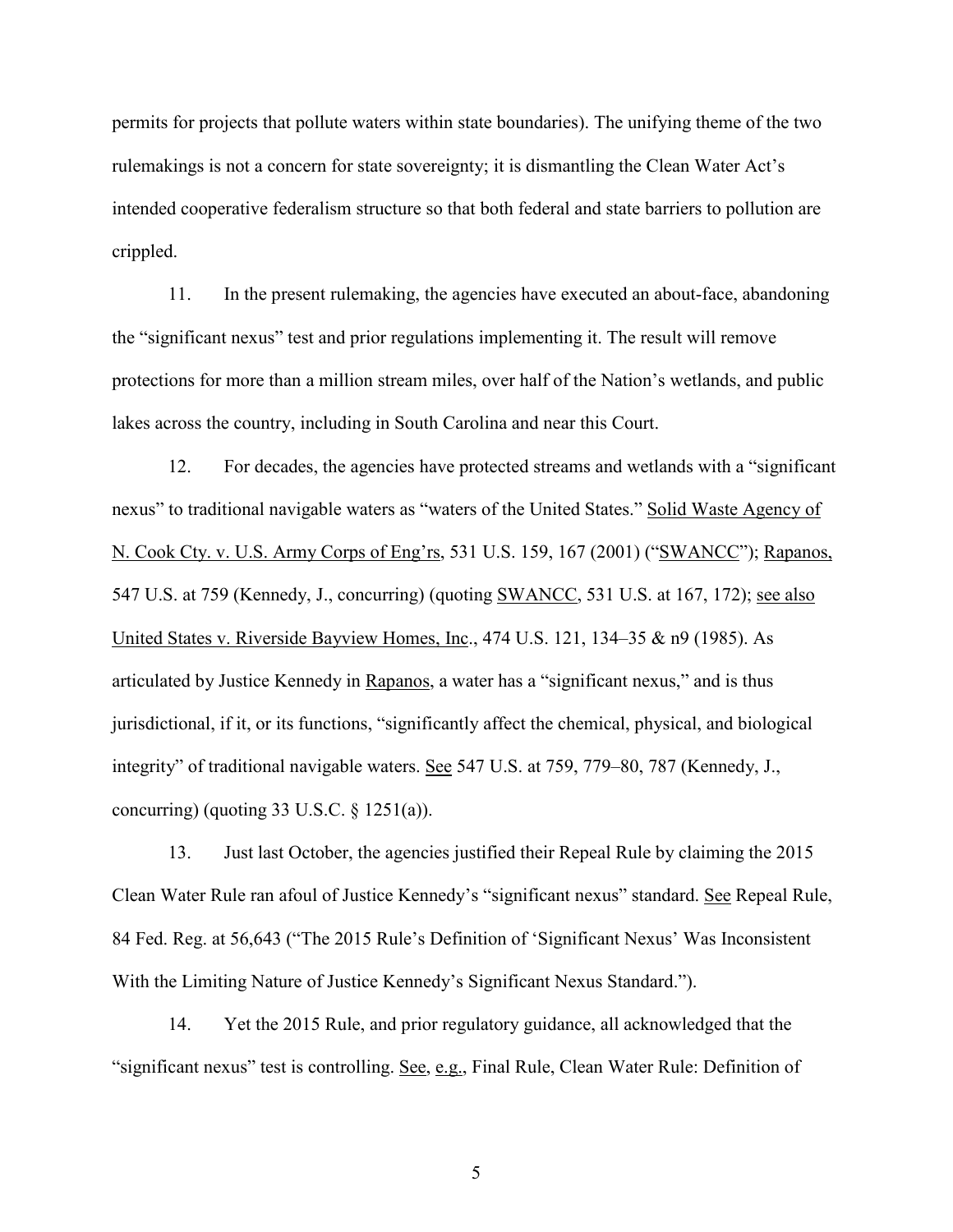permits for projects that pollute waters within state boundaries). The unifying theme of the two rulemakings is not a concern for state sovereignty; it is dismantling the Clean Water Act's intended cooperative federalism structure so that both federal and state barriers to pollution are crippled.

11. In the present rulemaking, the agencies have executed an about-face, abandoning the "significant nexus" test and prior regulations implementing it. The result will remove protections for more than a million stream miles, over half of the Nation's wetlands, and public lakes across the country, including in South Carolina and near this Court.

12. For decades, the agencies have protected streams and wetlands with a "significant nexus" to traditional navigable waters as "waters of the United States." Solid Waste Agency of N. Cook Cty. v. U.S. Army Corps of Eng'rs, 531 U.S. 159, 167 (2001) ("SWANCC"); Rapanos, 547 U.S. at 759 (Kennedy, J., concurring) (quoting SWANCC, 531 U.S. at 167, 172); see also United States v. Riverside Bayview Homes, Inc., 474 U.S. 121, 134–35 & n9 (1985). As articulated by Justice Kennedy in Rapanos, a water has a "significant nexus," and is thus jurisdictional, if it, or its functions, "significantly affect the chemical, physical, and biological integrity" of traditional navigable waters. See 547 U.S. at 759, 779–80, 787 (Kennedy, J., concurring) (quoting 33 U.S.C. § 1251(a)).

13. Just last October, the agencies justified their Repeal Rule by claiming the 2015 Clean Water Rule ran afoul of Justice Kennedy's "significant nexus" standard. See Repeal Rule, 84 Fed. Reg. at 56,643 ("The 2015 Rule's Definition of 'Significant Nexus' Was Inconsistent With the Limiting Nature of Justice Kennedy's Significant Nexus Standard.").

14. Yet the 2015 Rule, and prior regulatory guidance, all acknowledged that the "significant nexus" test is controlling. See, e.g., Final Rule, Clean Water Rule: Definition of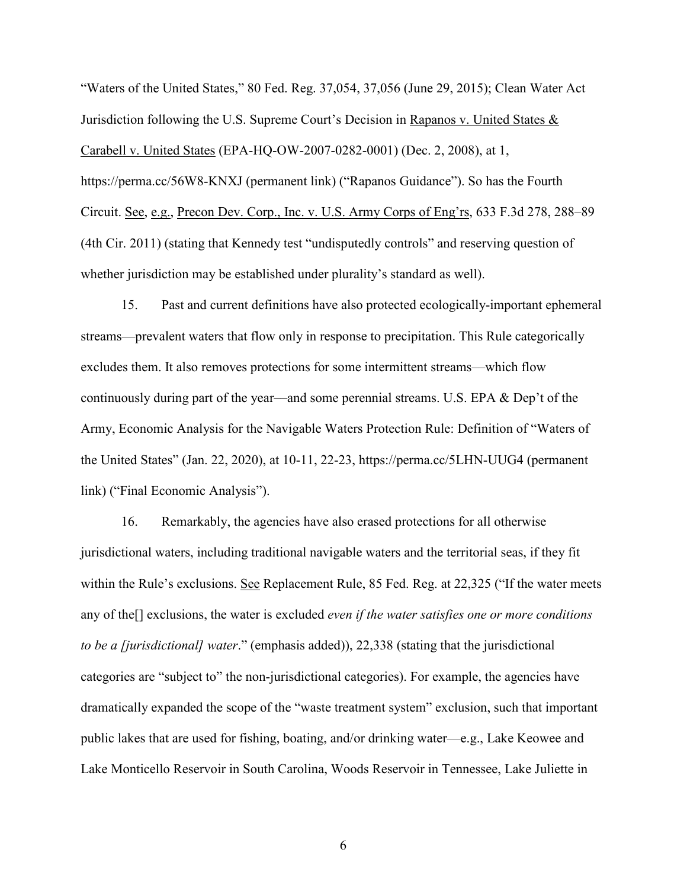"Waters of the United States," 80 Fed. Reg. 37,054, 37,056 (June 29, 2015); Clean Water Act Jurisdiction following the U.S. Supreme Court's Decision in Rapanos v. United States & Carabell v. United States (EPA-HQ-OW-2007-0282-0001) (Dec. 2, 2008), at 1, https://perma.cc/56W8-KNXJ (permanent link) ("Rapanos Guidance"). So has the Fourth Circuit. See, e.g., Precon Dev. Corp., Inc. v. U.S. Army Corps of Eng'rs, 633 F.3d 278, 288–89 (4th Cir. 2011) (stating that Kennedy test "undisputedly controls" and reserving question of whether jurisdiction may be established under plurality's standard as well).

15. Past and current definitions have also protected ecologically-important ephemeral streams—prevalent waters that flow only in response to precipitation. This Rule categorically excludes them. It also removes protections for some intermittent streams—which flow continuously during part of the year—and some perennial streams. U.S. EPA & Dep't of the Army, Economic Analysis for the Navigable Waters Protection Rule: Definition of "Waters of the United States" (Jan. 22, 2020), at 10-11, 22-23, https://perma.cc/5LHN-UUG4 (permanent link) ("Final Economic Analysis").

16. Remarkably, the agencies have also erased protections for all otherwise jurisdictional waters, including traditional navigable waters and the territorial seas, if they fit within the Rule's exclusions. See Replacement Rule, 85 Fed. Reg. at 22,325 ("If the water meets any of the[] exclusions, the water is excluded *even if the water satisfies one or more conditions to be a [jurisdictional] water*." (emphasis added)), 22,338 (stating that the jurisdictional categories are "subject to" the non-jurisdictional categories). For example, the agencies have dramatically expanded the scope of the "waste treatment system" exclusion, such that important public lakes that are used for fishing, boating, and/or drinking water—e.g., Lake Keowee and Lake Monticello Reservoir in South Carolina, Woods Reservoir in Tennessee, Lake Juliette in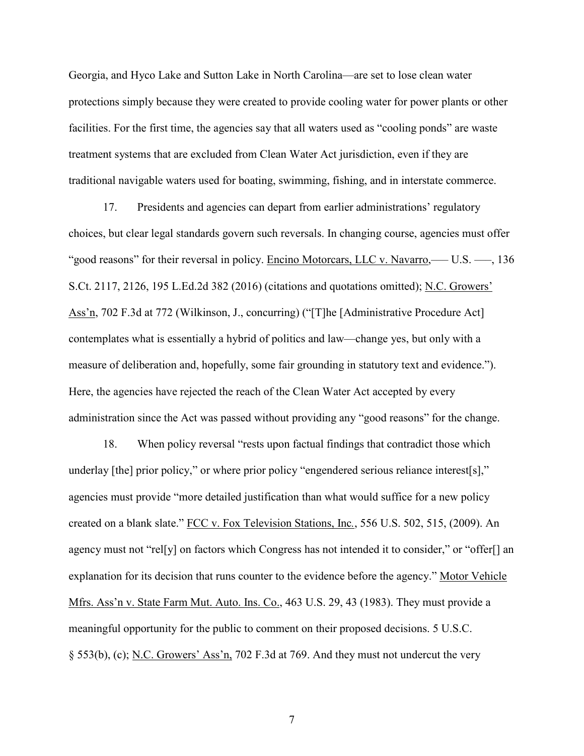Georgia, and Hyco Lake and Sutton Lake in North Carolina—are set to lose clean water protections simply because they were created to provide cooling water for power plants or other facilities. For the first time, the agencies say that all waters used as "cooling ponds" are waste treatment systems that are excluded from Clean Water Act jurisdiction, even if they are traditional navigable waters used for boating, swimming, fishing, and in interstate commerce.

17. Presidents and agencies can depart from earlier administrations' regulatory choices, but clear legal standards govern such reversals. In changing course, agencies must offer "good reasons" for their reversal in policy. Encino Motorcars, LLC v. Navarro,––– U.S. –––, 136 S.Ct. 2117, 2126, 195 L.Ed.2d 382 (2016) (citations and quotations omitted); N.C. Growers' Ass'n, 702 F.3d at 772 (Wilkinson, J., concurring) ("[T]he [Administrative Procedure Act] contemplates what is essentially a hybrid of politics and law—change yes, but only with a measure of deliberation and, hopefully, some fair grounding in statutory text and evidence."). Here, the agencies have rejected the reach of the Clean Water Act accepted by every administration since the Act was passed without providing any "good reasons" for the change.

18. When policy reversal "rests upon factual findings that contradict those which underlay [the] prior policy," or where prior policy "engendered serious reliance interest[s]," agencies must provide "more detailed justification than what would suffice for a new policy created on a blank slate." FCC v. Fox Television Stations, Inc., 556 U.S. 502, 515, (2009). An agency must not "rel[y] on factors which Congress has not intended it to consider," or "offer[] an explanation for its decision that runs counter to the evidence before the agency." Motor Vehicle Mfrs. Ass'n v. State Farm Mut. Auto. Ins. Co., 463 U.S. 29, 43 (1983). They must provide a meaningful opportunity for the public to comment on their proposed decisions. 5 U.S.C. § 553(b), (c); N.C. Growers' Ass'n, 702 F.3d at 769. And they must not undercut the very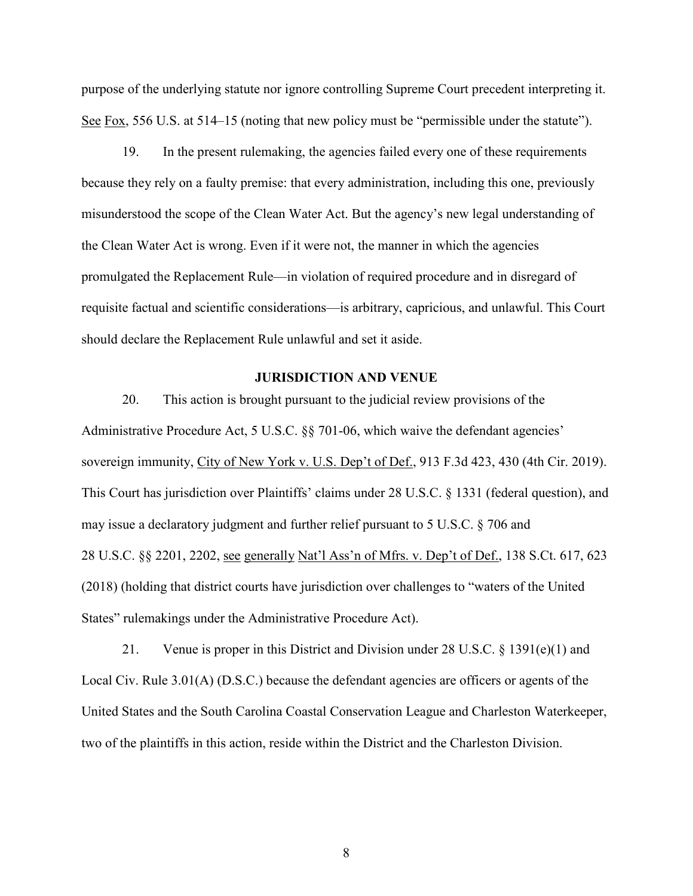purpose of the underlying statute nor ignore controlling Supreme Court precedent interpreting it. See Fox, 556 U.S. at 514–15 (noting that new policy must be "permissible under the statute").

19. In the present rulemaking, the agencies failed every one of these requirements because they rely on a faulty premise: that every administration, including this one, previously misunderstood the scope of the Clean Water Act. But the agency's new legal understanding of the Clean Water Act is wrong. Even if it were not, the manner in which the agencies promulgated the Replacement Rule—in violation of required procedure and in disregard of requisite factual and scientific considerations—is arbitrary, capricious, and unlawful. This Court should declare the Replacement Rule unlawful and set it aside.

## JURISDICTION AND VENUE

20. This action is brought pursuant to the judicial review provisions of the Administrative Procedure Act, 5 U.S.C. §§ 701-06, which waive the defendant agencies' sovereign immunity, City of New York v. U.S. Dep't of Def., 913 F.3d 423, 430 (4th Cir. 2019). This Court has jurisdiction over Plaintiffs' claims under 28 U.S.C. § 1331 (federal question), and may issue a declaratory judgment and further relief pursuant to 5 U.S.C. § 706 and 28 U.S.C. §§ 2201, 2202, see generally Nat'l Ass'n of Mfrs. v. Dep't of Def., 138 S.Ct. 617, 623 (2018) (holding that district courts have jurisdiction over challenges to "waters of the United States" rulemakings under the Administrative Procedure Act).

21. Venue is proper in this District and Division under 28 U.S.C. § 1391(e)(1) and Local Civ. Rule 3.01(A) (D.S.C.) because the defendant agencies are officers or agents of the United States and the South Carolina Coastal Conservation League and Charleston Waterkeeper, two of the plaintiffs in this action, reside within the District and the Charleston Division.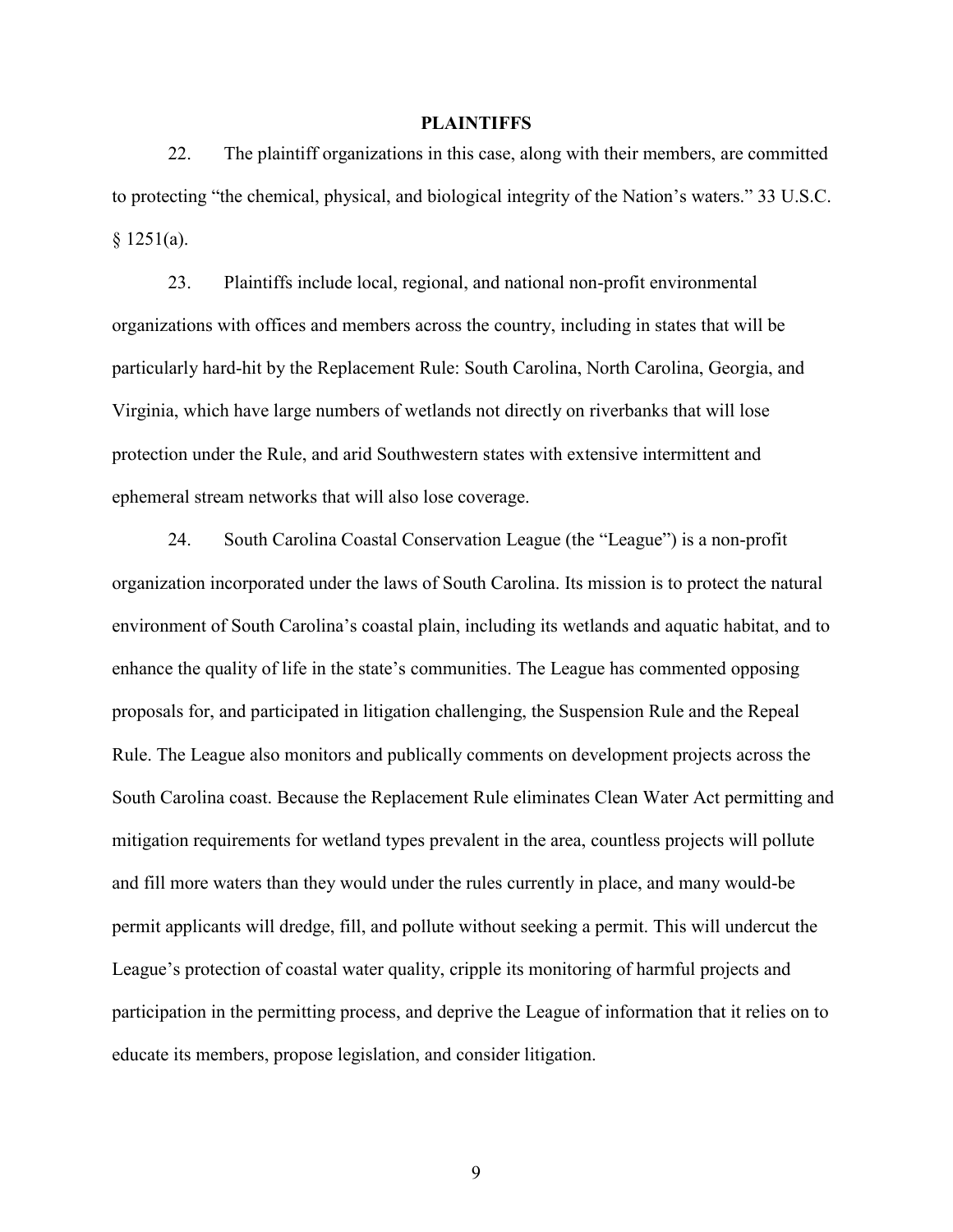## PLAINTIFFS

22. The plaintiff organizations in this case, along with their members, are committed to protecting "the chemical, physical, and biological integrity of the Nation's waters." 33 U.S.C. § 1251(a).

23. Plaintiffs include local, regional, and national non-profit environmental organizations with offices and members across the country, including in states that will be particularly hard-hit by the Replacement Rule: South Carolina, North Carolina, Georgia, and Virginia, which have large numbers of wetlands not directly on riverbanks that will lose protection under the Rule, and arid Southwestern states with extensive intermittent and ephemeral stream networks that will also lose coverage.

24. South Carolina Coastal Conservation League (the "League") is a non-profit organization incorporated under the laws of South Carolina. Its mission is to protect the natural environment of South Carolina's coastal plain, including its wetlands and aquatic habitat, and to enhance the quality of life in the state's communities. The League has commented opposing proposals for, and participated in litigation challenging, the Suspension Rule and the Repeal Rule. The League also monitors and publically comments on development projects across the South Carolina coast. Because the Replacement Rule eliminates Clean Water Act permitting and mitigation requirements for wetland types prevalent in the area, countless projects will pollute and fill more waters than they would under the rules currently in place, and many would-be permit applicants will dredge, fill, and pollute without seeking a permit. This will undercut the League's protection of coastal water quality, cripple its monitoring of harmful projects and participation in the permitting process, and deprive the League of information that it relies on to educate its members, propose legislation, and consider litigation.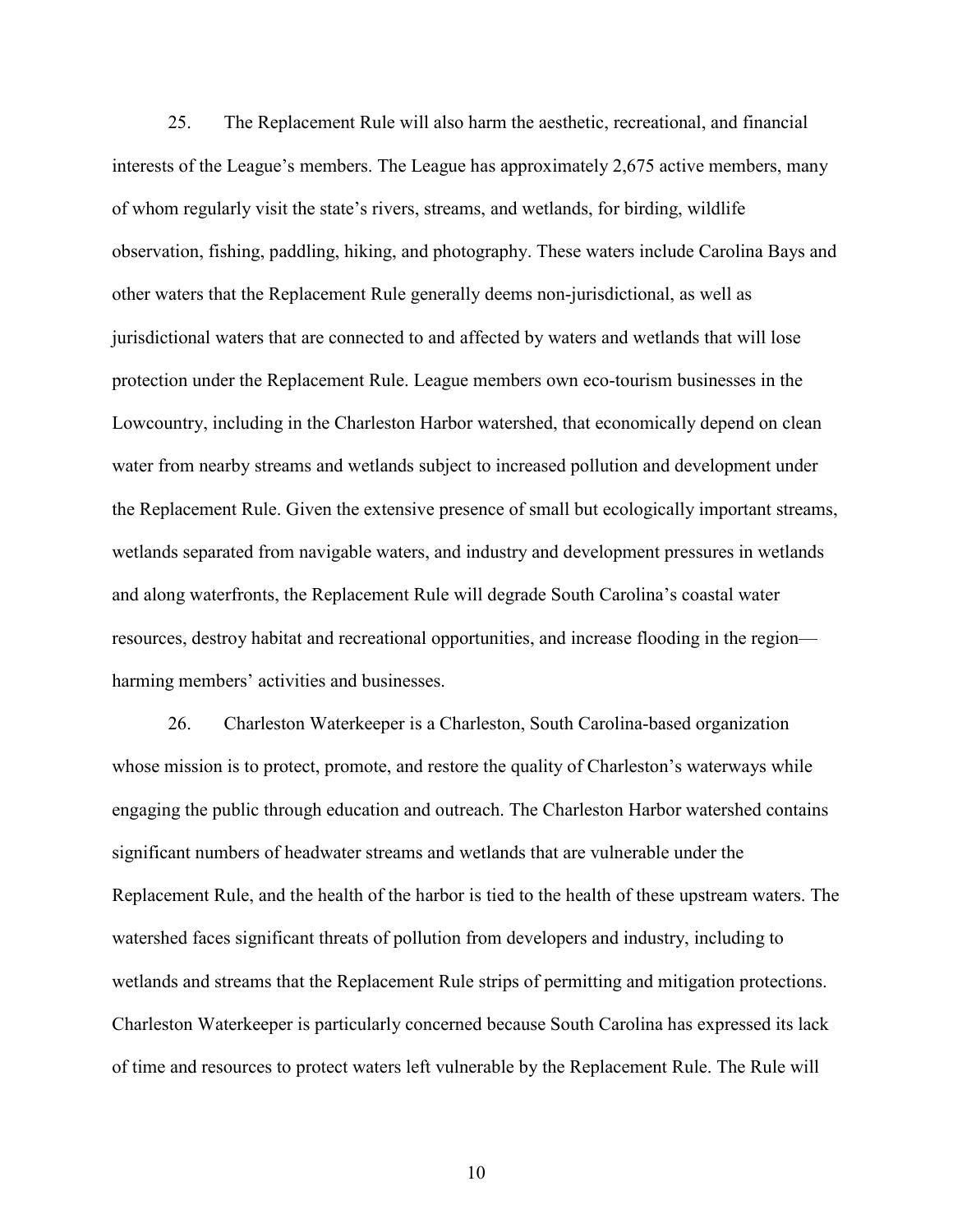25. The Replacement Rule will also harm the aesthetic, recreational, and financial interests of the League's members. The League has approximately 2,675 active members, many of whom regularly visit the state's rivers, streams, and wetlands, for birding, wildlife observation, fishing, paddling, hiking, and photography. These waters include Carolina Bays and other waters that the Replacement Rule generally deems non-jurisdictional, as well as jurisdictional waters that are connected to and affected by waters and wetlands that will lose protection under the Replacement Rule. League members own eco-tourism businesses in the Lowcountry, including in the Charleston Harbor watershed, that economically depend on clean water from nearby streams and wetlands subject to increased pollution and development under the Replacement Rule. Given the extensive presence of small but ecologically important streams, wetlands separated from navigable waters, and industry and development pressures in wetlands and along waterfronts, the Replacement Rule will degrade South Carolina's coastal water resources, destroy habitat and recreational opportunities, and increase flooding in the region—harming members' activities and businesses.

26. Charleston Waterkeeper is a Charleston, South Carolina-based organization whose mission is to protect, promote, and restore the quality of Charleston's waterways while engaging the public through education and outreach. The Charleston Harbor watershed contains significant numbers of headwater streams and wetlands that are vulnerable under the Replacement Rule, and the health of the harbor is tied to the health of these upstream waters. The watershed faces significant threats of pollution from developers and industry, including to wetlands and streams that the Replacement Rule strips of permitting and mitigation protections. Charleston Waterkeeper is particularly concerned because South Carolina has expressed its lack of time and resources to protect waters left vulnerable by the Replacement Rule. The Rule will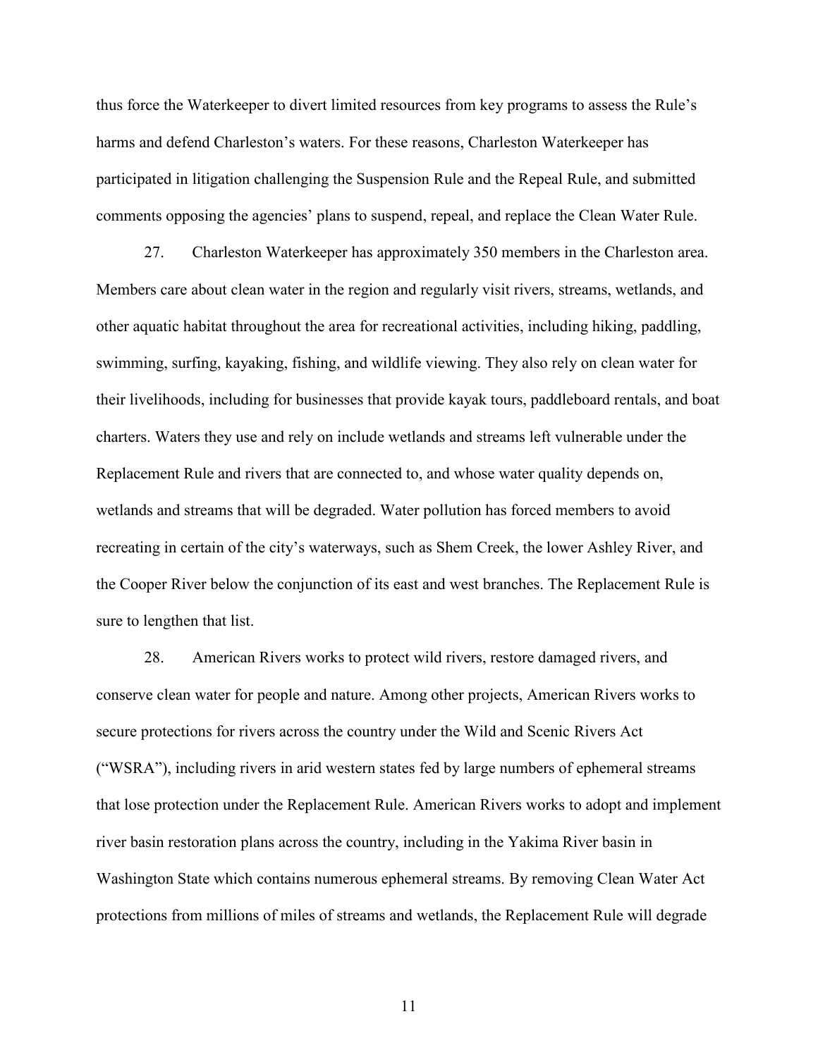thus force the Waterkeeper to divert limited resources from key programs to assess the Rule's harms and defend Charleston's waters. For these reasons, Charleston Waterkeeper has participated in litigation challenging the Suspension Rule and the Repeal Rule, and submitted comments opposing the agencies' plans to suspend, repeal, and replace the Clean Water Rule.

27. Charleston Waterkeeper has approximately 350 members in the Charleston area. Members care about clean water in the region and regularly visit rivers, streams, wetlands, and other aquatic habitat throughout the area for recreational activities, including hiking, paddling, swimming, surfing, kayaking, fishing, and wildlife viewing. They also rely on clean water for their livelihoods, including for businesses that provide kayak tours, paddleboard rentals, and boat charters. Waters they use and rely on include wetlands and streams left vulnerable under the Replacement Rule and rivers that are connected to, and whose water quality depends on, wetlands and streams that will be degraded. Water pollution has forced members to avoid recreating in certain of the city's waterways, such as Shem Creek, the lower Ashley River, and the Cooper River below the conjunction of its east and west branches. The Replacement Rule is sure to lengthen that list.

28. American Rivers works to protect wild rivers, restore damaged rivers, and conserve clean water for people and nature. Among other projects, American Rivers works to secure protections for rivers across the country under the Wild and Scenic Rivers Act ("WSRA"), including rivers in arid western states fed by large numbers of ephemeral streams that lose protection under the Replacement Rule. American Rivers works to adopt and implement river basin restoration plans across the country, including in the Yakima River basin in Washington State which contains numerous ephemeral streams. By removing Clean Water Act protections from millions of miles of streams and wetlands, the Replacement Rule will degrade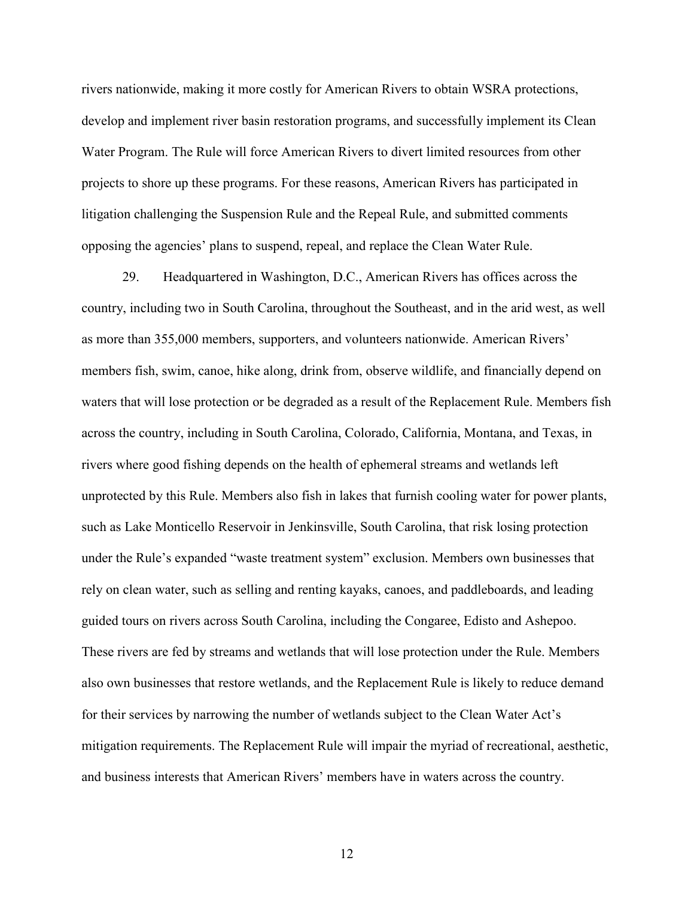rivers nationwide, making it more costly for American Rivers to obtain WSRA protections, develop and implement river basin restoration programs, and successfully implement its Clean Water Program. The Rule will force American Rivers to divert limited resources from other projects to shore up these programs. For these reasons, American Rivers has participated in litigation challenging the Suspension Rule and the Repeal Rule, and submitted comments opposing the agencies' plans to suspend, repeal, and replace the Clean Water Rule.

29. Headquartered in Washington, D.C., American Rivers has offices across the country, including two in South Carolina, throughout the Southeast, and in the arid west, as well as more than 355,000 members, supporters, and volunteers nationwide. American Rivers' members fish, swim, canoe, hike along, drink from, observe wildlife, and financially depend on waters that will lose protection or be degraded as a result of the Replacement Rule. Members fish across the country, including in South Carolina, Colorado, California, Montana, and Texas, in rivers where good fishing depends on the health of ephemeral streams and wetlands left unprotected by this Rule. Members also fish in lakes that furnish cooling water for power plants, such as Lake Monticello Reservoir in Jenkinsville, South Carolina, that risk losing protection under the Rule's expanded "waste treatment system" exclusion. Members own businesses that rely on clean water, such as selling and renting kayaks, canoes, and paddleboards, and leading guided tours on rivers across South Carolina, including the Congaree, Edisto and Ashepoo. These rivers are fed by streams and wetlands that will lose protection under the Rule. Members also own businesses that restore wetlands, and the Replacement Rule is likely to reduce demand for their services by narrowing the number of wetlands subject to the Clean Water Act's mitigation requirements. The Replacement Rule will impair the myriad of recreational, aesthetic, and business interests that American Rivers' members have in waters across the country.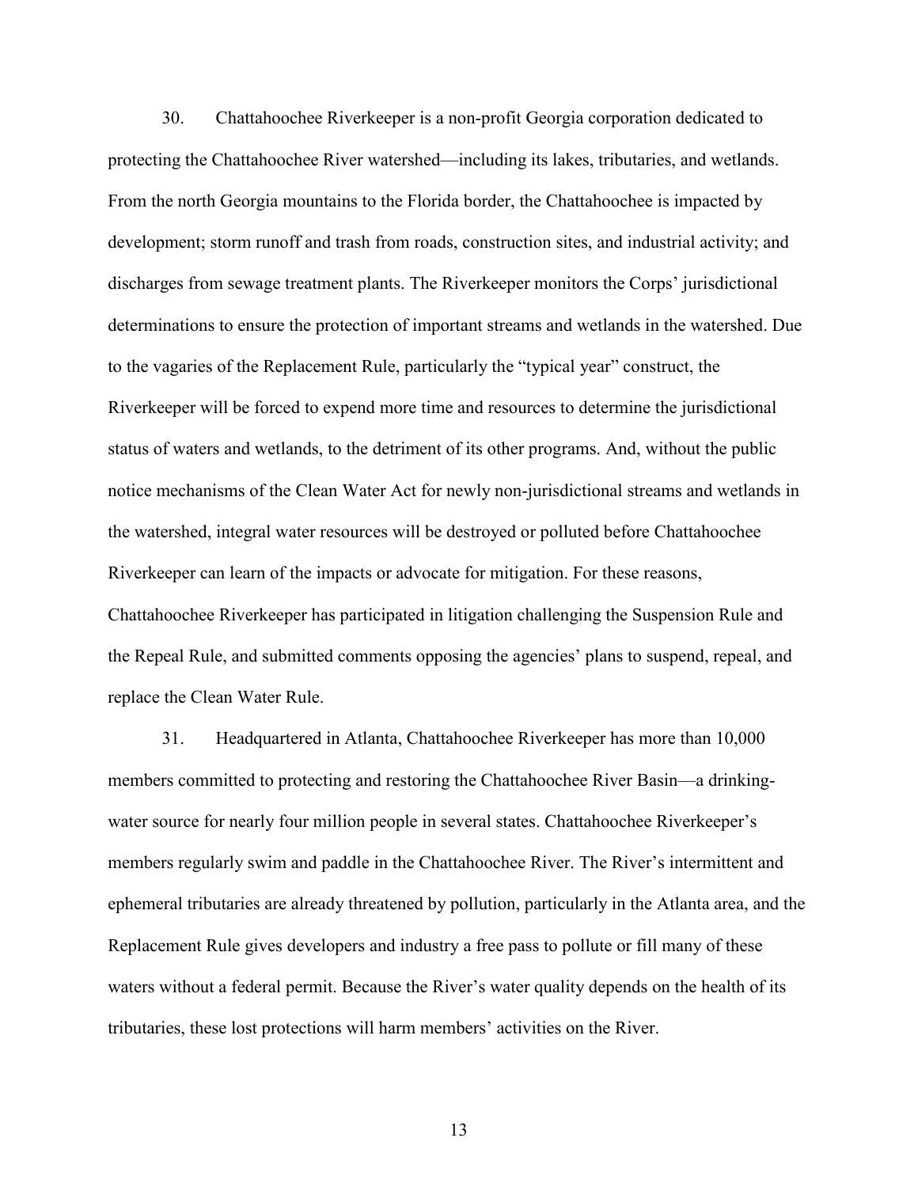30. Chattahoochee Riverkeeper is a non-profit Georgia corporation dedicated to protecting the Chattahoochee River watershed—including its lakes, tributaries, and wetlands. From the north Georgia mountains to the Florida border, the Chattahoochee is impacted by development; storm runoff and trash from roads, construction sites, and industrial activity; and discharges from sewage treatment plants. The Riverkeeper monitors the Corps' jurisdictional determinations to ensure the protection of important streams and wetlands in the watershed. Due to the vagaries of the Replacement Rule, particularly the "typical year" construct, the Riverkeeper will be forced to expend more time and resources to determine the jurisdictional status of waters and wetlands, to the detriment of its other programs. And, without the public notice mechanisms of the Clean Water Act for newly non-jurisdictional streams and wetlands in the watershed, integral water resources will be destroyed or polluted before Chattahoochee Riverkeeper can learn of the impacts or advocate for mitigation. For these reasons, Chattahoochee Riverkeeper has participated in litigation challenging the Suspension Rule and the Repeal Rule, and submitted comments opposing the agencies' plans to suspend, repeal, and replace the Clean Water Rule.

31. Headquartered in Atlanta, Chattahoochee Riverkeeper has more than 10,000 members committed to protecting and restoring the Chattahoochee River Basin—a drinking-water source for nearly four million people in several states. Chattahoochee Riverkeeper's members regularly swim and paddle in the Chattahoochee River. The River's intermittent and ephemeral tributaries are already threatened by pollution, particularly in the Atlanta area, and the Replacement Rule gives developers and industry a free pass to pollute or fill many of these waters without a federal permit. Because the River's water quality depends on the health of its tributaries, these lost protections will harm members' activities on the River.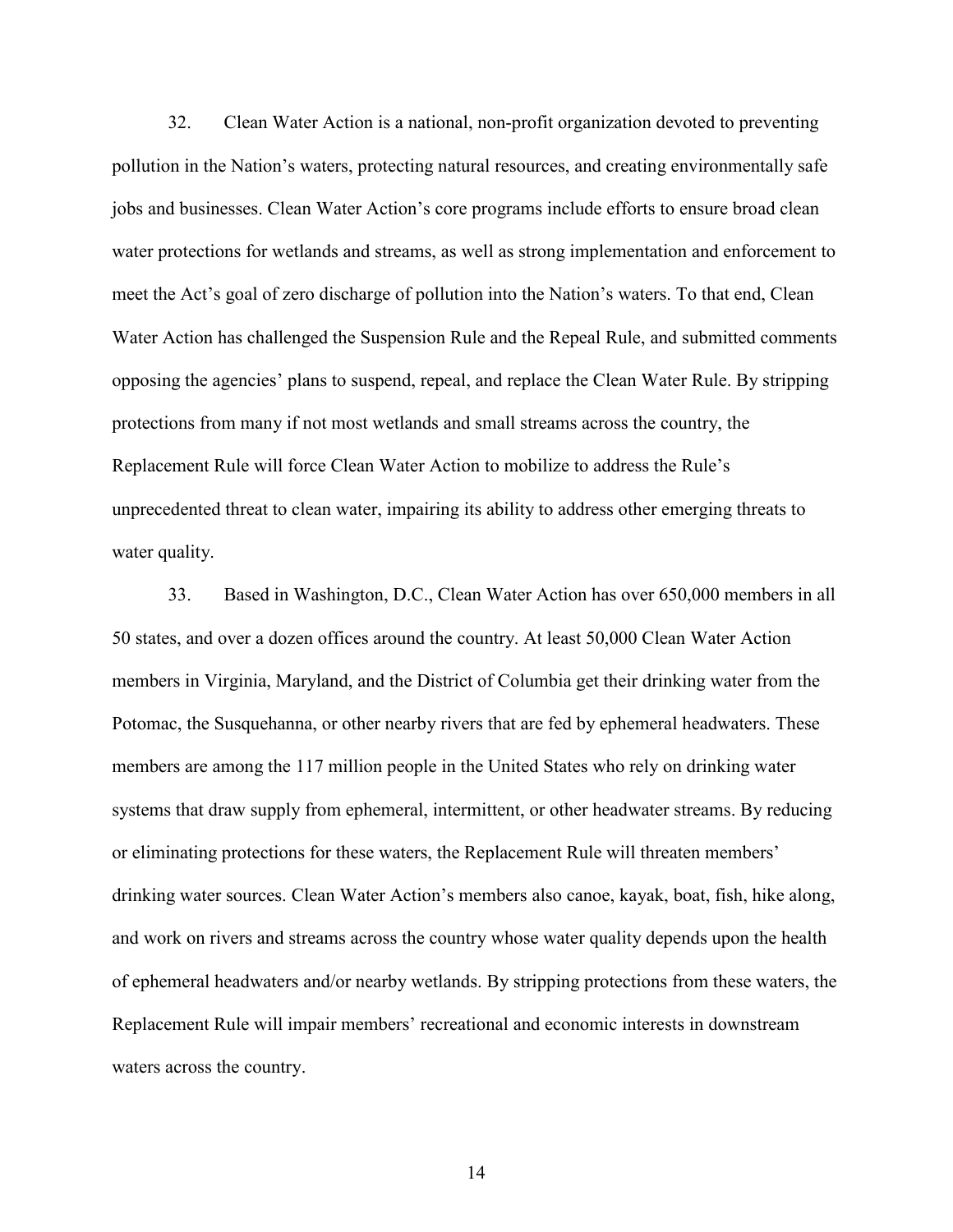32. Clean Water Action is a national, non-profit organization devoted to preventing pollution in the Nation's waters, protecting natural resources, and creating environmentally safe jobs and businesses. Clean Water Action's core programs include efforts to ensure broad clean water protections for wetlands and streams, as well as strong implementation and enforcement to meet the Act's goal of zero discharge of pollution into the Nation's waters. To that end, Clean Water Action has challenged the Suspension Rule and the Repeal Rule, and submitted comments opposing the agencies' plans to suspend, repeal, and replace the Clean Water Rule. By stripping protections from many if not most wetlands and small streams across the country, the Replacement Rule will force Clean Water Action to mobilize to address the Rule's unprecedented threat to clean water, impairing its ability to address other emerging threats to water quality.

33. Based in Washington, D.C., Clean Water Action has over 650,000 members in all 50 states, and over a dozen offices around the country. At least 50,000 Clean Water Action members in Virginia, Maryland, and the District of Columbia get their drinking water from the Potomac, the Susquehanna, or other nearby rivers that are fed by ephemeral headwaters. These members are among the 117 million people in the United States who rely on drinking water systems that draw supply from ephemeral, intermittent, or other headwater streams. By reducing or eliminating protections for these waters, the Replacement Rule will threaten members' drinking water sources. Clean Water Action's members also canoe, kayak, boat, fish, hike along, and work on rivers and streams across the country whose water quality depends upon the health of ephemeral headwaters and/or nearby wetlands. By stripping protections from these waters, the Replacement Rule will impair members' recreational and economic interests in downstream waters across the country.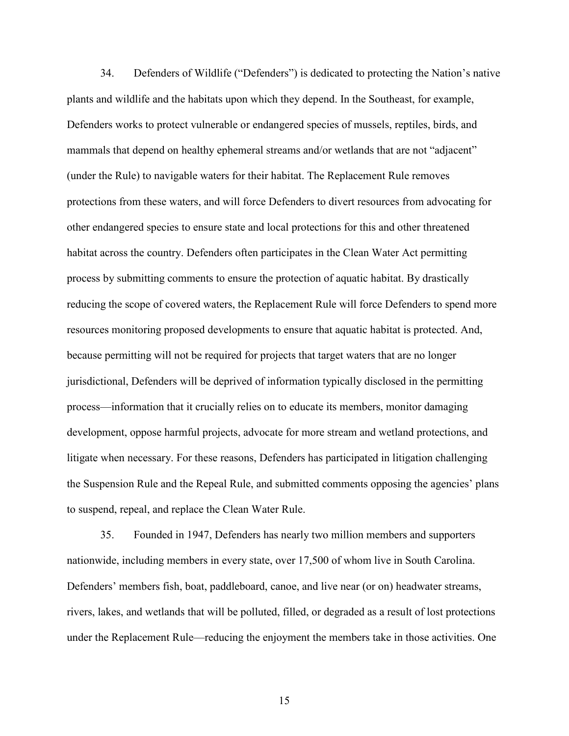34. Defenders of Wildlife ("Defenders") is dedicated to protecting the Nation's native plants and wildlife and the habitats upon which they depend. In the Southeast, for example, Defenders works to protect vulnerable or endangered species of mussels, reptiles, birds, and mammals that depend on healthy ephemeral streams and/or wetlands that are not "adjacent" (under the Rule) to navigable waters for their habitat. The Replacement Rule removes protections from these waters, and will force Defenders to divert resources from advocating for other endangered species to ensure state and local protections for this and other threatened habitat across the country. Defenders often participates in the Clean Water Act permitting process by submitting comments to ensure the protection of aquatic habitat. By drastically reducing the scope of covered waters, the Replacement Rule will force Defenders to spend more resources monitoring proposed developments to ensure that aquatic habitat is protected. And, because permitting will not be required for projects that target waters that are no longer jurisdictional, Defenders will be deprived of information typically disclosed in the permitting process—information that it crucially relies on to educate its members, monitor damaging development, oppose harmful projects, advocate for more stream and wetland protections, and litigate when necessary. For these reasons, Defenders has participated in litigation challenging the Suspension Rule and the Repeal Rule, and submitted comments opposing the agencies' plans to suspend, repeal, and replace the Clean Water Rule.

35. Founded in 1947, Defenders has nearly two million members and supporters nationwide, including members in every state, over 17,500 of whom live in South Carolina. Defenders' members fish, boat, paddleboard, canoe, and live near (or on) headwater streams, rivers, lakes, and wetlands that will be polluted, filled, or degraded as a result of lost protections under the Replacement Rule—reducing the enjoyment the members take in those activities. One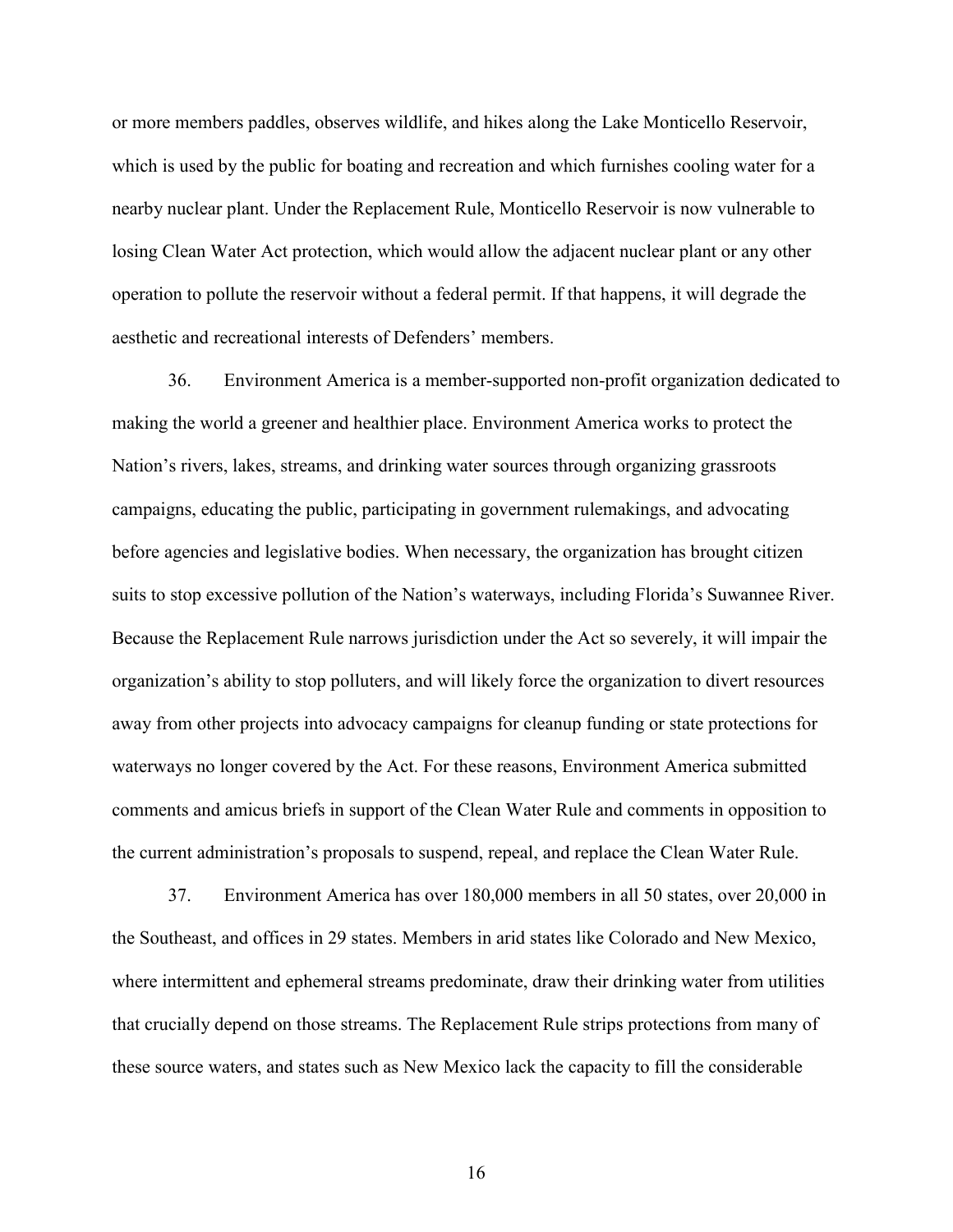or more members paddles, observes wildlife, and hikes along the Lake Monticello Reservoir, which is used by the public for boating and recreation and which furnishes cooling water for a nearby nuclear plant. Under the Replacement Rule, Monticello Reservoir is now vulnerable to losing Clean Water Act protection, which would allow the adjacent nuclear plant or any other operation to pollute the reservoir without a federal permit. If that happens, it will degrade the aesthetic and recreational interests of Defenders' members.

36. Environment America is a member-supported non-profit organization dedicated to making the world a greener and healthier place. Environment America works to protect the Nation's rivers, lakes, streams, and drinking water sources through organizing grassroots campaigns, educating the public, participating in government rulemakings, and advocating before agencies and legislative bodies. When necessary, the organization has brought citizen suits to stop excessive pollution of the Nation's waterways, including Florida's Suwannee River. Because the Replacement Rule narrows jurisdiction under the Act so severely, it will impair the organization's ability to stop polluters, and will likely force the organization to divert resources away from other projects into advocacy campaigns for cleanup funding or state protections for waterways no longer covered by the Act. For these reasons, Environment America submitted comments and amicus briefs in support of the Clean Water Rule and comments in opposition to the current administration's proposals to suspend, repeal, and replace the Clean Water Rule.

37. Environment America has over 180,000 members in all 50 states, over 20,000 in the Southeast, and offices in 29 states. Members in arid states like Colorado and New Mexico, where intermittent and ephemeral streams predominate, draw their drinking water from utilities that crucially depend on those streams. The Replacement Rule strips protections from many of these source waters, and states such as New Mexico lack the capacity to fill the considerable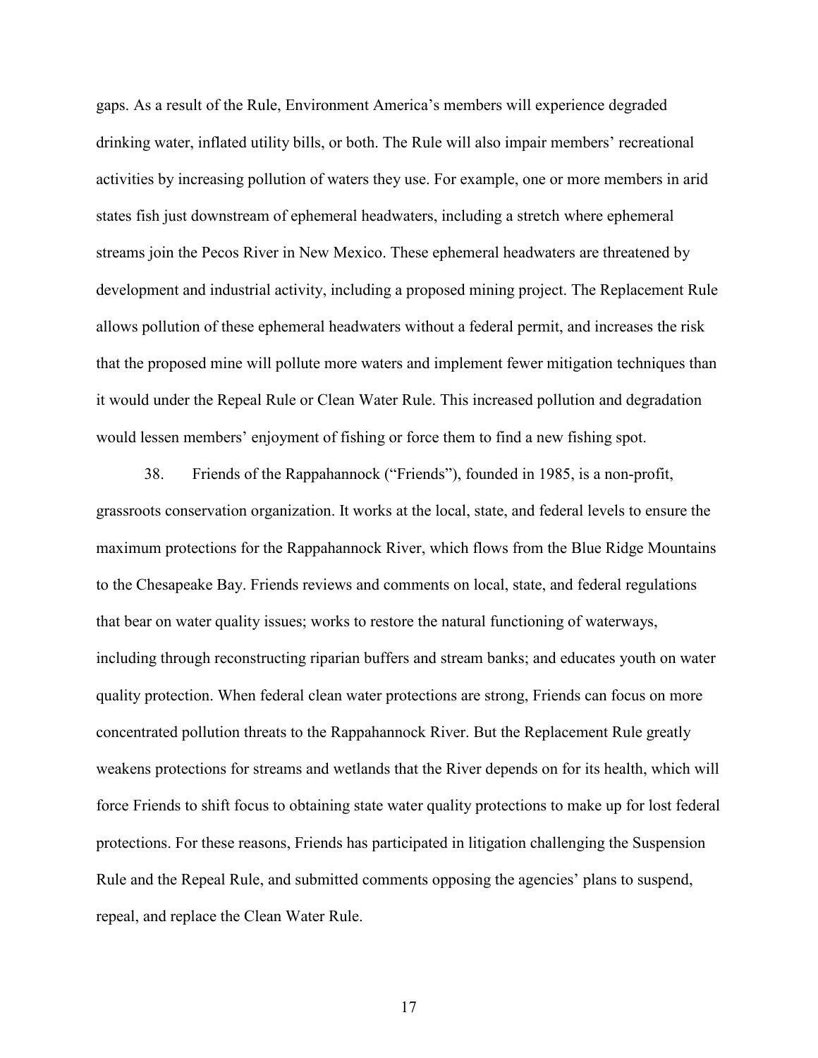gaps. As a result of the Rule, Environment America's members will experience degraded drinking water, inflated utility bills, or both. The Rule will also impair members' recreational activities by increasing pollution of waters they use. For example, one or more members in arid states fish just downstream of ephemeral headwaters, including a stretch where ephemeral streams join the Pecos River in New Mexico. These ephemeral headwaters are threatened by development and industrial activity, including a proposed mining project. The Replacement Rule allows pollution of these ephemeral headwaters without a federal permit, and increases the risk that the proposed mine will pollute more waters and implement fewer mitigation techniques than it would under the Repeal Rule or Clean Water Rule. This increased pollution and degradation would lessen members' enjoyment of fishing or force them to find a new fishing spot.

38. Friends of the Rappahannock ("Friends"), founded in 1985, is a non-profit, grassroots conservation organization. It works at the local, state, and federal levels to ensure the maximum protections for the Rappahannock River, which flows from the Blue Ridge Mountains to the Chesapeake Bay. Friends reviews and comments on local, state, and federal regulations that bear on water quality issues; works to restore the natural functioning of waterways, including through reconstructing riparian buffers and stream banks; and educates youth on water quality protection. When federal clean water protections are strong, Friends can focus on more concentrated pollution threats to the Rappahannock River. But the Replacement Rule greatly weakens protections for streams and wetlands that the River depends on for its health, which will force Friends to shift focus to obtaining state water quality protections to make up for lost federal protections. For these reasons, Friends has participated in litigation challenging the Suspension Rule and the Repeal Rule, and submitted comments opposing the agencies' plans to suspend, repeal, and replace the Clean Water Rule.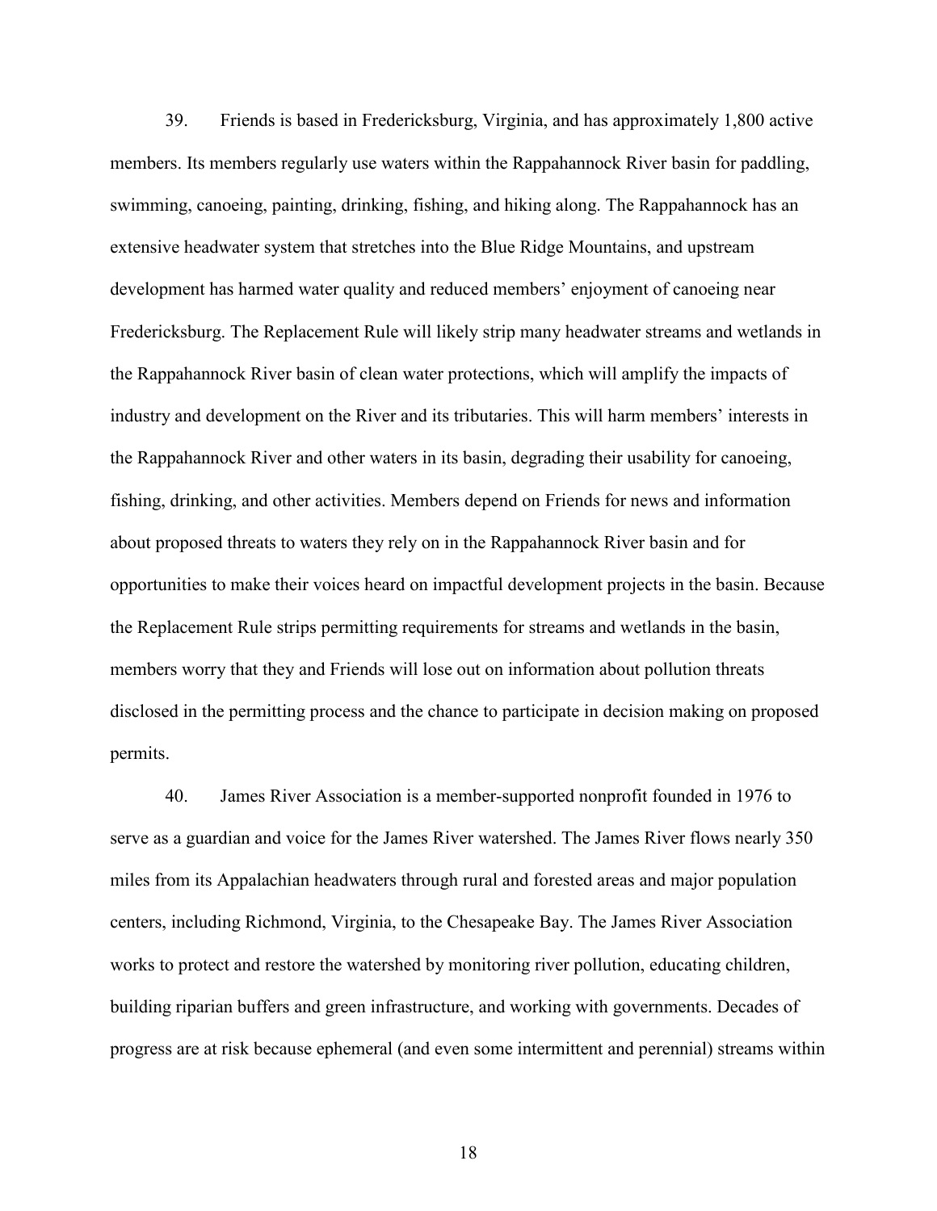39. Friends is based in Fredericksburg, Virginia, and has approximately 1,800 active members. Its members regularly use waters within the Rappahannock River basin for paddling, swimming, canoeing, painting, drinking, fishing, and hiking along. The Rappahannock has an extensive headwater system that stretches into the Blue Ridge Mountains, and upstream development has harmed water quality and reduced members' enjoyment of canoeing near Fredericksburg. The Replacement Rule will likely strip many headwater streams and wetlands in the Rappahannock River basin of clean water protections, which will amplify the impacts of industry and development on the River and its tributaries. This will harm members' interests in the Rappahannock River and other waters in its basin, degrading their usability for canoeing, fishing, drinking, and other activities. Members depend on Friends for news and information about proposed threats to waters they rely on in the Rappahannock River basin and for opportunities to make their voices heard on impactful development projects in the basin. Because the Replacement Rule strips permitting requirements for streams and wetlands in the basin, members worry that they and Friends will lose out on information about pollution threats disclosed in the permitting process and the chance to participate in decision making on proposed permits.

40. James River Association is a member-supported nonprofit founded in 1976 to serve as a guardian and voice for the James River watershed. The James River flows nearly 350 miles from its Appalachian headwaters through rural and forested areas and major population centers, including Richmond, Virginia, to the Chesapeake Bay. The James River Association works to protect and restore the watershed by monitoring river pollution, educating children, building riparian buffers and green infrastructure, and working with governments. Decades of progress are at risk because ephemeral (and even some intermittent and perennial) streams within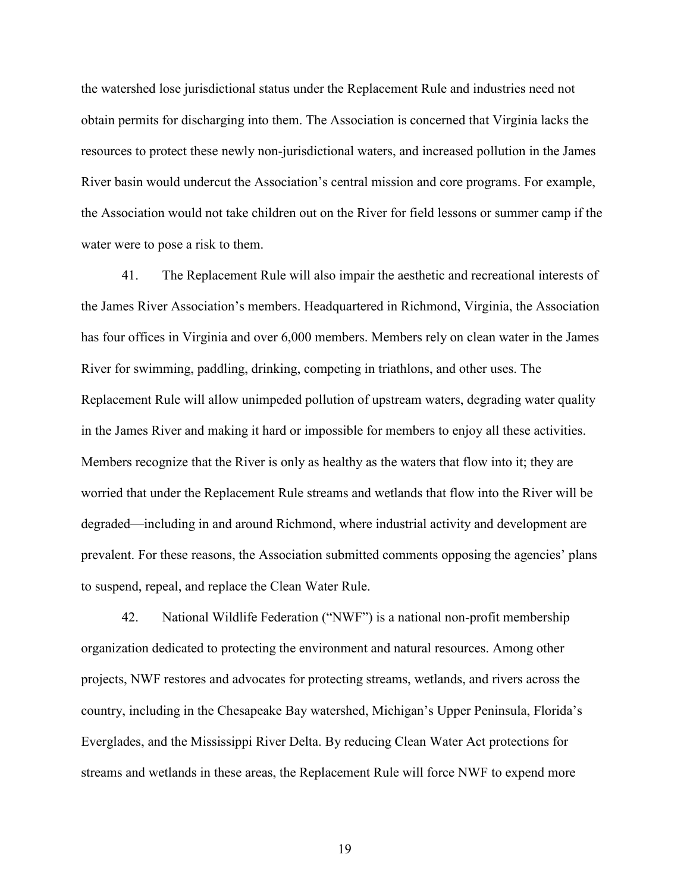the watershed lose jurisdictional status under the Replacement Rule and industries need not obtain permits for discharging into them. The Association is concerned that Virginia lacks the resources to protect these newly non-jurisdictional waters, and increased pollution in the James River basin would undercut the Association's central mission and core programs. For example, the Association would not take children out on the River for field lessons or summer camp if the water were to pose a risk to them.

41. The Replacement Rule will also impair the aesthetic and recreational interests of the James River Association's members. Headquartered in Richmond, Virginia, the Association has four offices in Virginia and over 6,000 members. Members rely on clean water in the James River for swimming, paddling, drinking, competing in triathlons, and other uses. The Replacement Rule will allow unimpeded pollution of upstream waters, degrading water quality in the James River and making it hard or impossible for members to enjoy all these activities. Members recognize that the River is only as healthy as the waters that flow into it; they are worried that under the Replacement Rule streams and wetlands that flow into the River will be degraded—including in and around Richmond, where industrial activity and development are prevalent. For these reasons, the Association submitted comments opposing the agencies' plans to suspend, repeal, and replace the Clean Water Rule.

42. National Wildlife Federation ("NWF") is a national non-profit membership organization dedicated to protecting the environment and natural resources. Among other projects, NWF restores and advocates for protecting streams, wetlands, and rivers across the country, including in the Chesapeake Bay watershed, Michigan's Upper Peninsula, Florida's Everglades, and the Mississippi River Delta. By reducing Clean Water Act protections for streams and wetlands in these areas, the Replacement Rule will force NWF to expend more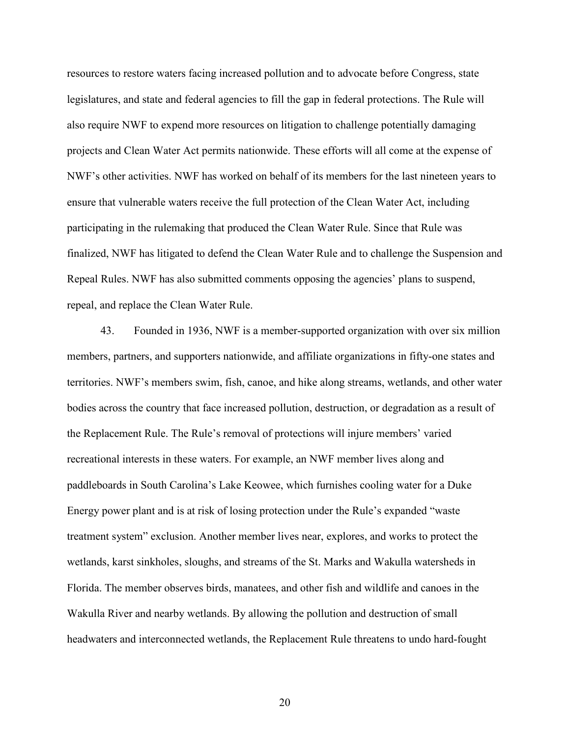resources to restore waters facing increased pollution and to advocate before Congress, state legislatures, and state and federal agencies to fill the gap in federal protections. The Rule will also require NWF to expend more resources on litigation to challenge potentially damaging projects and Clean Water Act permits nationwide. These efforts will all come at the expense of NWF's other activities. NWF has worked on behalf of its members for the last nineteen years to ensure that vulnerable waters receive the full protection of the Clean Water Act, including participating in the rulemaking that produced the Clean Water Rule. Since that Rule was finalized, NWF has litigated to defend the Clean Water Rule and to challenge the Suspension and Repeal Rules. NWF has also submitted comments opposing the agencies' plans to suspend, repeal, and replace the Clean Water Rule.

43. Founded in 1936, NWF is a member-supported organization with over six million members, partners, and supporters nationwide, and affiliate organizations in fifty-one states and territories. NWF's members swim, fish, canoe, and hike along streams, wetlands, and other water bodies across the country that face increased pollution, destruction, or degradation as a result of the Replacement Rule. The Rule's removal of protections will injure members' varied recreational interests in these waters. For example, an NWF member lives along and paddleboards in South Carolina's Lake Keowee, which furnishes cooling water for a Duke Energy power plant and is at risk of losing protection under the Rule's expanded "waste treatment system" exclusion. Another member lives near, explores, and works to protect the wetlands, karst sinkholes, sloughs, and streams of the St. Marks and Wakulla watersheds in Florida. The member observes birds, manatees, and other fish and wildlife and canoes in the Wakulla River and nearby wetlands. By allowing the pollution and destruction of small headwaters and interconnected wetlands, the Replacement Rule threatens to undo hard-fought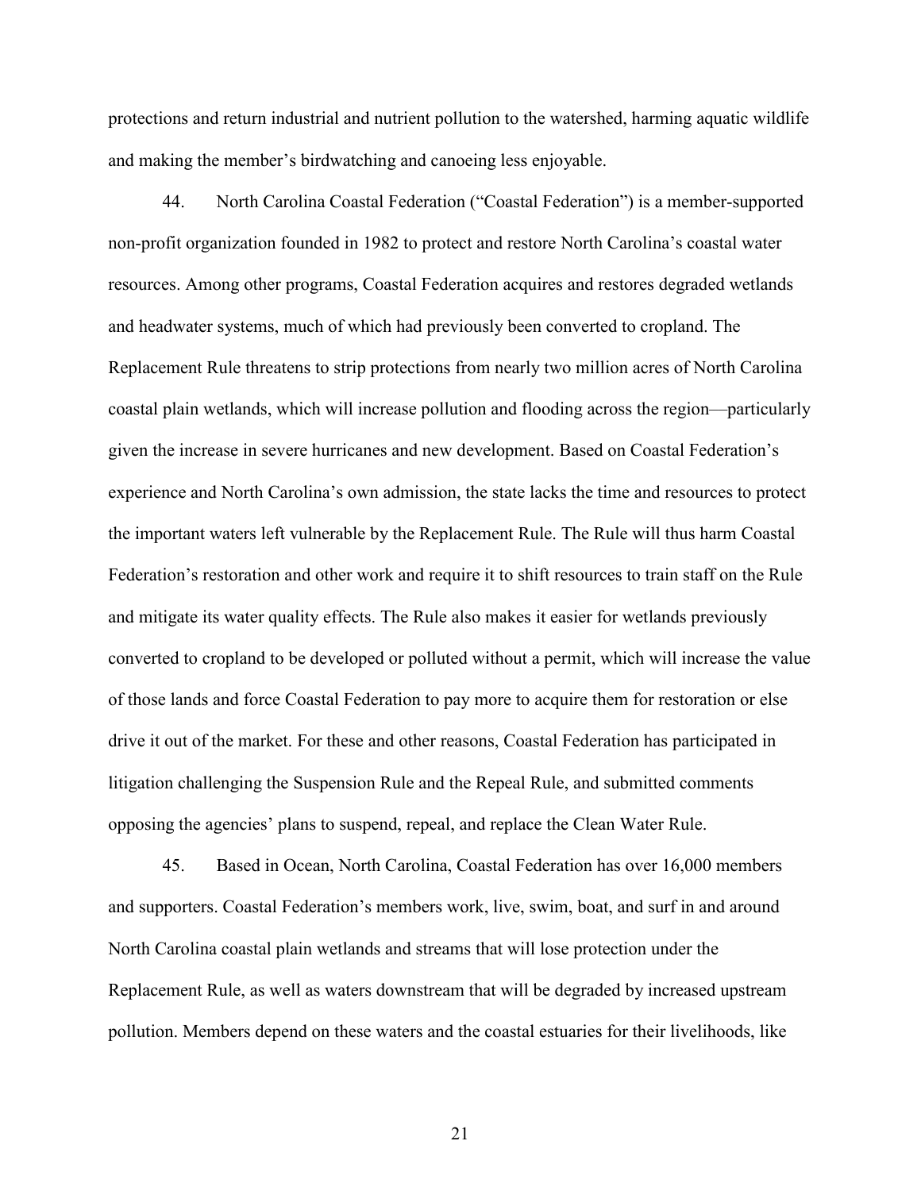protections and return industrial and nutrient pollution to the watershed, harming aquatic wildlife and making the member's birdwatching and canoeing less enjoyable.

44. North Carolina Coastal Federation ("Coastal Federation") is a member-supported non-profit organization founded in 1982 to protect and restore North Carolina's coastal water resources. Among other programs, Coastal Federation acquires and restores degraded wetlands and headwater systems, much of which had previously been converted to cropland. The Replacement Rule threatens to strip protections from nearly two million acres of North Carolina coastal plain wetlands, which will increase pollution and flooding across the region—particularly given the increase in severe hurricanes and new development. Based on Coastal Federation's experience and North Carolina's own admission, the state lacks the time and resources to protect the important waters left vulnerable by the Replacement Rule. The Rule will thus harm Coastal Federation's restoration and other work and require it to shift resources to train staff on the Rule and mitigate its water quality effects. The Rule also makes it easier for wetlands previously converted to cropland to be developed or polluted without a permit, which will increase the value of those lands and force Coastal Federation to pay more to acquire them for restoration or else drive it out of the market. For these and other reasons, Coastal Federation has participated in litigation challenging the Suspension Rule and the Repeal Rule, and submitted comments opposing the agencies' plans to suspend, repeal, and replace the Clean Water Rule.

45. Based in Ocean, North Carolina, Coastal Federation has over 16,000 members and supporters. Coastal Federation's members work, live, swim, boat, and surf in and around North Carolina coastal plain wetlands and streams that will lose protection under the Replacement Rule, as well as waters downstream that will be degraded by increased upstream pollution. Members depend on these waters and the coastal estuaries for their livelihoods, like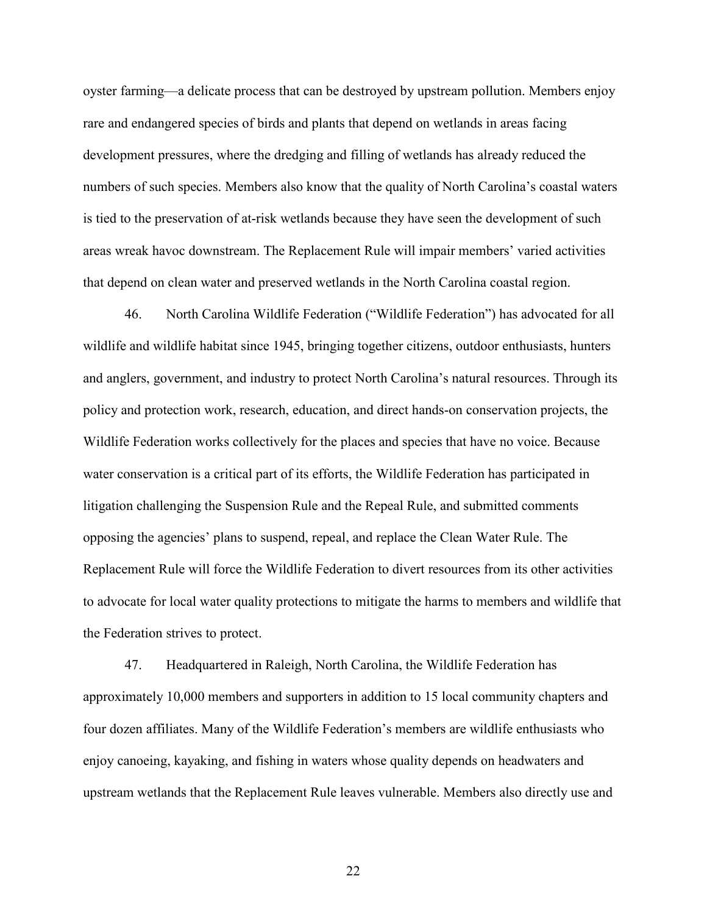oyster farming—a delicate process that can be destroyed by upstream pollution. Members enjoy rare and endangered species of birds and plants that depend on wetlands in areas facing development pressures, where the dredging and filling of wetlands has already reduced the numbers of such species. Members also know that the quality of North Carolina's coastal waters is tied to the preservation of at-risk wetlands because they have seen the development of such areas wreak havoc downstream. The Replacement Rule will impair members' varied activities that depend on clean water and preserved wetlands in the North Carolina coastal region.

46. North Carolina Wildlife Federation ("Wildlife Federation") has advocated for all wildlife and wildlife habitat since 1945, bringing together citizens, outdoor enthusiasts, hunters and anglers, government, and industry to protect North Carolina's natural resources. Through its policy and protection work, research, education, and direct hands-on conservation projects, the Wildlife Federation works collectively for the places and species that have no voice. Because water conservation is a critical part of its efforts, the Wildlife Federation has participated in litigation challenging the Suspension Rule and the Repeal Rule, and submitted comments opposing the agencies' plans to suspend, repeal, and replace the Clean Water Rule. The Replacement Rule will force the Wildlife Federation to divert resources from its other activities to advocate for local water quality protections to mitigate the harms to members and wildlife that the Federation strives to protect.

47. Headquartered in Raleigh, North Carolina, the Wildlife Federation has approximately 10,000 members and supporters in addition to 15 local community chapters and four dozen affiliates. Many of the Wildlife Federation's members are wildlife enthusiasts who enjoy canoeing, kayaking, and fishing in waters whose quality depends on headwaters and upstream wetlands that the Replacement Rule leaves vulnerable. Members also directly use and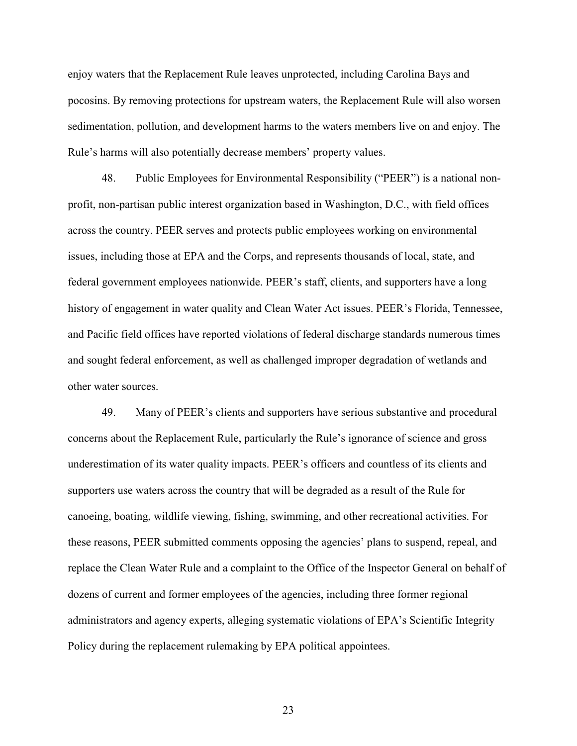enjoy waters that the Replacement Rule leaves unprotected, including Carolina Bays and pocosins. By removing protections for upstream waters, the Replacement Rule will also worsen sedimentation, pollution, and development harms to the waters members live on and enjoy. The Rule's harms will also potentially decrease members' property values.

48. Public Employees for Environmental Responsibility ("PEER") is a national non-profit, non-partisan public interest organization based in Washington, D.C., with field offices across the country. PEER serves and protects public employees working on environmental issues, including those at EPA and the Corps, and represents thousands of local, state, and federal government employees nationwide. PEER's staff, clients, and supporters have a long history of engagement in water quality and Clean Water Act issues. PEER's Florida, Tennessee, and Pacific field offices have reported violations of federal discharge standards numerous times and sought federal enforcement, as well as challenged improper degradation of wetlands and other water sources.

49. Many of PEER's clients and supporters have serious substantive and procedural concerns about the Replacement Rule, particularly the Rule's ignorance of science and gross underestimation of its water quality impacts. PEER's officers and countless of its clients and supporters use waters across the country that will be degraded as a result of the Rule for canoeing, boating, wildlife viewing, fishing, swimming, and other recreational activities. For these reasons, PEER submitted comments opposing the agencies' plans to suspend, repeal, and replace the Clean Water Rule and a complaint to the Office of the Inspector General on behalf of dozens of current and former employees of the agencies, including three former regional administrators and agency experts, alleging systematic violations of EPA's Scientific Integrity Policy during the replacement rulemaking by EPA political appointees.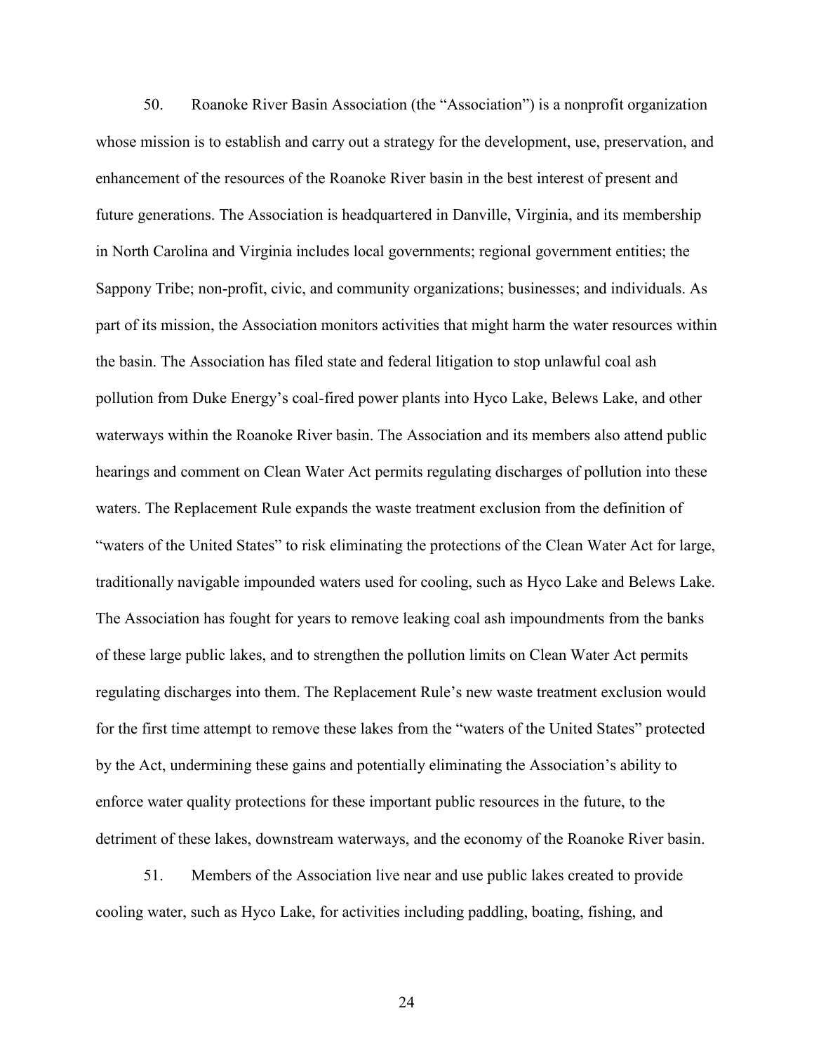50. Roanoke River Basin Association (the "Association") is a nonprofit organization whose mission is to establish and carry out a strategy for the development, use, preservation, and enhancement of the resources of the Roanoke River basin in the best interest of present and future generations. The Association is headquartered in Danville, Virginia, and its membership in North Carolina and Virginia includes local governments; regional government entities; the Sappony Tribe; non-profit, civic, and community organizations; businesses; and individuals. As part of its mission, the Association monitors activities that might harm the water resources within the basin. The Association has filed state and federal litigation to stop unlawful coal ash pollution from Duke Energy's coal-fired power plants into Hyco Lake, Belews Lake, and other waterways within the Roanoke River basin. The Association and its members also attend public hearings and comment on Clean Water Act permits regulating discharges of pollution into these waters. The Replacement Rule expands the waste treatment exclusion from the definition of "waters of the United States" to risk eliminating the protections of the Clean Water Act for large, traditionally navigable impounded waters used for cooling, such as Hyco Lake and Belews Lake. The Association has fought for years to remove leaking coal ash impoundments from the banks of these large public lakes, and to strengthen the pollution limits on Clean Water Act permits regulating discharges into them. The Replacement Rule's new waste treatment exclusion would for the first time attempt to remove these lakes from the "waters of the United States" protected by the Act, undermining these gains and potentially eliminating the Association's ability to enforce water quality protections for these important public resources in the future, to the detriment of these lakes, downstream waterways, and the economy of the Roanoke River basin.

51. Members of the Association live near and use public lakes created to provide cooling water, such as Hyco Lake, for activities including paddling, boating, fishing, and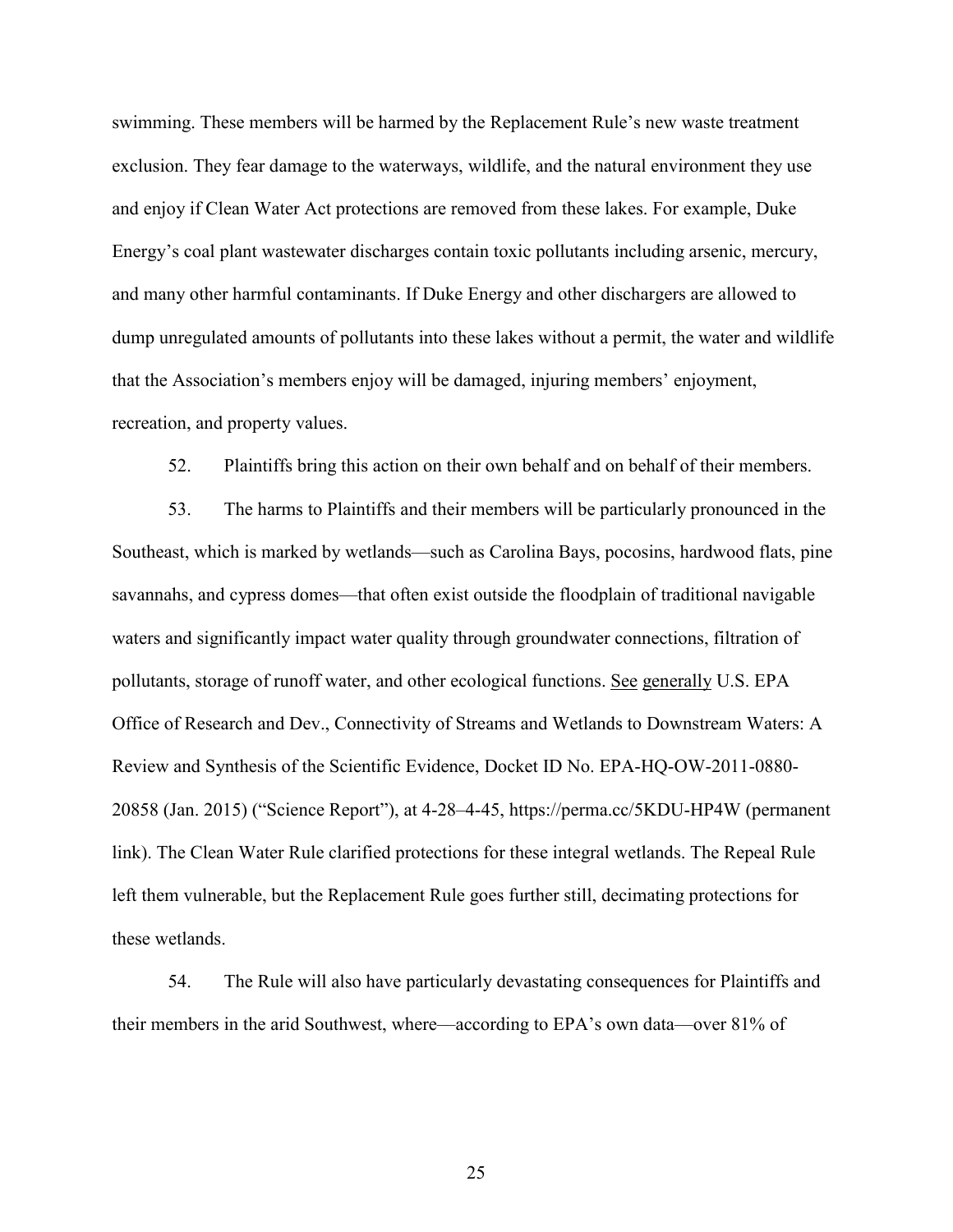swimming. These members will be harmed by the Replacement Rule's new waste treatment exclusion. They fear damage to the waterways, wildlife, and the natural environment they use and enjoy if Clean Water Act protections are removed from these lakes. For example, Duke Energy's coal plant wastewater discharges contain toxic pollutants including arsenic, mercury, and many other harmful contaminants. If Duke Energy and other dischargers are allowed to dump unregulated amounts of pollutants into these lakes without a permit, the water and wildlife that the Association's members enjoy will be damaged, injuring members' enjoyment, recreation, and property values.

52. Plaintiffs bring this action on their own behalf and on behalf of their members.

53. The harms to Plaintiffs and their members will be particularly pronounced in the Southeast, which is marked by wetlands—such as Carolina Bays, pocosins, hardwood flats, pine savannahs, and cypress domes—that often exist outside the floodplain of traditional navigable waters and significantly impact water quality through groundwater connections, filtration of pollutants, storage of runoff water, and other ecological functions. See generally U.S. EPA Office of Research and Dev., Connectivity of Streams and Wetlands to Downstream Waters: A Review and Synthesis of the Scientific Evidence, Docket ID No. EPA-HQ-OW-2011-0880-20858 (Jan. 2015) ("Science Report"), at 4-28–4-45, https://perma.cc/5KDU-HP4W (permanent link). The Clean Water Rule clarified protections for these integral wetlands. The Repeal Rule left them vulnerable, but the Replacement Rule goes further still, decimating protections for these wetlands.

54. The Rule will also have particularly devastating consequences for Plaintiffs and their members in the arid Southwest, where—according to EPA's own data—over 81% of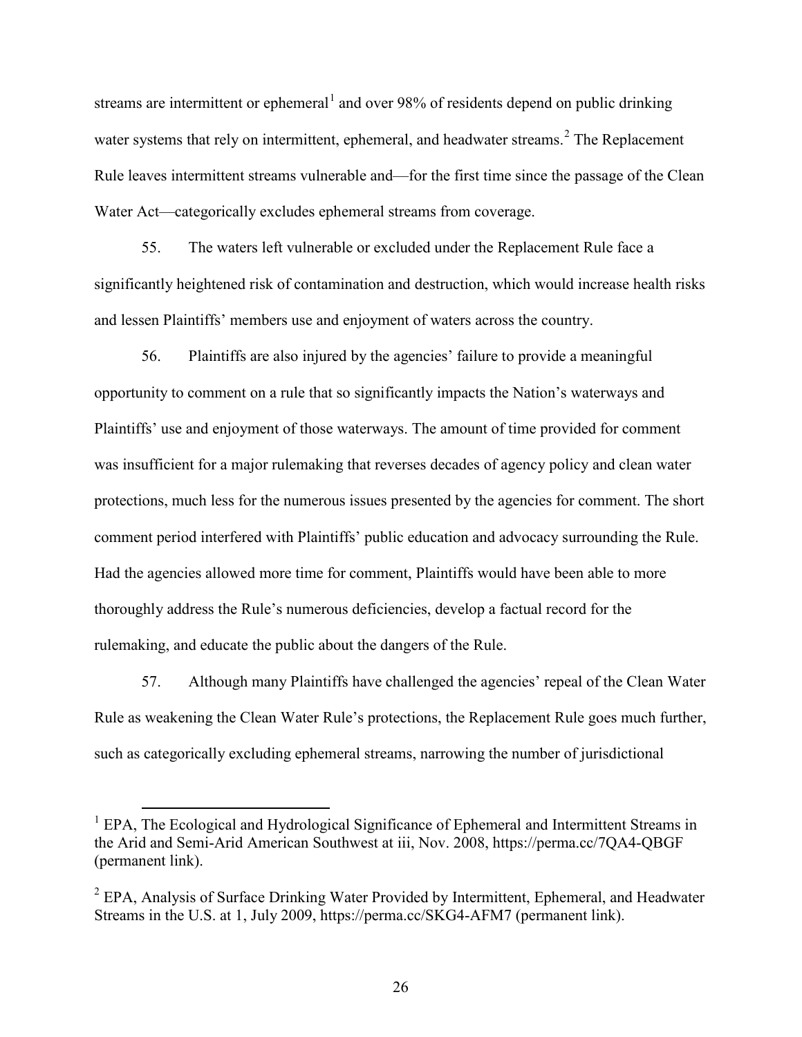streams are intermittent or ephemeral[1] and over 98% of residents depend on public drinking water systems that rely on intermittent, ephemeral, and headwater streams.[2] The Replacement Rule leaves intermittent streams vulnerable and—for the first time since the passage of the Clean Water Act—categorically excludes ephemeral streams from coverage.

55. The waters left vulnerable or excluded under the Replacement Rule face a significantly heightened risk of contamination and destruction, which would increase health risks and lessen Plaintiffs' members use and enjoyment of waters across the country.

56. Plaintiffs are also injured by the agencies' failure to provide a meaningful opportunity to comment on a rule that so significantly impacts the Nation's waterways and Plaintiffs' use and enjoyment of those waterways. The amount of time provided for comment was insufficient for a major rulemaking that reverses decades of agency policy and clean water protections, much less for the numerous issues presented by the agencies for comment. The short comment period interfered with Plaintiffs' public education and advocacy surrounding the Rule. Had the agencies allowed more time for comment, Plaintiffs would have been able to more thoroughly address the Rule's numerous deficiencies, develop a factual record for the rulemaking, and educate the public about the dangers of the Rule.

57. Although many Plaintiffs have challenged the agencies' repeal of the Clean Water Rule as weakening the Clean Water Rule's protections, the Replacement Rule goes much further, such as categorically excluding ephemeral streams, narrowing the number of jurisdictional

---

[1] EPA, The Ecological and Hydrological Significance of Ephemeral and Intermittent Streams in the Arid and Semi-Arid American Southwest at iii, Nov. 2008, https://perma.cc/7QA4-QBGF (permanent link).

[2] EPA, Analysis of Surface Drinking Water Provided by Intermittent, Ephemeral, and Headwater Streams in the U.S. at 1, July 2009, https://perma.cc/SKG4-AFM7 (permanent link).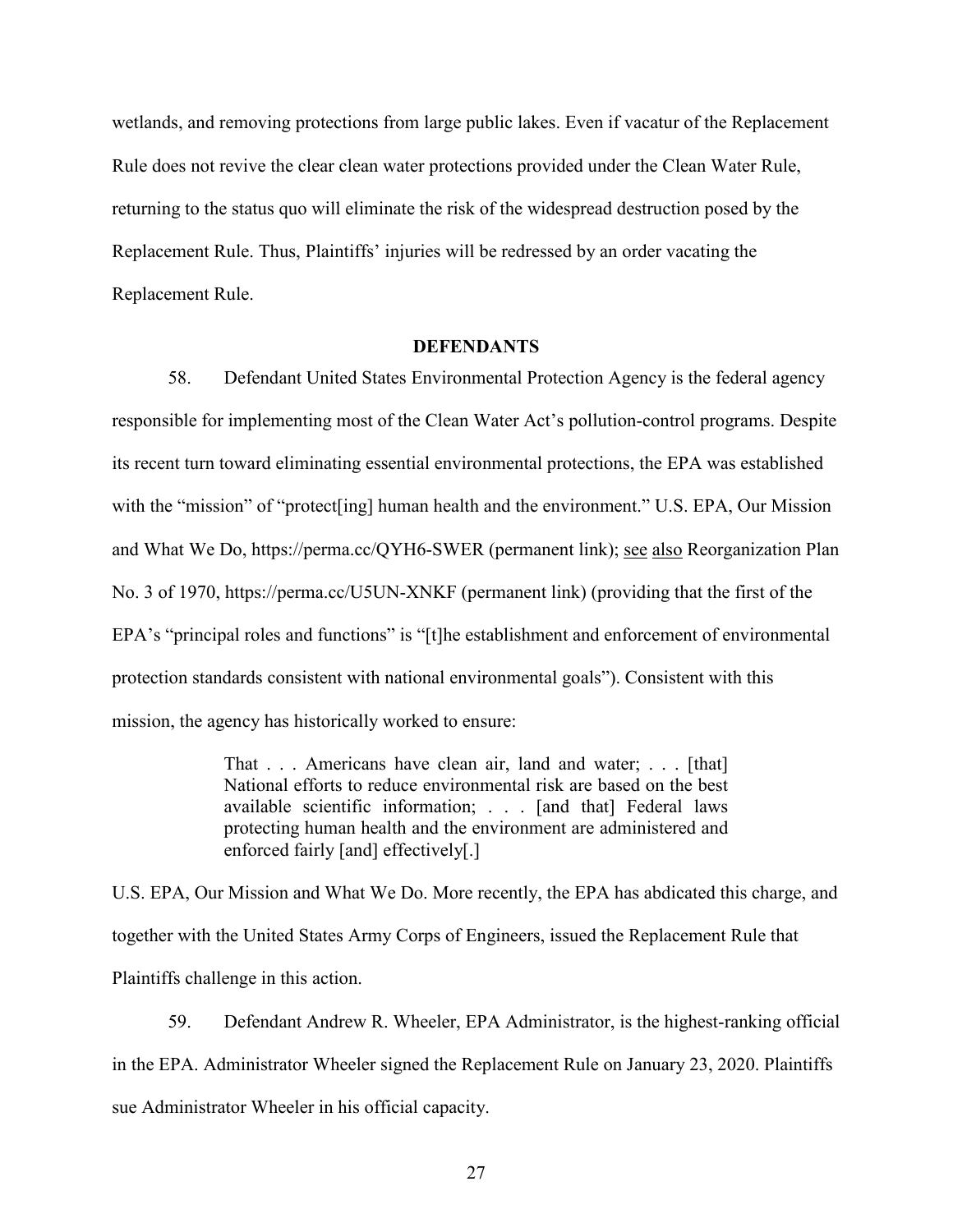wetlands, and removing protections from large public lakes. Even if vacatur of the Replacement Rule does not revive the clear clean water protections provided under the Clean Water Rule, returning to the status quo will eliminate the risk of the widespread destruction posed by the Replacement Rule. Thus, Plaintiffs' injuries will be redressed by an order vacating the Replacement Rule.

## DEFENDANTS

58. Defendant United States Environmental Protection Agency is the federal agency responsible for implementing most of the Clean Water Act's pollution-control programs. Despite its recent turn toward eliminating essential environmental protections, the EPA was established with the "mission" of "protect[ing] human health and the environment." U.S. EPA, Our Mission and What We Do, https://perma.cc/QYH6-SWER (permanent link); see also Reorganization Plan No. 3 of 1970, https://perma.cc/U5UN-XNKF (permanent link) (providing that the first of the EPA's "principal roles and functions" is "[t]he establishment and enforcement of environmental protection standards consistent with national environmental goals"). Consistent with this mission, the agency has historically worked to ensure:

> That . . . Americans have clean air, land and water; . . . [that] National efforts to reduce environmental risk are based on the best available scientific information; . . . [and that] Federal laws protecting human health and the environment are administered and enforced fairly [and] effectively[.]

U.S. EPA, Our Mission and What We Do. More recently, the EPA has abdicated this charge, and together with the United States Army Corps of Engineers, issued the Replacement Rule that Plaintiffs challenge in this action.

59. Defendant Andrew R. Wheeler, EPA Administrator, is the highest-ranking official in the EPA. Administrator Wheeler signed the Replacement Rule on January 23, 2020. Plaintiffs sue Administrator Wheeler in his official capacity.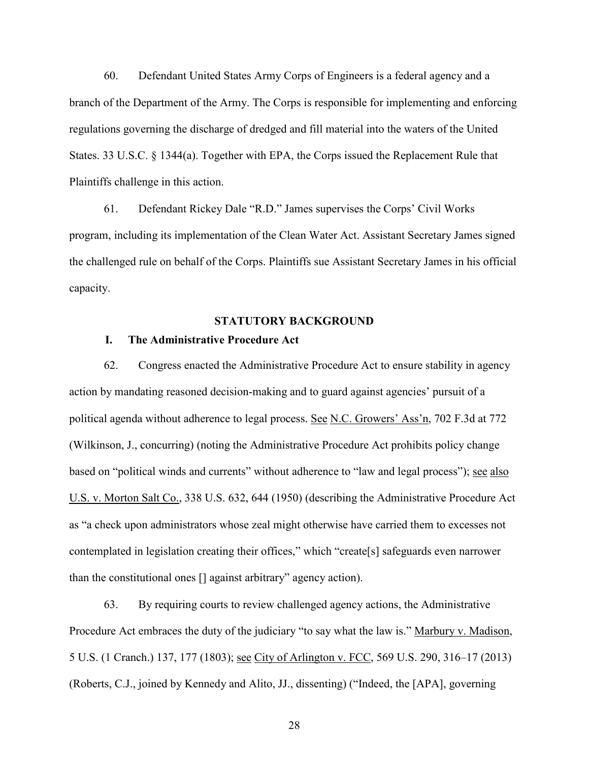60. Defendant United States Army Corps of Engineers is a federal agency and a branch of the Department of the Army. The Corps is responsible for implementing and enforcing regulations governing the discharge of dredged and fill material into the waters of the United States. 33 U.S.C. § 1344(a). Together with EPA, the Corps issued the Replacement Rule that Plaintiffs challenge in this action.

61. Defendant Rickey Dale "R.D." James supervises the Corps' Civil Works program, including its implementation of the Clean Water Act. Assistant Secretary James signed the challenged rule on behalf of the Corps. Plaintiffs sue Assistant Secretary James in his official capacity.

## STATUTORY BACKGROUND

### I. The Administrative Procedure Act

62. Congress enacted the Administrative Procedure Act to ensure stability in agency action by mandating reasoned decision-making and to guard against agencies' pursuit of a political agenda without adherence to legal process. See N.C. Growers' Ass'n, 702 F.3d at 772 (Wilkinson, J., concurring) (noting the Administrative Procedure Act prohibits policy change based on "political winds and currents" without adherence to "law and legal process"); see also U.S. v. Morton Salt Co., 338 U.S. 632, 644 (1950) (describing the Administrative Procedure Act as "a check upon administrators whose zeal might otherwise have carried them to excesses not contemplated in legislation creating their offices," which "create[s] safeguards even narrower than the constitutional ones [] against arbitrary" agency action).

63. By requiring courts to review challenged agency actions, the Administrative Procedure Act embraces the duty of the judiciary "to say what the law is." Marbury v. Madison, 5 U.S. (1 Cranch.) 137, 177 (1803); see City of Arlington v. FCC, 569 U.S. 290, 316–17 (2013) (Roberts, C.J., joined by Kennedy and Alito, JJ., dissenting) ("Indeed, the [APA], governing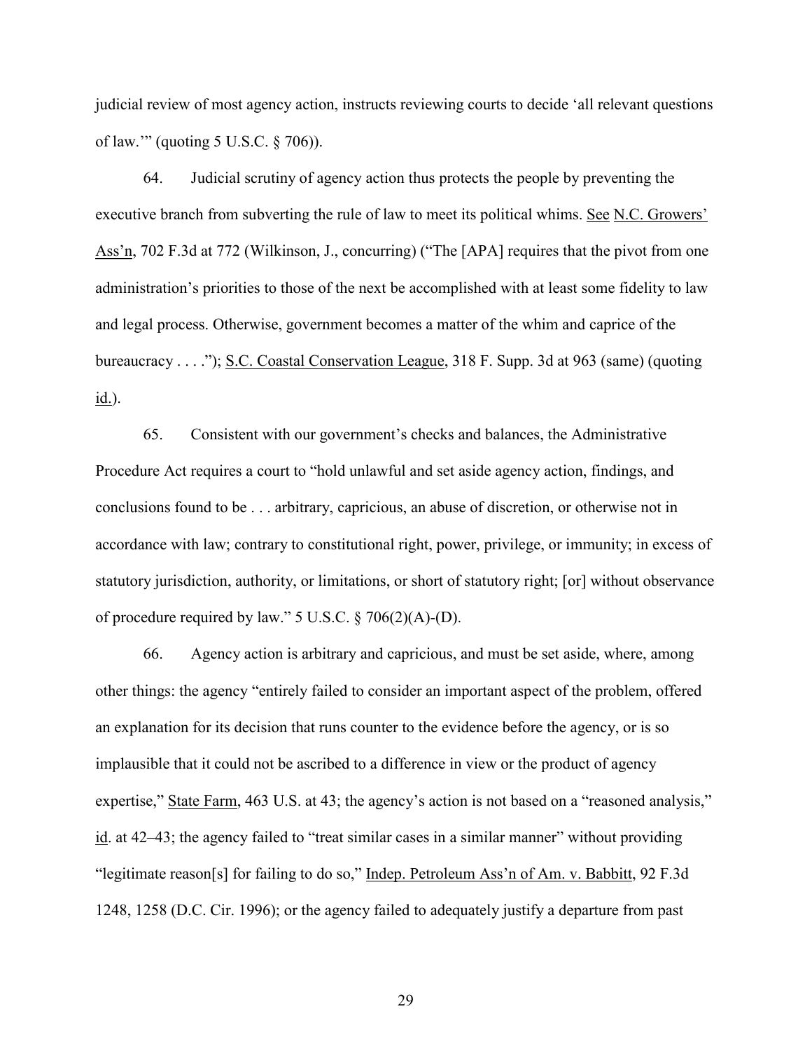judicial review of most agency action, instructs reviewing courts to decide 'all relevant questions of law.'" (quoting 5 U.S.C. § 706)).

64. Judicial scrutiny of agency action thus protects the people by preventing the executive branch from subverting the rule of law to meet its political whims. See N.C. Growers' Ass'n, 702 F.3d at 772 (Wilkinson, J., concurring) ("The [APA] requires that the pivot from one administration's priorities to those of the next be accomplished with at least some fidelity to law and legal process. Otherwise, government becomes a matter of the whim and caprice of the bureaucracy . . . ."); S.C. Coastal Conservation League, 318 F. Supp. 3d at 963 (same) (quoting id.).

65. Consistent with our government's checks and balances, the Administrative Procedure Act requires a court to "hold unlawful and set aside agency action, findings, and conclusions found to be . . . arbitrary, capricious, an abuse of discretion, or otherwise not in accordance with law; contrary to constitutional right, power, privilege, or immunity; in excess of statutory jurisdiction, authority, or limitations, or short of statutory right; [or] without observance of procedure required by law." 5 U.S.C. § 706(2)(A)-(D).

66. Agency action is arbitrary and capricious, and must be set aside, where, among other things: the agency "entirely failed to consider an important aspect of the problem, offered an explanation for its decision that runs counter to the evidence before the agency, or is so implausible that it could not be ascribed to a difference in view or the product of agency expertise," State Farm, 463 U.S. at 43; the agency's action is not based on a "reasoned analysis," id. at 42–43; the agency failed to "treat similar cases in a similar manner" without providing "legitimate reason[s] for failing to do so," Indep. Petroleum Ass'n of Am. v. Babbitt, 92 F.3d 1248, 1258 (D.C. Cir. 1996); or the agency failed to adequately justify a departure from past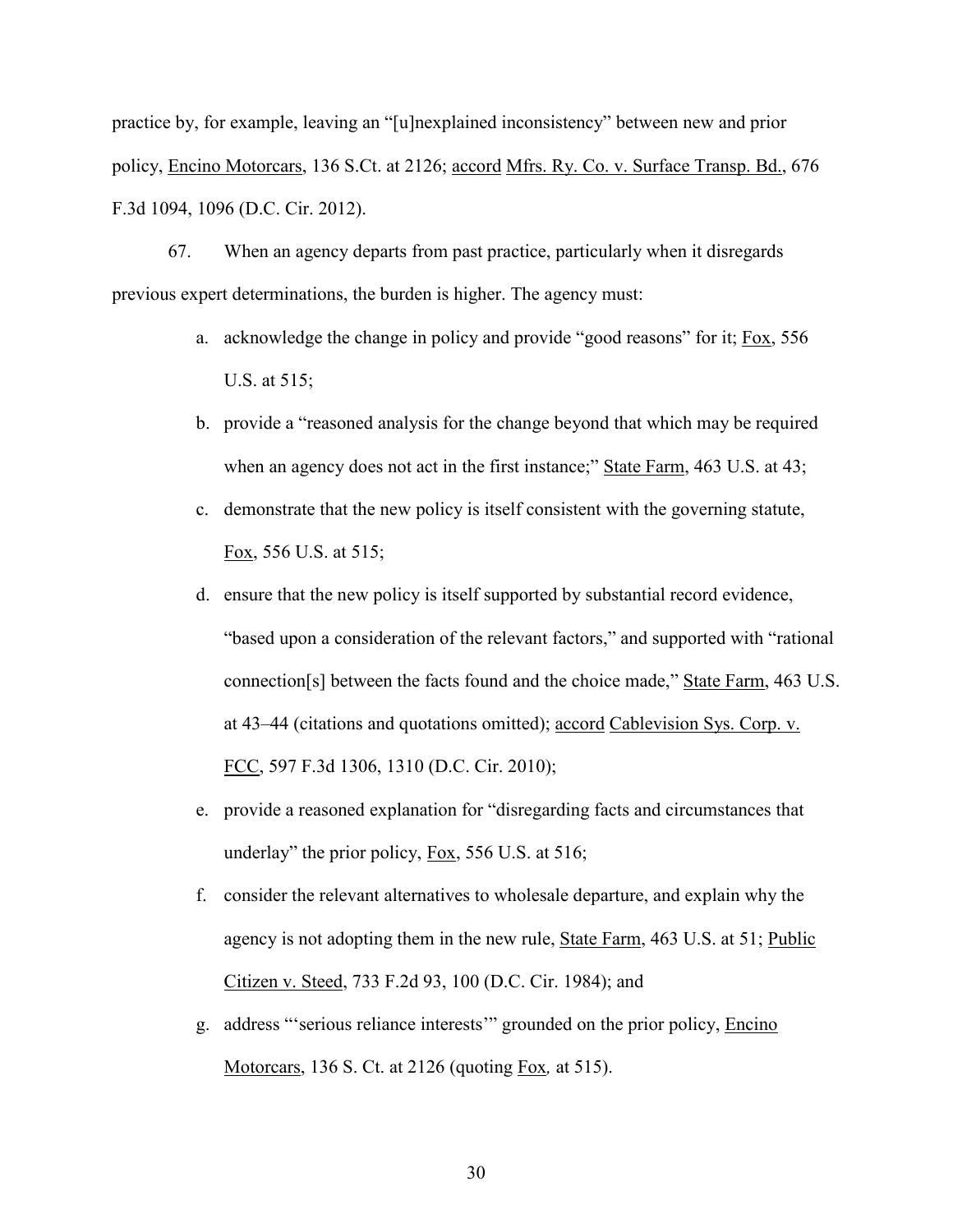practice by, for example, leaving an "[u]nexplained inconsistency" between new and prior policy, Encino Motorcars, 136 S.Ct. at 2126; accord Mfrs. Ry. Co. v. Surface Transp. Bd., 676 F.3d 1094, 1096 (D.C. Cir. 2012).

67. When an agency departs from past practice, particularly when it disregards previous expert determinations, the burden is higher. The agency must:

a. acknowledge the change in policy and provide "good reasons" for it; Fox, 556 U.S. at 515;

b. provide a "reasoned analysis for the change beyond that which may be required when an agency does not act in the first instance;" State Farm, 463 U.S. at 43;

c. demonstrate that the new policy is itself consistent with the governing statute, Fox, 556 U.S. at 515;

d. ensure that the new policy is itself supported by substantial record evidence, "based upon a consideration of the relevant factors," and supported with "rational connection[s] between the facts found and the choice made," State Farm, 463 U.S. at 43–44 (citations and quotations omitted); accord Cablevision Sys. Corp. v. FCC, 597 F.3d 1306, 1310 (D.C. Cir. 2010);

e. provide a reasoned explanation for "disregarding facts and circumstances that underlay" the prior policy, Fox, 556 U.S. at 516;

f. consider the relevant alternatives to wholesale departure, and explain why the agency is not adopting them in the new rule, State Farm, 463 U.S. at 51; Public Citizen v. Steed, 733 F.2d 93, 100 (D.C. Cir. 1984); and

g. address "'serious reliance interests'" grounded on the prior policy, Encino Motorcars, 136 S. Ct. at 2126 (quoting *Fox,* at 515).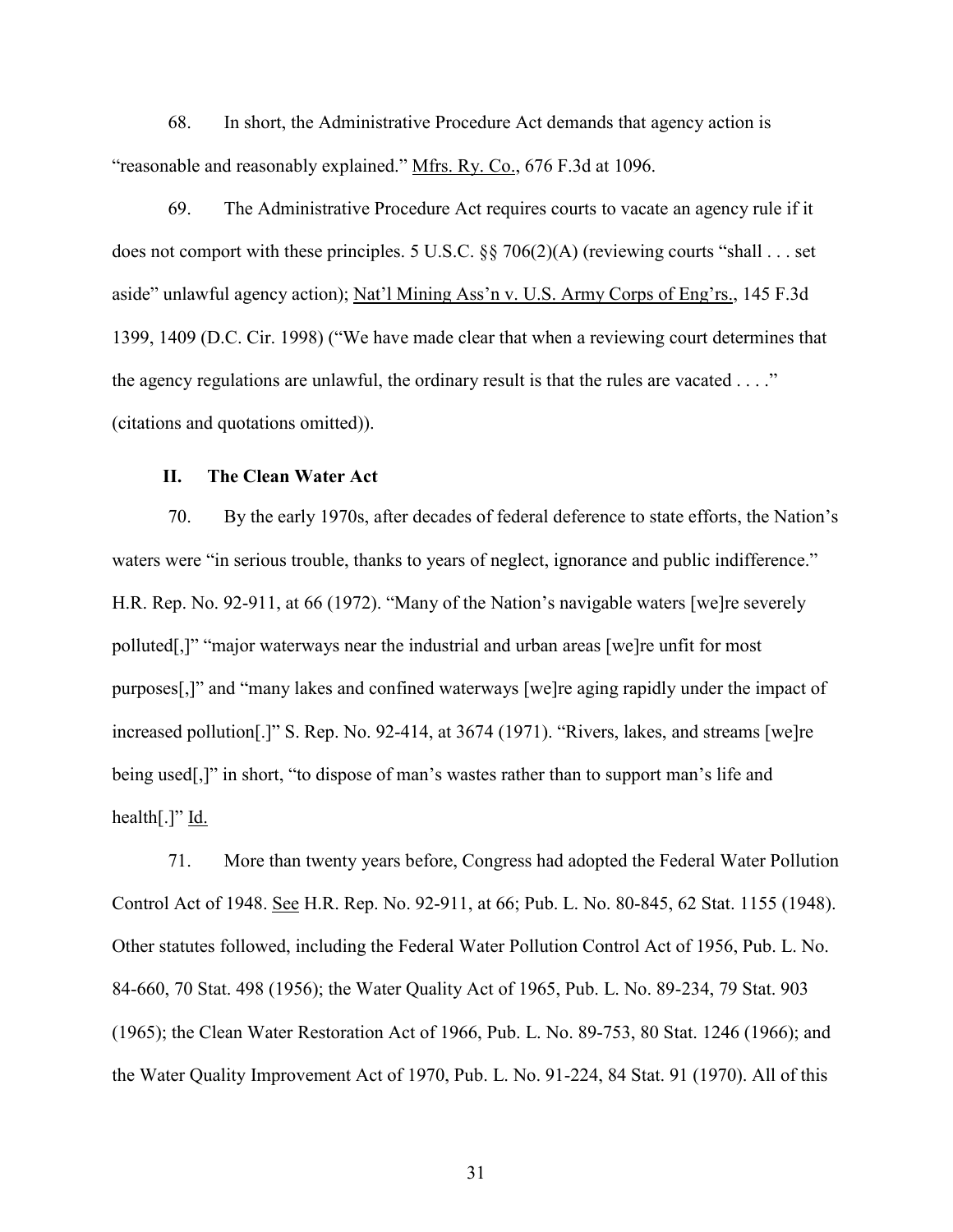68. In short, the Administrative Procedure Act demands that agency action is "reasonable and reasonably explained." Mfrs. Ry. Co., 676 F.3d at 1096.

69. The Administrative Procedure Act requires courts to vacate an agency rule if it does not comport with these principles. 5 U.S.C. §§ 706(2)(A) (reviewing courts "shall . . . set aside" unlawful agency action); Nat'l Mining Ass'n v. U.S. Army Corps of Eng'rs., 145 F.3d 1399, 1409 (D.C. Cir. 1998) ("We have made clear that when a reviewing court determines that the agency regulations are unlawful, the ordinary result is that the rules are vacated . . . ." (citations and quotations omitted)).

## II. The Clean Water Act

70. By the early 1970s, after decades of federal deference to state efforts, the Nation's waters were "in serious trouble, thanks to years of neglect, ignorance and public indifference." H.R. Rep. No. 92-911, at 66 (1972). "Many of the Nation's navigable waters [we]re severely polluted[,]" "major waterways near the industrial and urban areas [we]re unfit for most purposes[,]" and "many lakes and confined waterways [we]re aging rapidly under the impact of increased pollution[.]" S. Rep. No. 92-414, at 3674 (1971). "Rivers, lakes, and streams [we]re being used[,]" in short, "to dispose of man's wastes rather than to support man's life and health[.]" Id.

71. More than twenty years before, Congress had adopted the Federal Water Pollution Control Act of 1948. See H.R. Rep. No. 92-911, at 66; Pub. L. No. 80-845, 62 Stat. 1155 (1948). Other statutes followed, including the Federal Water Pollution Control Act of 1956, Pub. L. No. 84-660, 70 Stat. 498 (1956); the Water Quality Act of 1965, Pub. L. No. 89-234, 79 Stat. 903 (1965); the Clean Water Restoration Act of 1966, Pub. L. No. 89-753, 80 Stat. 1246 (1966); and the Water Quality Improvement Act of 1970, Pub. L. No. 91-224, 84 Stat. 91 (1970). All of this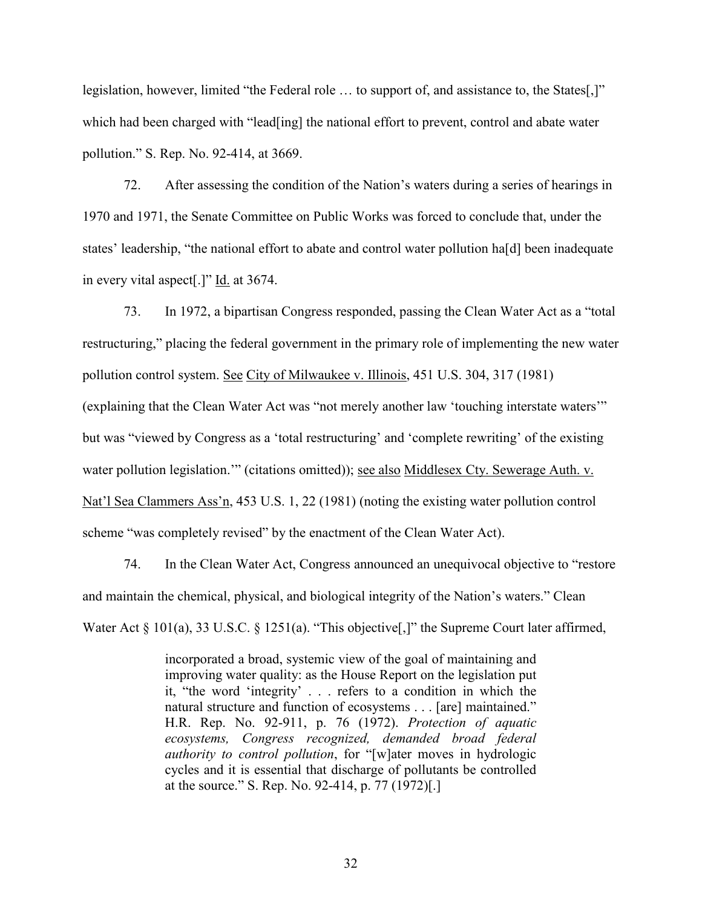legislation, however, limited "the Federal role … to support of, and assistance to, the States[,]" which had been charged with "lead[ing] the national effort to prevent, control and abate water pollution." S. Rep. No. 92-414, at 3669.

72. After assessing the condition of the Nation's waters during a series of hearings in 1970 and 1971, the Senate Committee on Public Works was forced to conclude that, under the states' leadership, "the national effort to abate and control water pollution ha[d] been inadequate in every vital aspect[.]" Id. at 3674.

73. In 1972, a bipartisan Congress responded, passing the Clean Water Act as a "total restructuring," placing the federal government in the primary role of implementing the new water pollution control system. See City of Milwaukee v. Illinois, 451 U.S. 304, 317 (1981) (explaining that the Clean Water Act was "not merely another law 'touching interstate waters'" but was "viewed by Congress as a 'total restructuring' and 'complete rewriting' of the existing water pollution legislation.'" (citations omitted)); see also Middlesex Cty. Sewerage Auth. v. Nat'l Sea Clammers Ass'n, 453 U.S. 1, 22 (1981) (noting the existing water pollution control scheme "was completely revised" by the enactment of the Clean Water Act).

74. In the Clean Water Act, Congress announced an unequivocal objective to "restore and maintain the chemical, physical, and biological integrity of the Nation's waters." Clean Water Act § 101(a), 33 U.S.C. § 1251(a). "This objective[,]" the Supreme Court later affirmed,

> incorporated a broad, systemic view of the goal of maintaining and improving water quality: as the House Report on the legislation put it, "the word 'integrity' . . . refers to a condition in which the natural structure and function of ecosystems . . . [are] maintained." H.R. Rep. No. 92-911, p. 76 (1972). *Protection of aquatic ecosystems, Congress recognized, demanded broad federal authority to control pollution*, for "[w]ater moves in hydrologic cycles and it is essential that discharge of pollutants be controlled at the source." S. Rep. No. 92-414, p. 77 (1972)[.]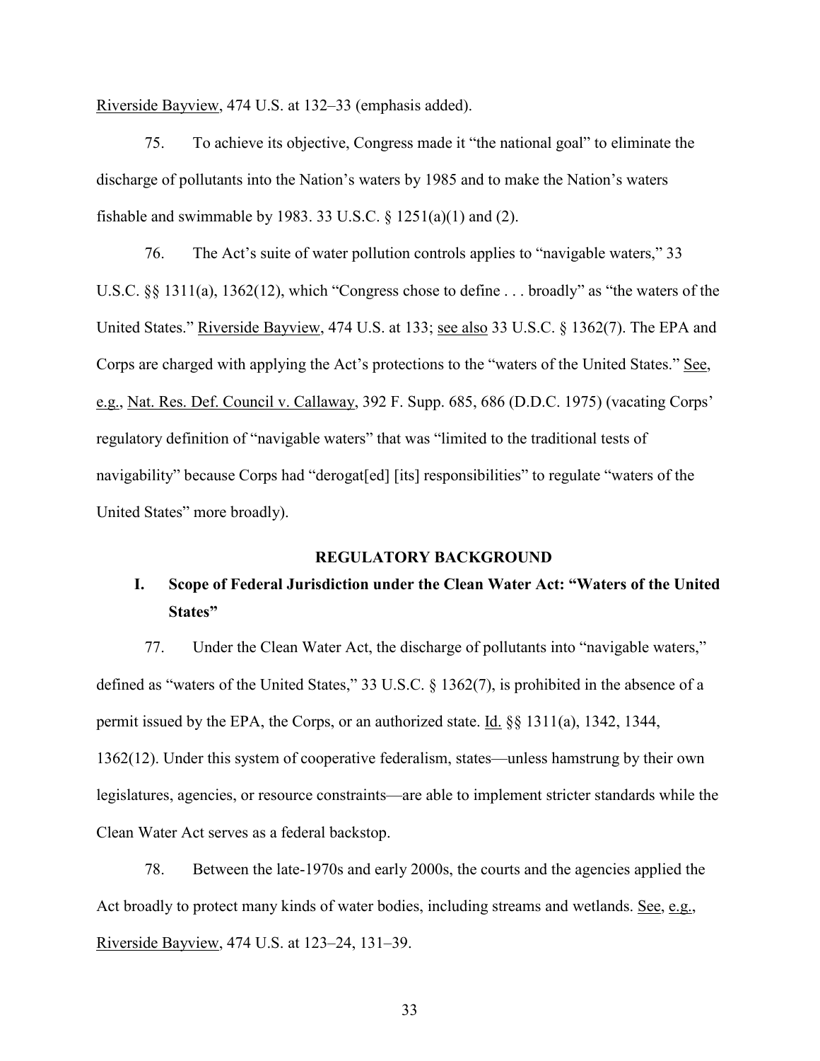Riverside Bayview, 474 U.S. at 132–33 (emphasis added).

75. To achieve its objective, Congress made it "the national goal" to eliminate the discharge of pollutants into the Nation's waters by 1985 and to make the Nation's waters fishable and swimmable by 1983. 33 U.S.C. § 1251(a)(1) and (2).

76. The Act's suite of water pollution controls applies to "navigable waters," 33 U.S.C. §§ 1311(a), 1362(12), which "Congress chose to define . . . broadly" as "the waters of the United States." Riverside Bayview, 474 U.S. at 133; see also 33 U.S.C. § 1362(7). The EPA and Corps are charged with applying the Act's protections to the "waters of the United States." See, e.g., Nat. Res. Def. Council v. Callaway, 392 F. Supp. 685, 686 (D.D.C. 1975) (vacating Corps' regulatory definition of "navigable waters" that was "limited to the traditional tests of navigability" because Corps had "derogat[ed] [its] responsibilities" to regulate "waters of the United States" more broadly).

## REGULATORY BACKGROUND

### I. Scope of Federal Jurisdiction under the Clean Water Act: "Waters of the United States"

77. Under the Clean Water Act, the discharge of pollutants into "navigable waters," defined as "waters of the United States," 33 U.S.C. § 1362(7), is prohibited in the absence of a permit issued by the EPA, the Corps, or an authorized state. Id. §§ 1311(a), 1342, 1344, 1362(12). Under this system of cooperative federalism, states—unless hamstrung by their own legislatures, agencies, or resource constraints—are able to implement stricter standards while the Clean Water Act serves as a federal backstop.

78. Between the late-1970s and early 2000s, the courts and the agencies applied the Act broadly to protect many kinds of water bodies, including streams and wetlands. See, e.g., Riverside Bayview, 474 U.S. at 123–24, 131–39.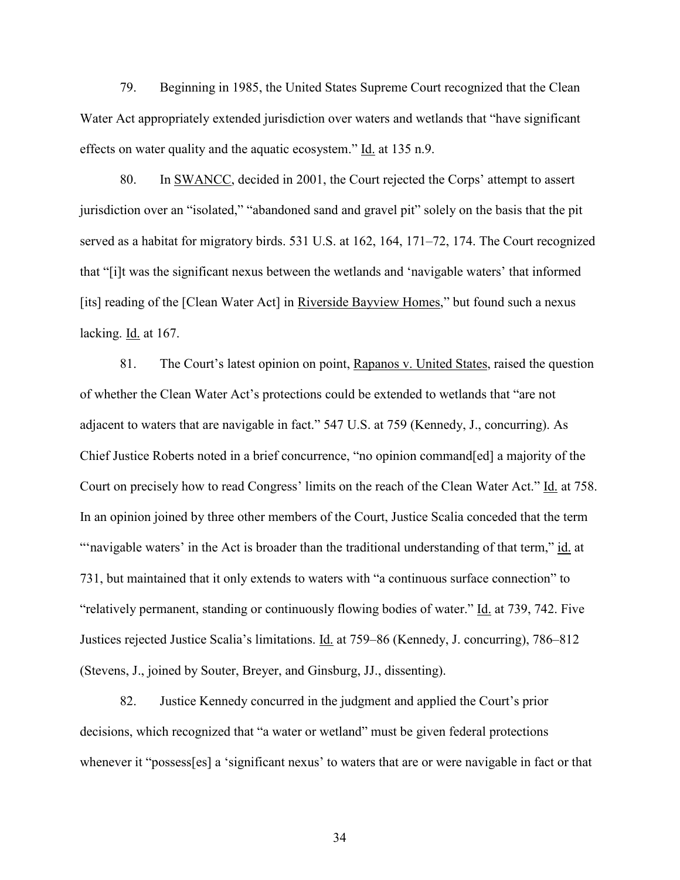79. Beginning in 1985, the United States Supreme Court recognized that the Clean Water Act appropriately extended jurisdiction over waters and wetlands that "have significant effects on water quality and the aquatic ecosystem." Id. at 135 n.9.

80. In SWANCC, decided in 2001, the Court rejected the Corps' attempt to assert jurisdiction over an "isolated," "abandoned sand and gravel pit" solely on the basis that the pit served as a habitat for migratory birds. 531 U.S. at 162, 164, 171–72, 174. The Court recognized that "[i]t was the significant nexus between the wetlands and 'navigable waters' that informed [its] reading of the [Clean Water Act] in Riverside Bayview Homes," but found such a nexus lacking. Id. at 167.

81. The Court's latest opinion on point, Rapanos v. United States, raised the question of whether the Clean Water Act's protections could be extended to wetlands that "are not adjacent to waters that are navigable in fact." 547 U.S. at 759 (Kennedy, J., concurring). As Chief Justice Roberts noted in a brief concurrence, "no opinion command[ed] a majority of the Court on precisely how to read Congress' limits on the reach of the Clean Water Act." Id. at 758. In an opinion joined by three other members of the Court, Justice Scalia conceded that the term "'navigable waters' in the Act is broader than the traditional understanding of that term," id. at 731, but maintained that it only extends to waters with "a continuous surface connection" to "relatively permanent, standing or continuously flowing bodies of water." Id. at 739, 742. Five Justices rejected Justice Scalia's limitations. Id. at 759–86 (Kennedy, J. concurring), 786–812 (Stevens, J., joined by Souter, Breyer, and Ginsburg, JJ., dissenting).

82. Justice Kennedy concurred in the judgment and applied the Court's prior decisions, which recognized that "a water or wetland" must be given federal protections whenever it "possess[es] a 'significant nexus' to waters that are or were navigable in fact or that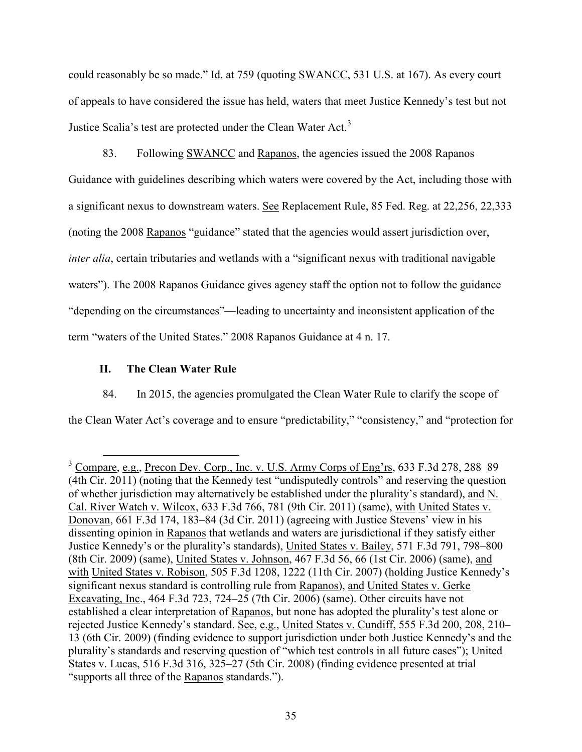could reasonably be so made." Id. at 759 (quoting SWANCC, 531 U.S. at 167). As every court of appeals to have considered the issue has held, waters that meet Justice Kennedy's test but not Justice Scalia's test are protected under the Clean Water Act.[3]

83. Following SWANCC and Rapanos, the agencies issued the 2008 Rapanos Guidance with guidelines describing which waters were covered by the Act, including those with a significant nexus to downstream waters. See Replacement Rule, 85 Fed. Reg. at 22,256, 22,333 (noting the 2008 Rapanos "guidance" stated that the agencies would assert jurisdiction over, *inter alia*, certain tributaries and wetlands with a "significant nexus with traditional navigable waters"). The 2008 Rapanos Guidance gives agency staff the option not to follow the guidance "depending on the circumstances"—leading to uncertainty and inconsistent application of the term "waters of the United States." 2008 Rapanos Guidance at 4 n. 17.

## II. The Clean Water Rule

84. In 2015, the agencies promulgated the Clean Water Rule to clarify the scope of the Clean Water Act's coverage and to ensure "predictability," "consistency," and "protection for

---

[3] Compare, e.g., Precon Dev. Corp., Inc. v. U.S. Army Corps of Eng'rs, 633 F.3d 278, 288–89 (4th Cir. 2011) (noting that the Kennedy test "undisputedly controls" and reserving the question of whether jurisdiction may alternatively be established under the plurality's standard), and N. Cal. River Watch v. Wilcox, 633 F.3d 766, 781 (9th Cir. 2011) (same), with United States v. Donovan, 661 F.3d 174, 183–84 (3d Cir. 2011) (agreeing with Justice Stevens' view in his dissenting opinion in Rapanos that wetlands and waters are jurisdictional if they satisfy either Justice Kennedy's or the plurality's standards), United States v. Bailey, 571 F.3d 791, 798–800 (8th Cir. 2009) (same), United States v. Johnson, 467 F.3d 56, 66 (1st Cir. 2006) (same), and with United States v. Robison, 505 F.3d 1208, 1222 (11th Cir. 2007) (holding Justice Kennedy's significant nexus standard is controlling rule from Rapanos), and United States v. Gerke Excavating, Inc., 464 F.3d 723, 724–25 (7th Cir. 2006) (same). Other circuits have not established a clear interpretation of Rapanos, but none has adopted the plurality's test alone or rejected Justice Kennedy's standard. See, e.g., United States v. Cundiff, 555 F.3d 200, 208, 210–13 (6th Cir. 2009) (finding evidence to support jurisdiction under both Justice Kennedy's and the plurality's standards and reserving question of "which test controls in all future cases"); United States v. Lucas, 516 F.3d 316, 325–27 (5th Cir. 2008) (finding evidence presented at trial "supports all three of the Rapanos standards.").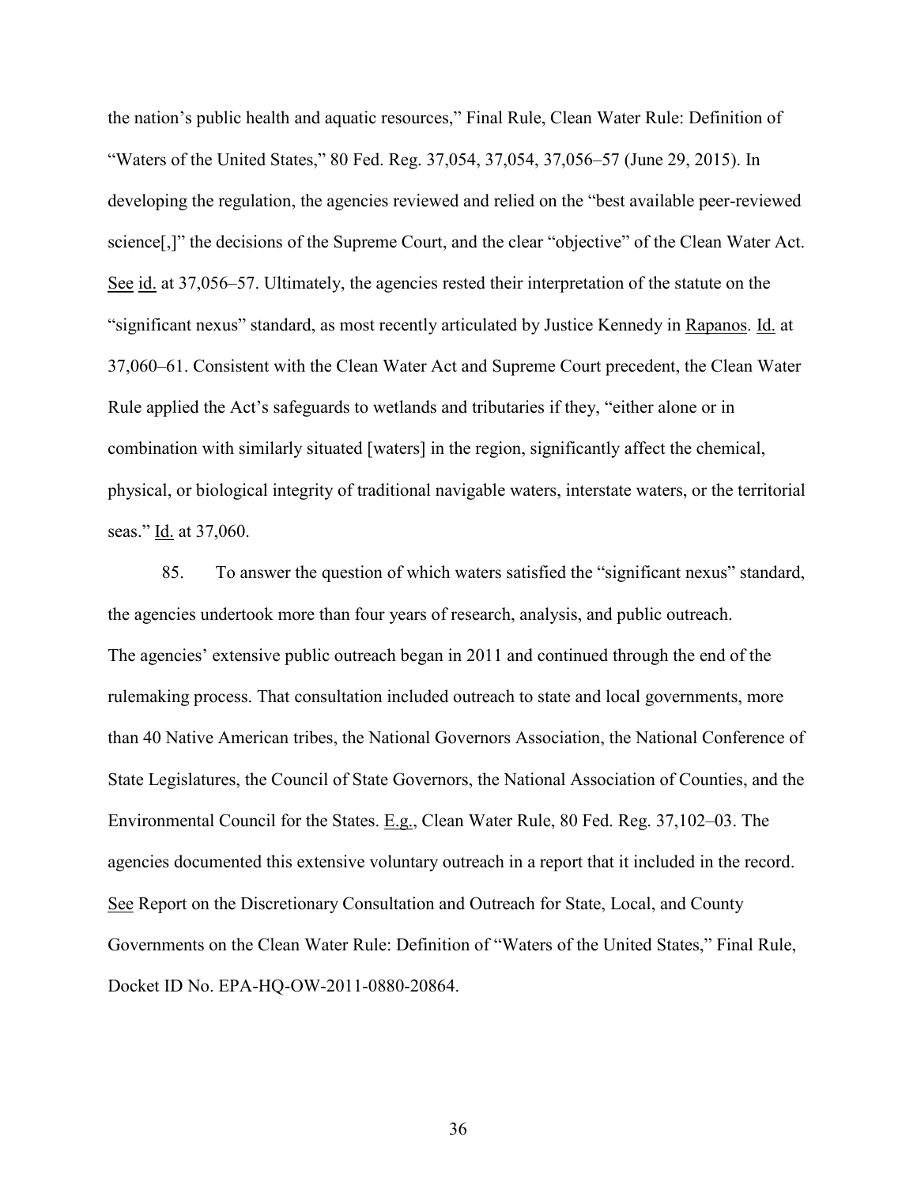the nation's public health and aquatic resources," Final Rule, Clean Water Rule: Definition of "Waters of the United States," 80 Fed. Reg. 37,054, 37,054, 37,056–57 (June 29, 2015). In developing the regulation, the agencies reviewed and relied on the "best available peer-reviewed science[,]" the decisions of the Supreme Court, and the clear "objective" of the Clean Water Act. See id. at 37,056–57. Ultimately, the agencies rested their interpretation of the statute on the "significant nexus" standard, as most recently articulated by Justice Kennedy in Rapanos. Id. at 37,060–61. Consistent with the Clean Water Act and Supreme Court precedent, the Clean Water Rule applied the Act's safeguards to wetlands and tributaries if they, "either alone or in combination with similarly situated [waters] in the region, significantly affect the chemical, physical, or biological integrity of traditional navigable waters, interstate waters, or the territorial seas." Id. at 37,060.

85. To answer the question of which waters satisfied the "significant nexus" standard, the agencies undertook more than four years of research, analysis, and public outreach. The agencies' extensive public outreach began in 2011 and continued through the end of the rulemaking process. That consultation included outreach to state and local governments, more than 40 Native American tribes, the National Governors Association, the National Conference of State Legislatures, the Council of State Governors, the National Association of Counties, and the Environmental Council for the States. E.g., Clean Water Rule, 80 Fed. Reg. 37,102–03. The agencies documented this extensive voluntary outreach in a report that it included in the record. See Report on the Discretionary Consultation and Outreach for State, Local, and County Governments on the Clean Water Rule: Definition of "Waters of the United States," Final Rule, Docket ID No. EPA-HQ-OW-2011-0880-20864.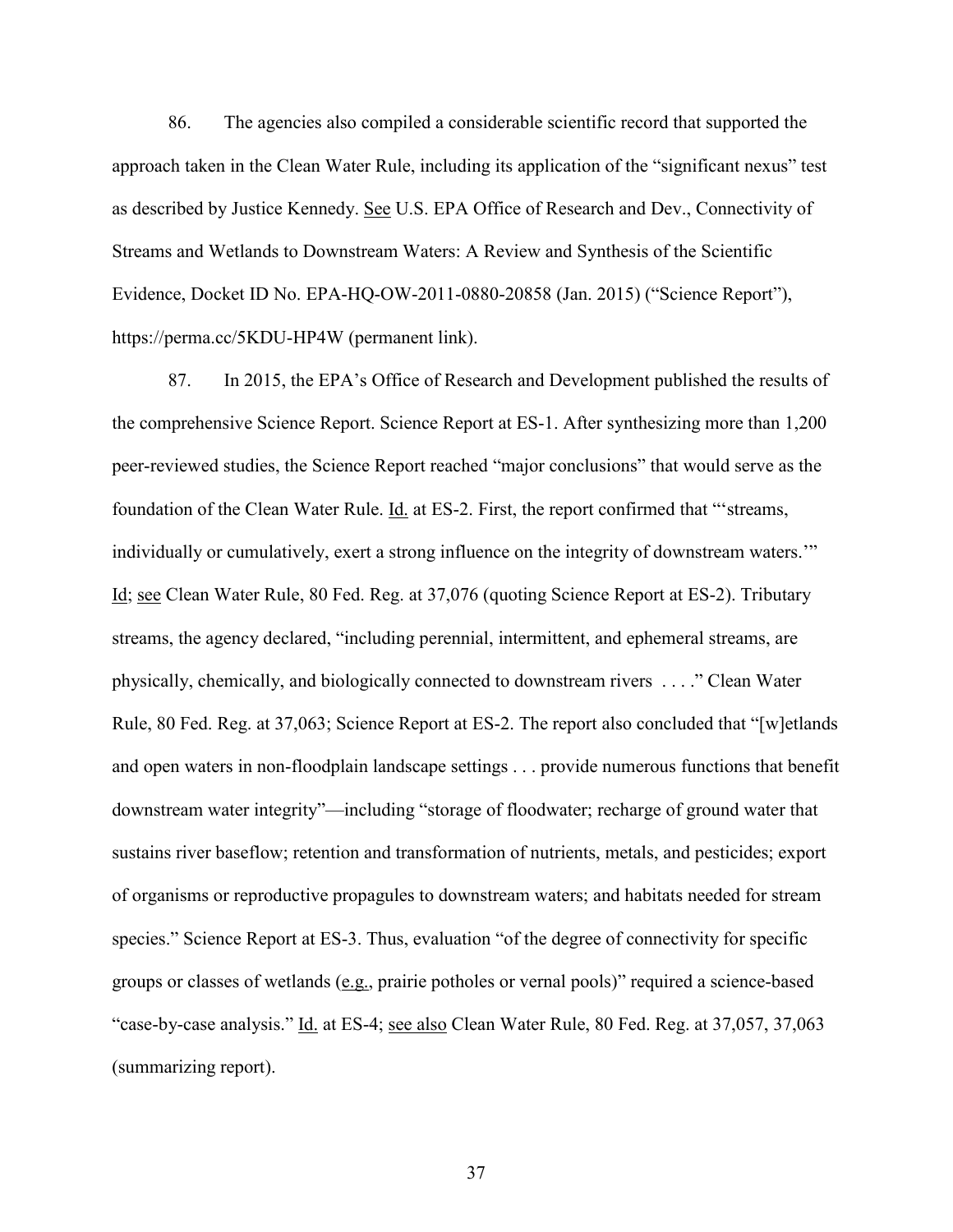86. The agencies also compiled a considerable scientific record that supported the approach taken in the Clean Water Rule, including its application of the "significant nexus" test as described by Justice Kennedy. See U.S. EPA Office of Research and Dev., Connectivity of Streams and Wetlands to Downstream Waters: A Review and Synthesis of the Scientific Evidence, Docket ID No. EPA-HQ-OW-2011-0880-20858 (Jan. 2015) ("Science Report"), https://perma.cc/5KDU-HP4W (permanent link).

87. In 2015, the EPA's Office of Research and Development published the results of the comprehensive Science Report. Science Report at ES-1. After synthesizing more than 1,200 peer-reviewed studies, the Science Report reached "major conclusions" that would serve as the foundation of the Clean Water Rule. Id. at ES-2. First, the report confirmed that "'streams, individually or cumulatively, exert a strong influence on the integrity of downstream waters.'" Id; see Clean Water Rule, 80 Fed. Reg. at 37,076 (quoting Science Report at ES-2). Tributary streams, the agency declared, "including perennial, intermittent, and ephemeral streams, are physically, chemically, and biologically connected to downstream rivers . . . ." Clean Water Rule, 80 Fed. Reg. at 37,063; Science Report at ES-2. The report also concluded that "[w]etlands and open waters in non-floodplain landscape settings . . . provide numerous functions that benefit downstream water integrity"—including "storage of floodwater; recharge of ground water that sustains river baseflow; retention and transformation of nutrients, metals, and pesticides; export of organisms or reproductive propagules to downstream waters; and habitats needed for stream species." Science Report at ES-3. Thus, evaluation "of the degree of connectivity for specific groups or classes of wetlands (e.g., prairie potholes or vernal pools)" required a science-based "case-by-case analysis." Id. at ES-4; see also Clean Water Rule, 80 Fed. Reg. at 37,057, 37,063 (summarizing report).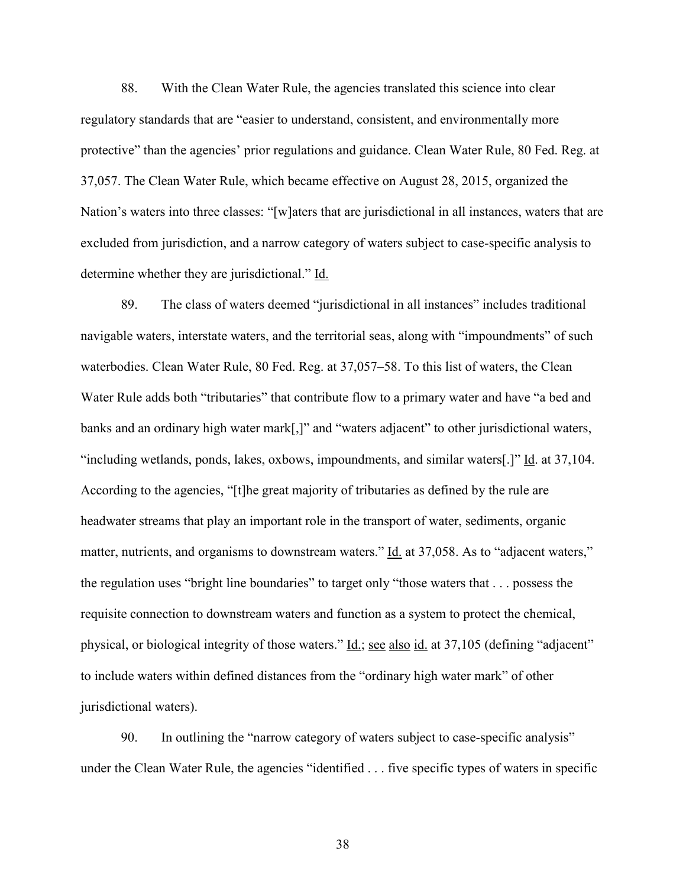88. With the Clean Water Rule, the agencies translated this science into clear regulatory standards that are "easier to understand, consistent, and environmentally more protective" than the agencies' prior regulations and guidance. Clean Water Rule, 80 Fed. Reg. at 37,057. The Clean Water Rule, which became effective on August 28, 2015, organized the Nation's waters into three classes: "[w]aters that are jurisdictional in all instances, waters that are excluded from jurisdiction, and a narrow category of waters subject to case-specific analysis to determine whether they are jurisdictional." Id.

89. The class of waters deemed "jurisdictional in all instances" includes traditional navigable waters, interstate waters, and the territorial seas, along with "impoundments" of such waterbodies. Clean Water Rule, 80 Fed. Reg. at 37,057–58. To this list of waters, the Clean Water Rule adds both "tributaries" that contribute flow to a primary water and have "a bed and banks and an ordinary high water mark[,]" and "waters adjacent" to other jurisdictional waters, "including wetlands, ponds, lakes, oxbows, impoundments, and similar waters[.]" Id. at 37,104. According to the agencies, "[t]he great majority of tributaries as defined by the rule are headwater streams that play an important role in the transport of water, sediments, organic matter, nutrients, and organisms to downstream waters." Id. at 37,058. As to "adjacent waters," the regulation uses "bright line boundaries" to target only "those waters that . . . possess the requisite connection to downstream waters and function as a system to protect the chemical, physical, or biological integrity of those waters." Id.; see also id. at 37,105 (defining "adjacent" to include waters within defined distances from the "ordinary high water mark" of other jurisdictional waters).

90. In outlining the "narrow category of waters subject to case-specific analysis" under the Clean Water Rule, the agencies "identified . . . five specific types of waters in specific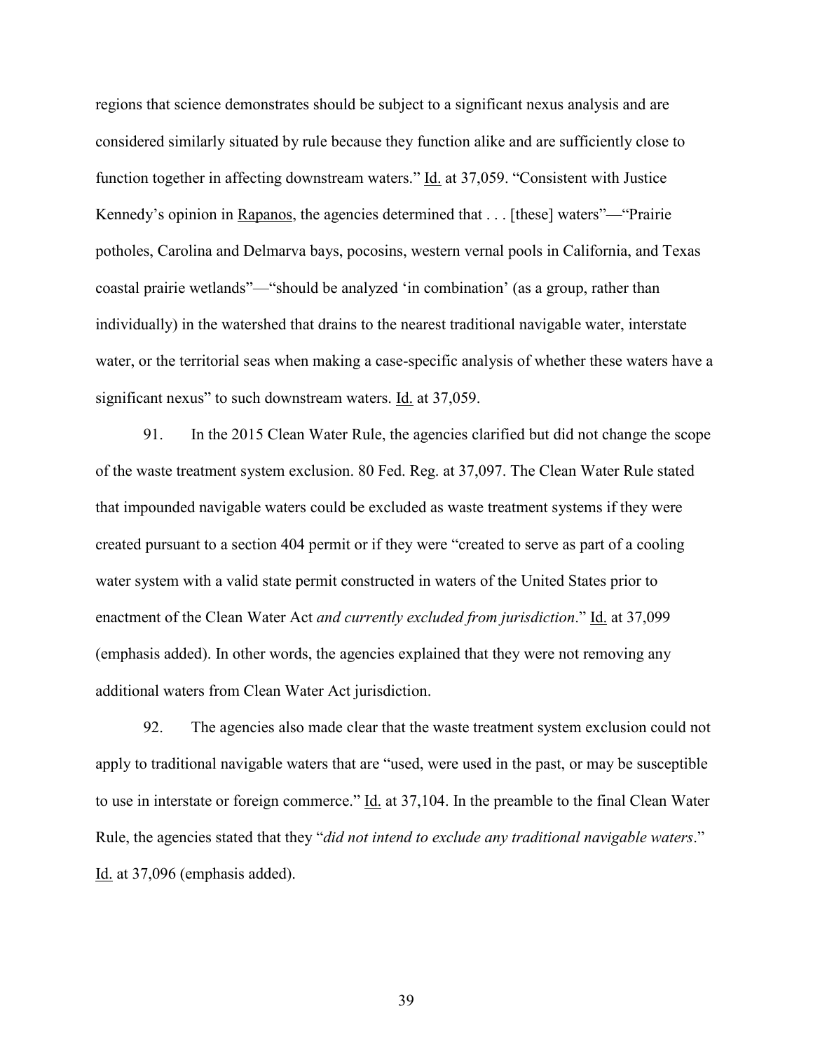regions that science demonstrates should be subject to a significant nexus analysis and are considered similarly situated by rule because they function alike and are sufficiently close to function together in affecting downstream waters." Id. at 37,059. "Consistent with Justice Kennedy's opinion in Rapanos, the agencies determined that . . . [these] waters"—"Prairie potholes, Carolina and Delmarva bays, pocosins, western vernal pools in California, and Texas coastal prairie wetlands"—"should be analyzed 'in combination' (as a group, rather than individually) in the watershed that drains to the nearest traditional navigable water, interstate water, or the territorial seas when making a case-specific analysis of whether these waters have a significant nexus" to such downstream waters. Id. at 37,059.

91. In the 2015 Clean Water Rule, the agencies clarified but did not change the scope of the waste treatment system exclusion. 80 Fed. Reg. at 37,097. The Clean Water Rule stated that impounded navigable waters could be excluded as waste treatment systems if they were created pursuant to a section 404 permit or if they were "created to serve as part of a cooling water system with a valid state permit constructed in waters of the United States prior to enactment of the Clean Water Act *and currently excluded from jurisdiction*." Id. at 37,099 (emphasis added). In other words, the agencies explained that they were not removing any additional waters from Clean Water Act jurisdiction.

92. The agencies also made clear that the waste treatment system exclusion could not apply to traditional navigable waters that are "used, were used in the past, or may be susceptible to use in interstate or foreign commerce." Id. at 37,104. In the preamble to the final Clean Water Rule, the agencies stated that they "*did not intend to exclude any traditional navigable waters*." Id. at 37,096 (emphasis added).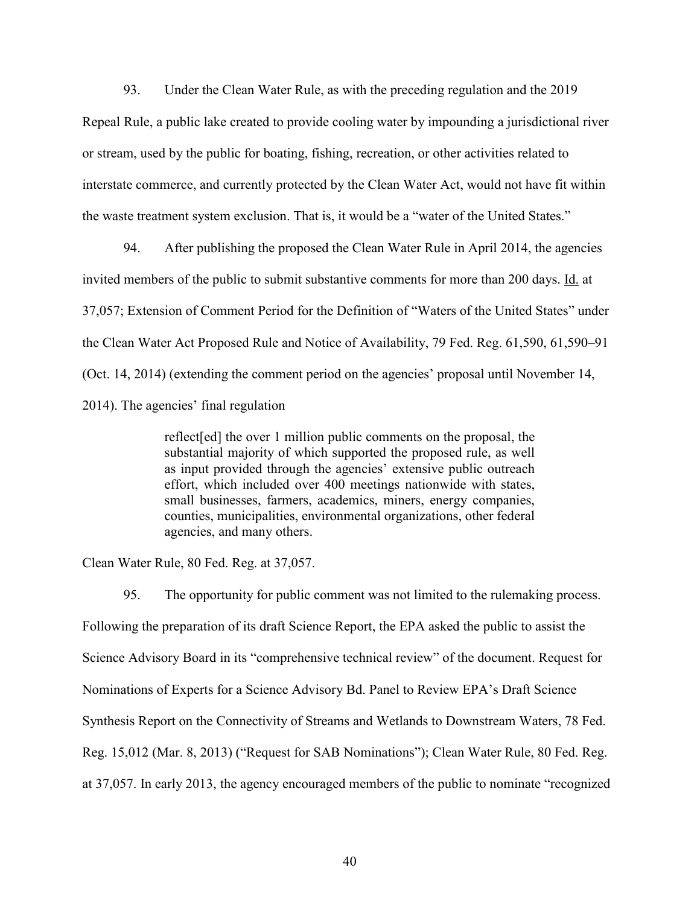93. Under the Clean Water Rule, as with the preceding regulation and the 2019 Repeal Rule, a public lake created to provide cooling water by impounding a jurisdictional river or stream, used by the public for boating, fishing, recreation, or other activities related to interstate commerce, and currently protected by the Clean Water Act, would not have fit within the waste treatment system exclusion. That is, it would be a "water of the United States."

94. After publishing the proposed the Clean Water Rule in April 2014, the agencies invited members of the public to submit substantive comments for more than 200 days. Id. at 37,057; Extension of Comment Period for the Definition of "Waters of the United States" under the Clean Water Act Proposed Rule and Notice of Availability, 79 Fed. Reg. 61,590, 61,590–91 (Oct. 14, 2014) (extending the comment period on the agencies' proposal until November 14, 2014). The agencies' final regulation

> reflect[ed] the over 1 million public comments on the proposal, the substantial majority of which supported the proposed rule, as well as input provided through the agencies' extensive public outreach effort, which included over 400 meetings nationwide with states, small businesses, farmers, academics, miners, energy companies, counties, municipalities, environmental organizations, other federal agencies, and many others.

Clean Water Rule, 80 Fed. Reg. at 37,057.

95. The opportunity for public comment was not limited to the rulemaking process. Following the preparation of its draft Science Report, the EPA asked the public to assist the Science Advisory Board in its "comprehensive technical review" of the document. Request for Nominations of Experts for a Science Advisory Bd. Panel to Review EPA's Draft Science Synthesis Report on the Connectivity of Streams and Wetlands to Downstream Waters, 78 Fed. Reg. 15,012 (Mar. 8, 2013) ("Request for SAB Nominations"); Clean Water Rule, 80 Fed. Reg. at 37,057. In early 2013, the agency encouraged members of the public to nominate "recognized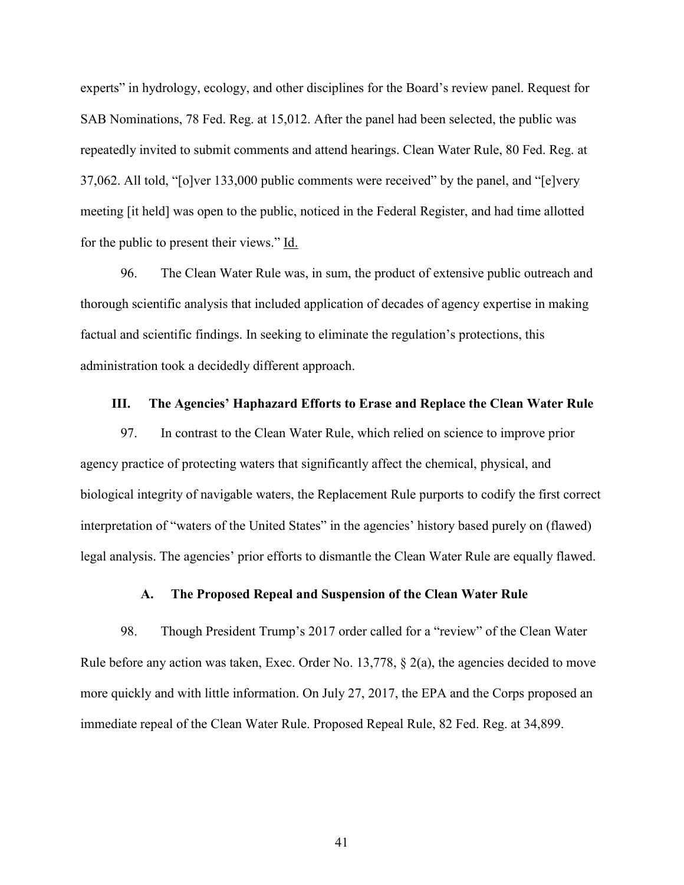experts" in hydrology, ecology, and other disciplines for the Board's review panel. Request for SAB Nominations, 78 Fed. Reg. at 15,012. After the panel had been selected, the public was repeatedly invited to submit comments and attend hearings. Clean Water Rule, 80 Fed. Reg. at 37,062. All told, "[o]ver 133,000 public comments were received" by the panel, and "[e]very meeting [it held] was open to the public, noticed in the Federal Register, and had time allotted for the public to present their views." Id.

96. The Clean Water Rule was, in sum, the product of extensive public outreach and thorough scientific analysis that included application of decades of agency expertise in making factual and scientific findings. In seeking to eliminate the regulation's protections, this administration took a decidedly different approach.

## III. The Agencies' Haphazard Efforts to Erase and Replace the Clean Water Rule

97. In contrast to the Clean Water Rule, which relied on science to improve prior agency practice of protecting waters that significantly affect the chemical, physical, and biological integrity of navigable waters, the Replacement Rule purports to codify the first correct interpretation of "waters of the United States" in the agencies' history based purely on (flawed) legal analysis. The agencies' prior efforts to dismantle the Clean Water Rule are equally flawed.

### A. The Proposed Repeal and Suspension of the Clean Water Rule

98. Though President Trump's 2017 order called for a "review" of the Clean Water Rule before any action was taken, Exec. Order No. 13,778, § 2(a), the agencies decided to move more quickly and with little information. On July 27, 2017, the EPA and the Corps proposed an immediate repeal of the Clean Water Rule. Proposed Repeal Rule, 82 Fed. Reg. at 34,899.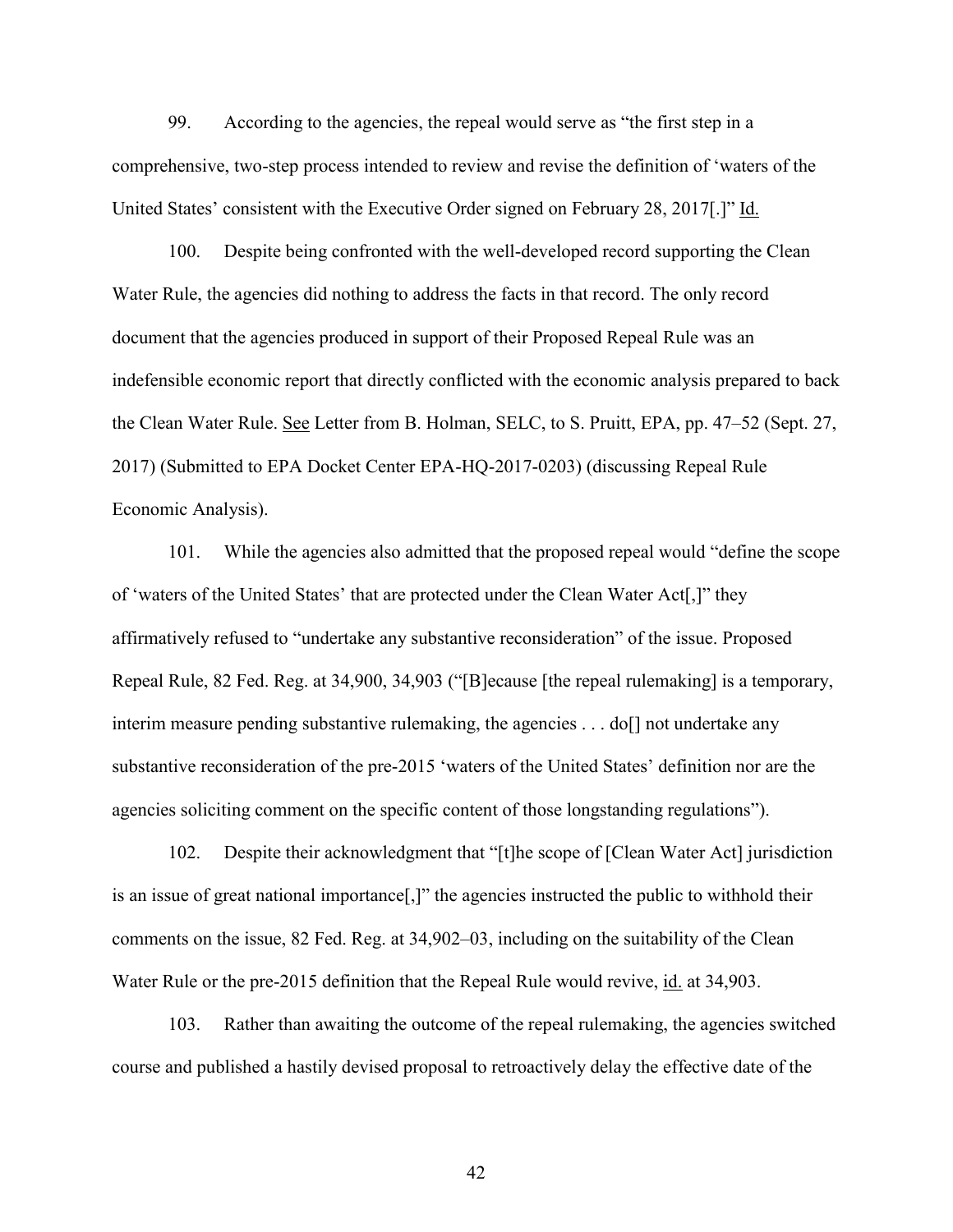99. According to the agencies, the repeal would serve as "the first step in a comprehensive, two-step process intended to review and revise the definition of 'waters of the United States' consistent with the Executive Order signed on February 28, 2017[.]" Id.

100. Despite being confronted with the well-developed record supporting the Clean Water Rule, the agencies did nothing to address the facts in that record. The only record document that the agencies produced in support of their Proposed Repeal Rule was an indefensible economic report that directly conflicted with the economic analysis prepared to back the Clean Water Rule. See Letter from B. Holman, SELC, to S. Pruitt, EPA, pp. 47–52 (Sept. 27, 2017) (Submitted to EPA Docket Center EPA-HQ-2017-0203) (discussing Repeal Rule Economic Analysis).

101. While the agencies also admitted that the proposed repeal would "define the scope of 'waters of the United States' that are protected under the Clean Water Act[,]" they affirmatively refused to "undertake any substantive reconsideration" of the issue. Proposed Repeal Rule, 82 Fed. Reg. at 34,900, 34,903 ("[B]ecause [the repeal rulemaking] is a temporary, interim measure pending substantive rulemaking, the agencies . . . do[] not undertake any substantive reconsideration of the pre-2015 'waters of the United States' definition nor are the agencies soliciting comment on the specific content of those longstanding regulations").

102. Despite their acknowledgment that "[t]he scope of [Clean Water Act] jurisdiction is an issue of great national importance[,]" the agencies instructed the public to withhold their comments on the issue, 82 Fed. Reg. at 34,902–03, including on the suitability of the Clean Water Rule or the pre-2015 definition that the Repeal Rule would revive, id. at 34,903.

103. Rather than awaiting the outcome of the repeal rulemaking, the agencies switched course and published a hastily devised proposal to retroactively delay the effective date of the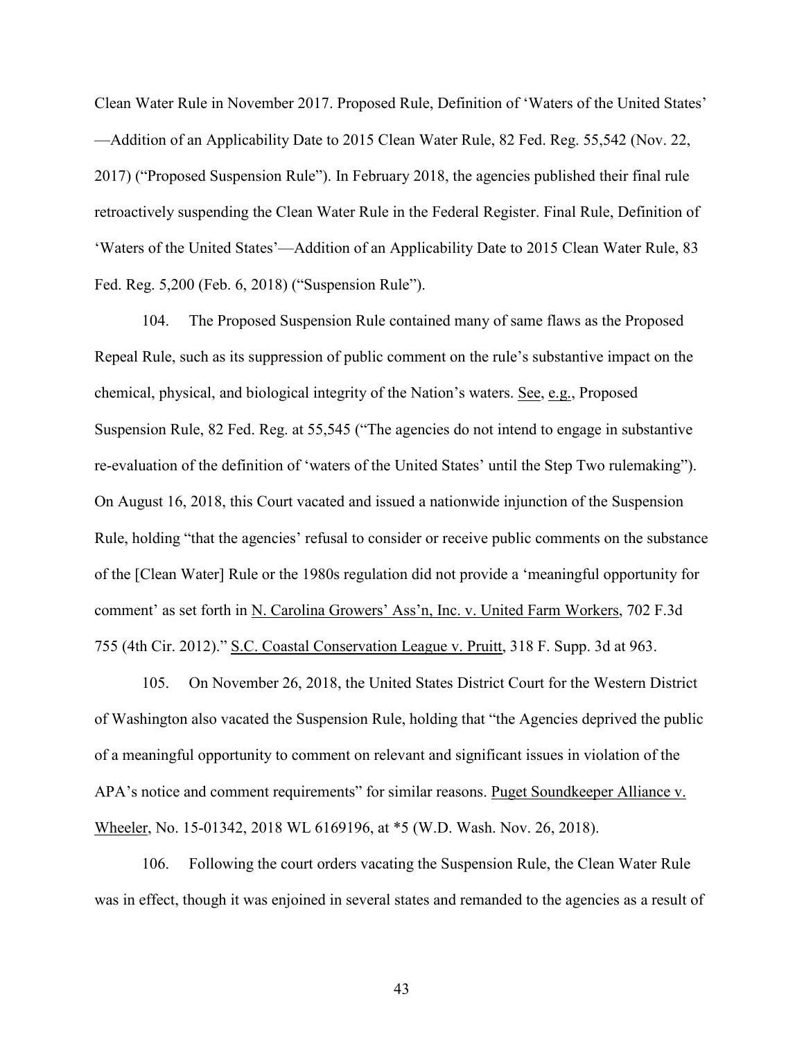Clean Water Rule in November 2017. Proposed Rule, Definition of 'Waters of the United States' —Addition of an Applicability Date to 2015 Clean Water Rule, 82 Fed. Reg. 55,542 (Nov. 22, 2017) ("Proposed Suspension Rule"). In February 2018, the agencies published their final rule retroactively suspending the Clean Water Rule in the Federal Register. Final Rule, Definition of 'Waters of the United States'—Addition of an Applicability Date to 2015 Clean Water Rule, 83 Fed. Reg. 5,200 (Feb. 6, 2018) ("Suspension Rule").

104. The Proposed Suspension Rule contained many of same flaws as the Proposed Repeal Rule, such as its suppression of public comment on the rule's substantive impact on the chemical, physical, and biological integrity of the Nation's waters. See, e.g., Proposed Suspension Rule, 82 Fed. Reg. at 55,545 ("The agencies do not intend to engage in substantive re-evaluation of the definition of 'waters of the United States' until the Step Two rulemaking"). On August 16, 2018, this Court vacated and issued a nationwide injunction of the Suspension Rule, holding "that the agencies' refusal to consider or receive public comments on the substance of the [Clean Water] Rule or the 1980s regulation did not provide a 'meaningful opportunity for comment' as set forth in N. Carolina Growers' Ass'n, Inc. v. United Farm Workers, 702 F.3d 755 (4th Cir. 2012)." S.C. Coastal Conservation League v. Pruitt, 318 F. Supp. 3d at 963.

105. On November 26, 2018, the United States District Court for the Western District of Washington also vacated the Suspension Rule, holding that "the Agencies deprived the public of a meaningful opportunity to comment on relevant and significant issues in violation of the APA's notice and comment requirements" for similar reasons. Puget Soundkeeper Alliance v. Wheeler, No. 15-01342, 2018 WL 6169196, at *5 (W.D. Wash. Nov. 26, 2018).

106. Following the court orders vacating the Suspension Rule, the Clean Water Rule was in effect, though it was enjoined in several states and remanded to the agencies as a result of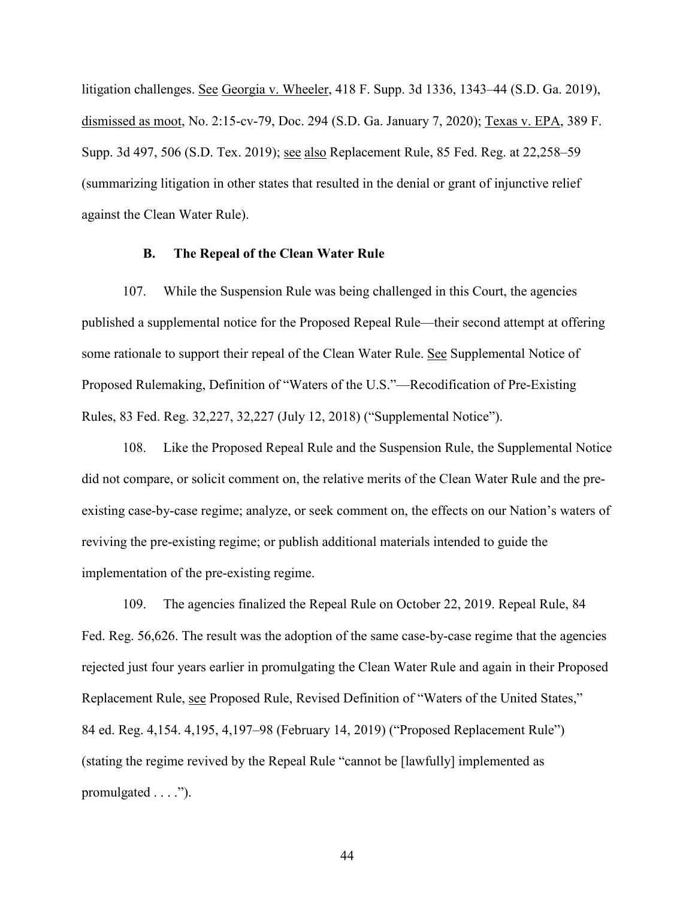litigation challenges. See Georgia v. Wheeler, 418 F. Supp. 3d 1336, 1343–44 (S.D. Ga. 2019), dismissed as moot, No. 2:15-cv-79, Doc. 294 (S.D. Ga. January 7, 2020); Texas v. EPA, 389 F. Supp. 3d 497, 506 (S.D. Tex. 2019); see also Replacement Rule, 85 Fed. Reg. at 22,258–59 (summarizing litigation in other states that resulted in the denial or grant of injunctive relief against the Clean Water Rule).

### B. The Repeal of the Clean Water Rule

107. While the Suspension Rule was being challenged in this Court, the agencies published a supplemental notice for the Proposed Repeal Rule—their second attempt at offering some rationale to support their repeal of the Clean Water Rule. See Supplemental Notice of Proposed Rulemaking, Definition of "Waters of the U.S."—Recodification of Pre-Existing Rules, 83 Fed. Reg. 32,227, 32,227 (July 12, 2018) ("Supplemental Notice").

108. Like the Proposed Repeal Rule and the Suspension Rule, the Supplemental Notice did not compare, or solicit comment on, the relative merits of the Clean Water Rule and the pre-existing case-by-case regime; analyze, or seek comment on, the effects on our Nation's waters of reviving the pre-existing regime; or publish additional materials intended to guide the implementation of the pre-existing regime.

109. The agencies finalized the Repeal Rule on October 22, 2019. Repeal Rule, 84 Fed. Reg. 56,626. The result was the adoption of the same case-by-case regime that the agencies rejected just four years earlier in promulgating the Clean Water Rule and again in their Proposed Replacement Rule, see Proposed Rule, Revised Definition of "Waters of the United States," 84 ed. Reg. 4,154. 4,195, 4,197–98 (February 14, 2019) ("Proposed Replacement Rule") (stating the regime revived by the Repeal Rule "cannot be [lawfully] implemented as promulgated . . . .").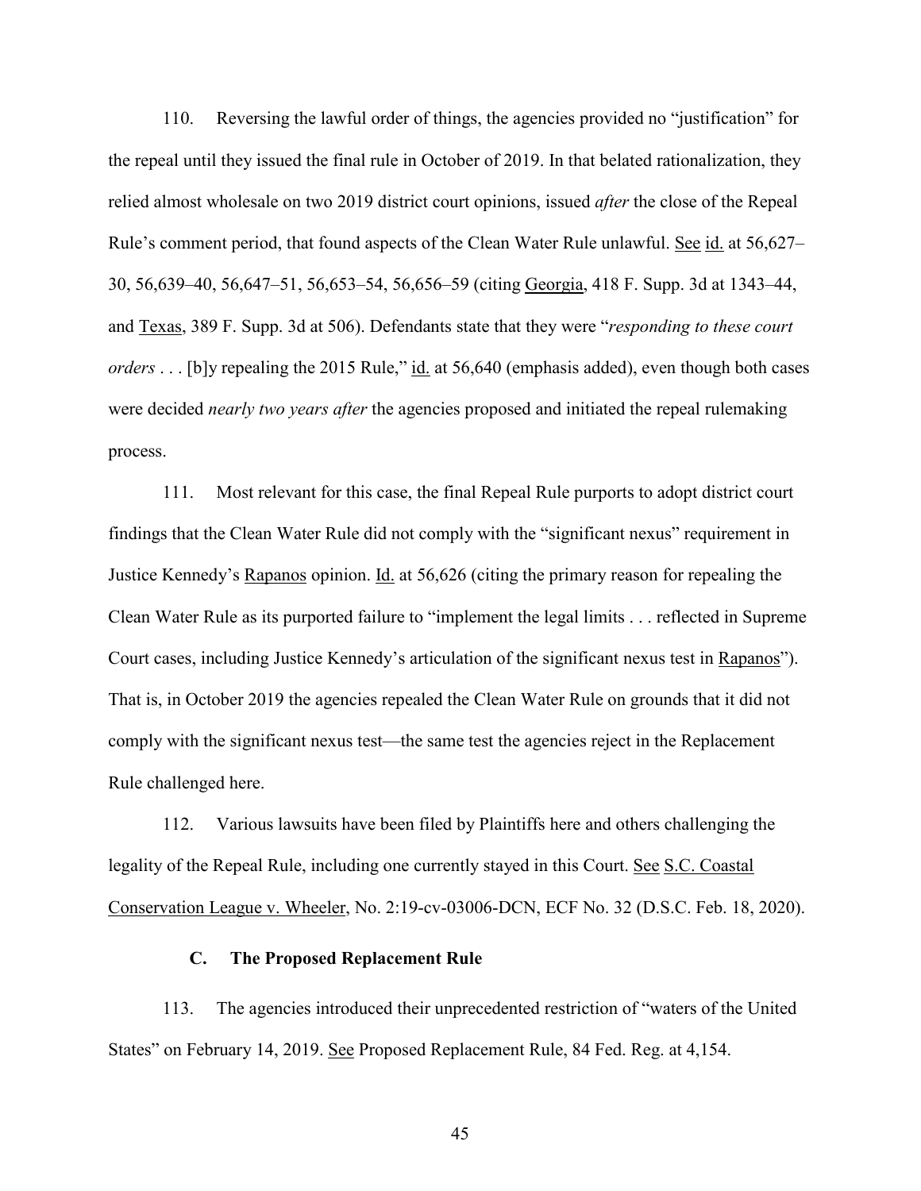110. Reversing the lawful order of things, the agencies provided no "justification" for the repeal until they issued the final rule in October of 2019. In that belated rationalization, they relied almost wholesale on two 2019 district court opinions, issued *after* the close of the Repeal Rule's comment period, that found aspects of the Clean Water Rule unlawful. See id. at 56,627–30, 56,639–40, 56,647–51, 56,653–54, 56,656–59 (citing Georgia, 418 F. Supp. 3d at 1343–44, and Texas, 389 F. Supp. 3d at 506). Defendants state that they were "*responding to these court orders* . . . [b]y repealing the 2015 Rule," id. at 56,640 (emphasis added), even though both cases were decided *nearly two years after* the agencies proposed and initiated the repeal rulemaking process.

111. Most relevant for this case, the final Repeal Rule purports to adopt district court findings that the Clean Water Rule did not comply with the "significant nexus" requirement in Justice Kennedy's Rapanos opinion. Id. at 56,626 (citing the primary reason for repealing the Clean Water Rule as its purported failure to "implement the legal limits . . . reflected in Supreme Court cases, including Justice Kennedy's articulation of the significant nexus test in Rapanos"). That is, in October 2019 the agencies repealed the Clean Water Rule on grounds that it did not comply with the significant nexus test—the same test the agencies reject in the Replacement Rule challenged here.

112. Various lawsuits have been filed by Plaintiffs here and others challenging the legality of the Repeal Rule, including one currently stayed in this Court. See S.C. Coastal Conservation League v. Wheeler, No. 2:19-cv-03006-DCN, ECF No. 32 (D.S.C. Feb. 18, 2020).

### C. The Proposed Replacement Rule

113. The agencies introduced their unprecedented restriction of "waters of the United States" on February 14, 2019. See Proposed Replacement Rule, 84 Fed. Reg. at 4,154.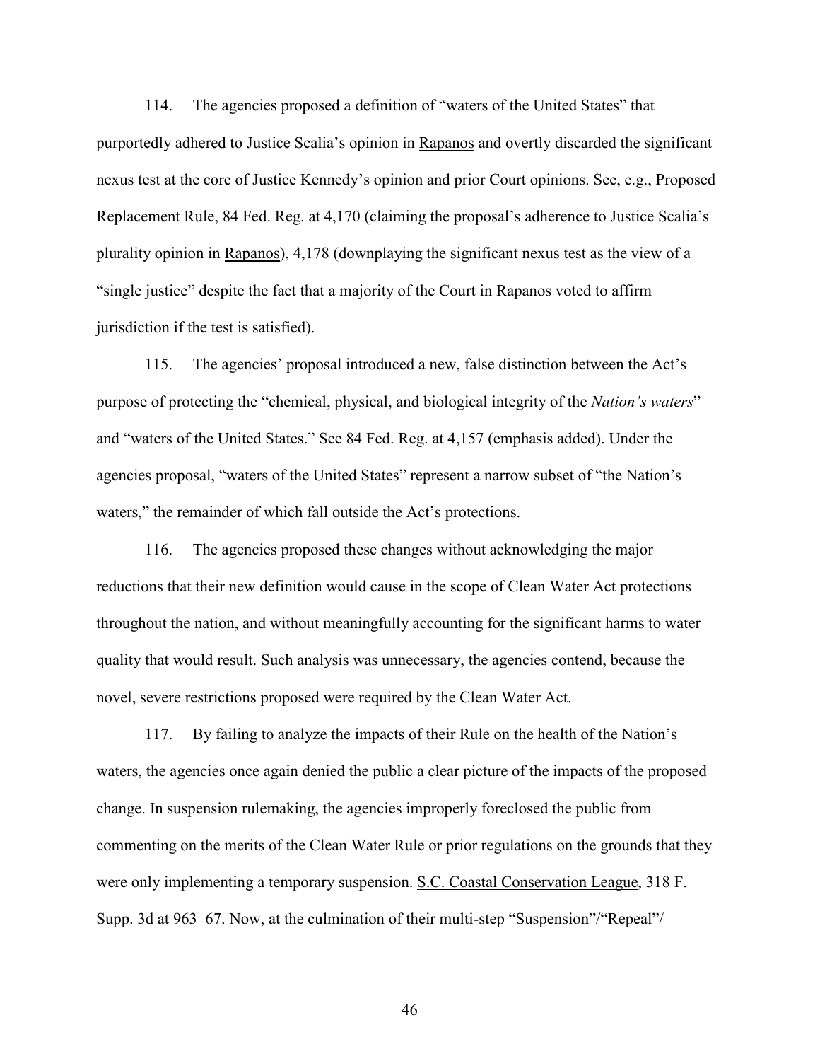114. The agencies proposed a definition of "waters of the United States" that purportedly adhered to Justice Scalia's opinion in Rapanos and overtly discarded the significant nexus test at the core of Justice Kennedy's opinion and prior Court opinions. See, e.g., Proposed Replacement Rule, 84 Fed. Reg. at 4,170 (claiming the proposal's adherence to Justice Scalia's plurality opinion in Rapanos), 4,178 (downplaying the significant nexus test as the view of a "single justice" despite the fact that a majority of the Court in Rapanos voted to affirm jurisdiction if the test is satisfied).

115. The agencies' proposal introduced a new, false distinction between the Act's purpose of protecting the "chemical, physical, and biological integrity of the *Nation's waters*" and "waters of the United States." See 84 Fed. Reg. at 4,157 (emphasis added). Under the agencies proposal, "waters of the United States" represent a narrow subset of "the Nation's waters," the remainder of which fall outside the Act's protections.

116. The agencies proposed these changes without acknowledging the major reductions that their new definition would cause in the scope of Clean Water Act protections throughout the nation, and without meaningfully accounting for the significant harms to water quality that would result. Such analysis was unnecessary, the agencies contend, because the novel, severe restrictions proposed were required by the Clean Water Act.

117. By failing to analyze the impacts of their Rule on the health of the Nation's waters, the agencies once again denied the public a clear picture of the impacts of the proposed change. In suspension rulemaking, the agencies improperly foreclosed the public from commenting on the merits of the Clean Water Rule or prior regulations on the grounds that they were only implementing a temporary suspension. S.C. Coastal Conservation League, 318 F. Supp. 3d at 963–67. Now, at the culmination of their multi-step "Suspension"/"Repeal"/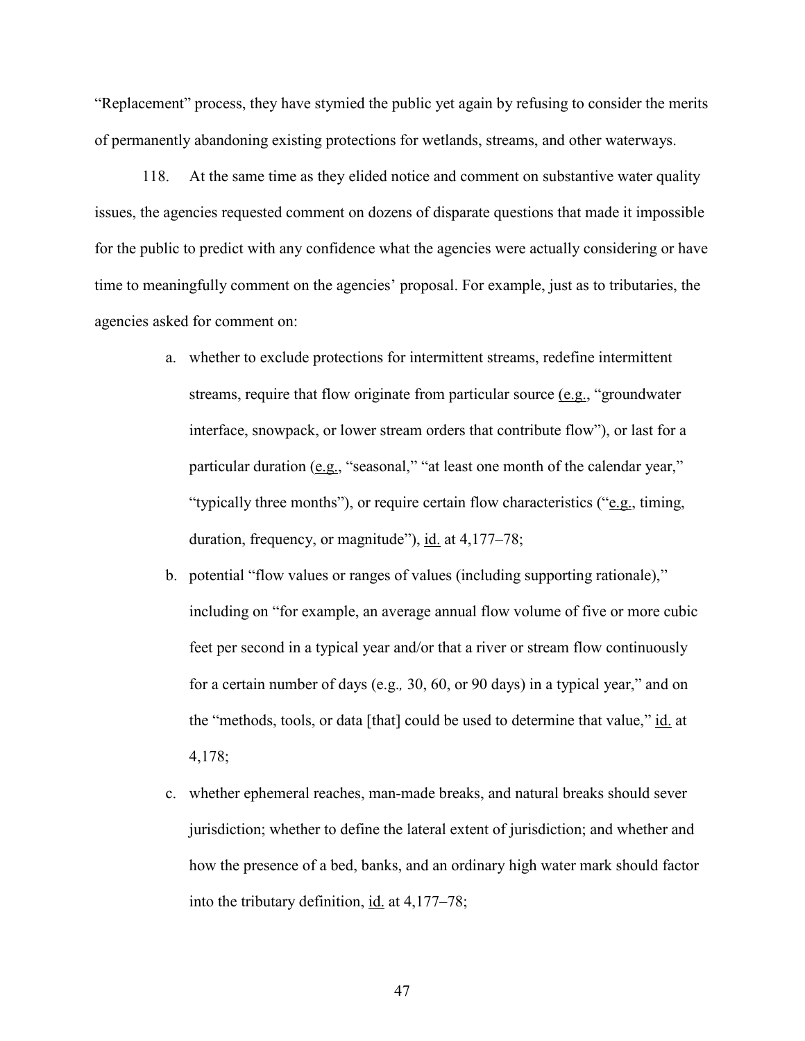"Replacement" process, they have stymied the public yet again by refusing to consider the merits of permanently abandoning existing protections for wetlands, streams, and other waterways.

118. At the same time as they elided notice and comment on substantive water quality issues, the agencies requested comment on dozens of disparate questions that made it impossible for the public to predict with any confidence what the agencies were actually considering or have time to meaningfully comment on the agencies' proposal. For example, just as to tributaries, the agencies asked for comment on:

a. whether to exclude protections for intermittent streams, redefine intermittent streams, require that flow originate from particular source (e.g., "groundwater interface, snowpack, or lower stream orders that contribute flow"), or last for a particular duration (e.g., "seasonal," "at least one month of the calendar year," "typically three months"), or require certain flow characteristics ("e.g., timing, duration, frequency, or magnitude"), id. at 4,177–78;

b. potential "flow values or ranges of values (including supporting rationale)," including on "for example, an average annual flow volume of five or more cubic feet per second in a typical year and/or that a river or stream flow continuously for a certain number of days (e.g., 30, 60, or 90 days) in a typical year," and on the "methods, tools, or data [that] could be used to determine that value," id. at 4,178;

c. whether ephemeral reaches, man-made breaks, and natural breaks should sever jurisdiction; whether to define the lateral extent of jurisdiction; and whether and how the presence of a bed, banks, and an ordinary high water mark should factor into the tributary definition, id. at 4,177–78;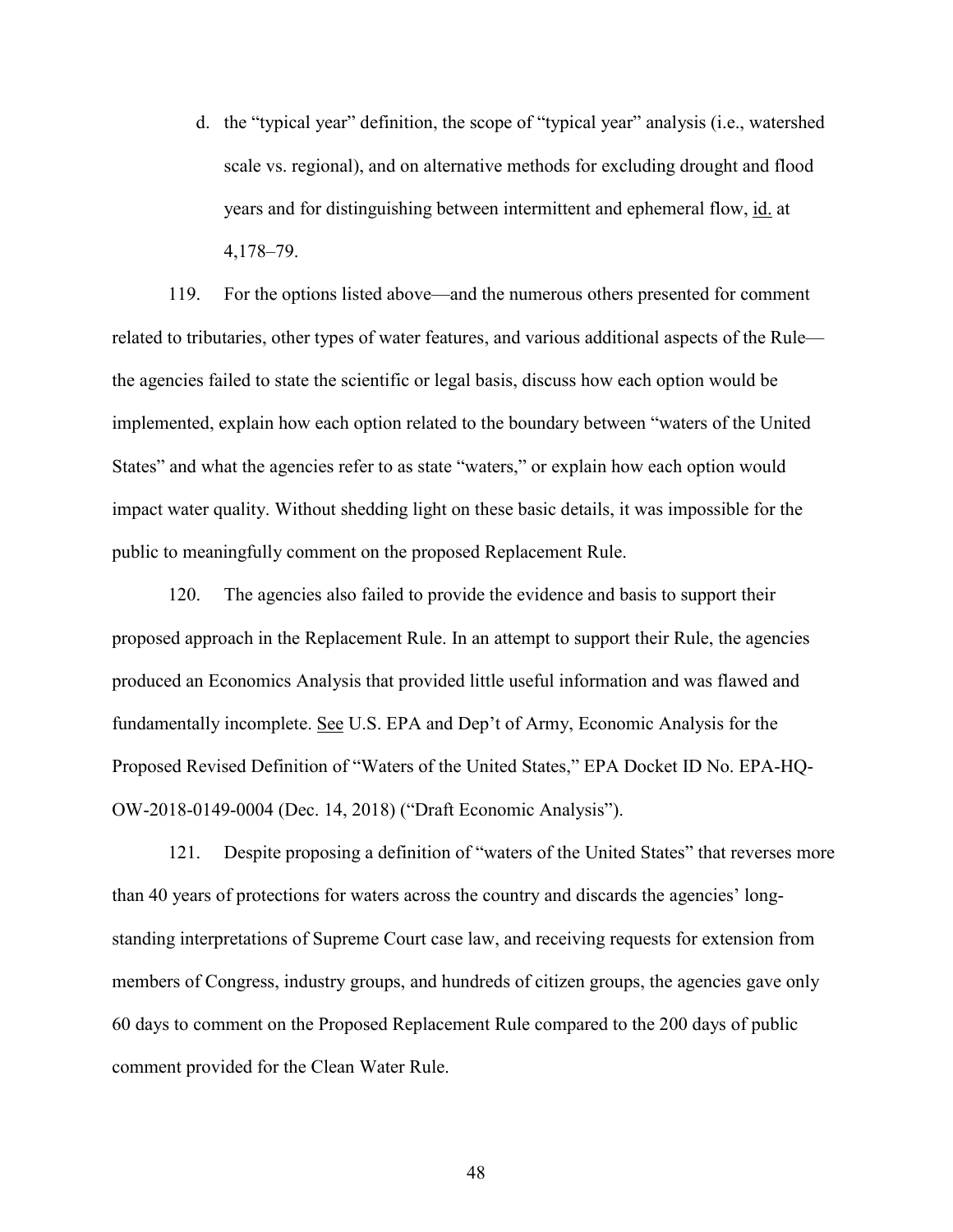d. the "typical year" definition, the scope of "typical year" analysis (i.e., watershed scale vs. regional), and on alternative methods for excluding drought and flood years and for distinguishing between intermittent and ephemeral flow, id. at 4,178–79.

119. For the options listed above—and the numerous others presented for comment related to tributaries, other types of water features, and various additional aspects of the Rule—the agencies failed to state the scientific or legal basis, discuss how each option would be implemented, explain how each option related to the boundary between "waters of the United States" and what the agencies refer to as state "waters," or explain how each option would impact water quality. Without shedding light on these basic details, it was impossible for the public to meaningfully comment on the proposed Replacement Rule.

120. The agencies also failed to provide the evidence and basis to support their proposed approach in the Replacement Rule. In an attempt to support their Rule, the agencies produced an Economics Analysis that provided little useful information and was flawed and fundamentally incomplete. See U.S. EPA and Dep't of Army, Economic Analysis for the Proposed Revised Definition of "Waters of the United States," EPA Docket ID No. EPA-HQ-OW-2018-0149-0004 (Dec. 14, 2018) ("Draft Economic Analysis").

121. Despite proposing a definition of "waters of the United States" that reverses more than 40 years of protections for waters across the country and discards the agencies' long-standing interpretations of Supreme Court case law, and receiving requests for extension from members of Congress, industry groups, and hundreds of citizen groups, the agencies gave only 60 days to comment on the Proposed Replacement Rule compared to the 200 days of public comment provided for the Clean Water Rule.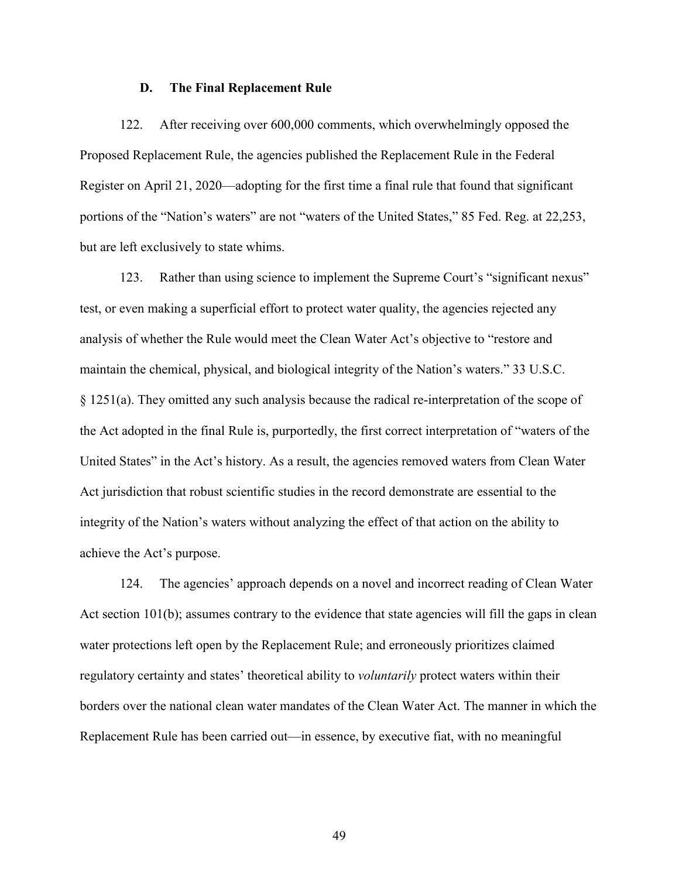### D. The Final Replacement Rule

122. After receiving over 600,000 comments, which overwhelmingly opposed the Proposed Replacement Rule, the agencies published the Replacement Rule in the Federal Register on April 21, 2020—adopting for the first time a final rule that found that significant portions of the "Nation's waters" are not "waters of the United States," 85 Fed. Reg. at 22,253, but are left exclusively to state whims.

123. Rather than using science to implement the Supreme Court's "significant nexus" test, or even making a superficial effort to protect water quality, the agencies rejected any analysis of whether the Rule would meet the Clean Water Act's objective to "restore and maintain the chemical, physical, and biological integrity of the Nation's waters." 33 U.S.C. § 1251(a). They omitted any such analysis because the radical re-interpretation of the scope of the Act adopted in the final Rule is, purportedly, the first correct interpretation of "waters of the United States" in the Act's history. As a result, the agencies removed waters from Clean Water Act jurisdiction that robust scientific studies in the record demonstrate are essential to the integrity of the Nation's waters without analyzing the effect of that action on the ability to achieve the Act's purpose.

124. The agencies' approach depends on a novel and incorrect reading of Clean Water Act section 101(b); assumes contrary to the evidence that state agencies will fill the gaps in clean water protections left open by the Replacement Rule; and erroneously prioritizes claimed regulatory certainty and states' theoretical ability to *voluntarily* protect waters within their borders over the national clean water mandates of the Clean Water Act. The manner in which the Replacement Rule has been carried out—in essence, by executive fiat, with no meaningful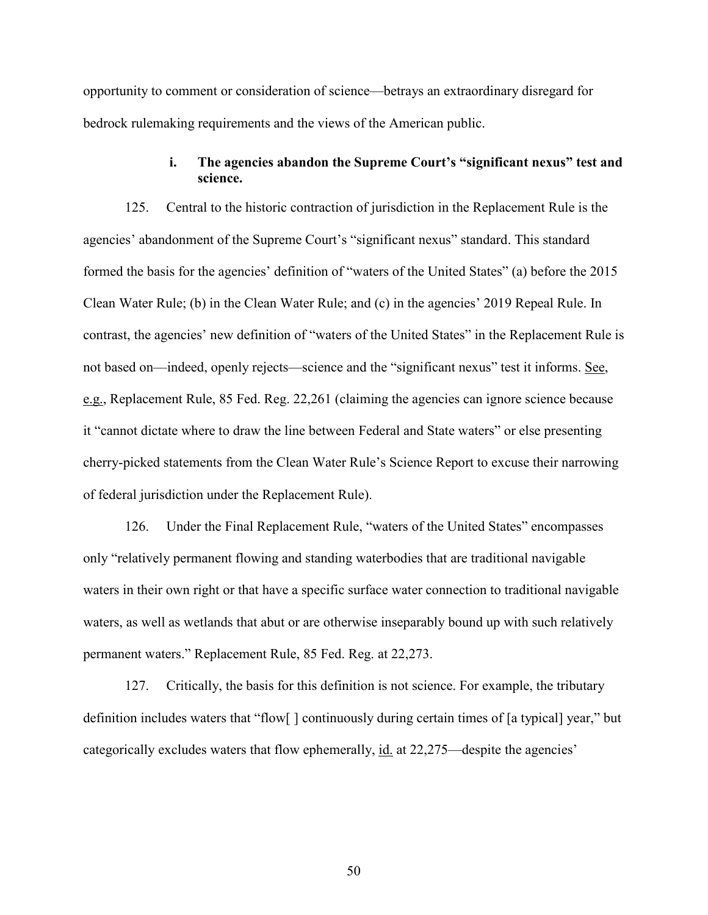opportunity to comment or consideration of science—betrays an extraordinary disregard for bedrock rulemaking requirements and the views of the American public.

#### i. The agencies abandon the Supreme Court's "significant nexus" test and science.

125. Central to the historic contraction of jurisdiction in the Replacement Rule is the agencies' abandonment of the Supreme Court's "significant nexus" standard. This standard formed the basis for the agencies' definition of "waters of the United States" (a) before the 2015 Clean Water Rule; (b) in the Clean Water Rule; and (c) in the agencies' 2019 Repeal Rule. In contrast, the agencies' new definition of "waters of the United States" in the Replacement Rule is not based on—indeed, openly rejects—science and the "significant nexus" test it informs. See, e.g., Replacement Rule, 85 Fed. Reg. 22,261 (claiming the agencies can ignore science because it "cannot dictate where to draw the line between Federal and State waters" or else presenting cherry-picked statements from the Clean Water Rule's Science Report to excuse their narrowing of federal jurisdiction under the Replacement Rule).

126. Under the Final Replacement Rule, "waters of the United States" encompasses only "relatively permanent flowing and standing waterbodies that are traditional navigable waters in their own right or that have a specific surface water connection to traditional navigable waters, as well as wetlands that abut or are otherwise inseparably bound up with such relatively permanent waters." Replacement Rule, 85 Fed. Reg. at 22,273.

127. Critically, the basis for this definition is not science. For example, the tributary definition includes waters that "flow[ ] continuously during certain times of [a typical] year," but categorically excludes waters that flow ephemerally, id. at 22,275—despite the agencies'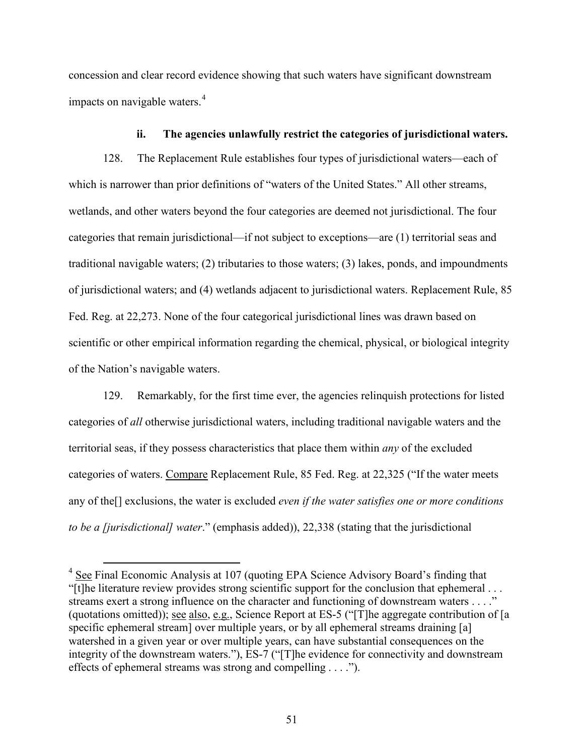concession and clear record evidence showing that such waters have significant downstream impacts on navigable waters.[4]

### ii. The agencies unlawfully restrict the categories of jurisdictional waters.

128. The Replacement Rule establishes four types of jurisdictional waters—each of which is narrower than prior definitions of "waters of the United States." All other streams, wetlands, and other waters beyond the four categories are deemed not jurisdictional. The four categories that remain jurisdictional—if not subject to exceptions—are (1) territorial seas and traditional navigable waters; (2) tributaries to those waters; (3) lakes, ponds, and impoundments of jurisdictional waters; and (4) wetlands adjacent to jurisdictional waters. Replacement Rule, 85 Fed. Reg. at 22,273. None of the four categorical jurisdictional lines was drawn based on scientific or other empirical information regarding the chemical, physical, or biological integrity of the Nation's navigable waters.

129. Remarkably, for the first time ever, the agencies relinquish protections for listed categories of *all* otherwise jurisdictional waters, including traditional navigable waters and the territorial seas, if they possess characteristics that place them within *any* of the excluded categories of waters. Compare Replacement Rule, 85 Fed. Reg. at 22,325 ("If the water meets any of the[] exclusions, the water is excluded *even if the water satisfies one or more conditions to be a [jurisdictional] water*." (emphasis added)), 22,338 (stating that the jurisdictional

---

[4] See Final Economic Analysis at 107 (quoting EPA Science Advisory Board's finding that "[t]he literature review provides strong scientific support for the conclusion that ephemeral . . . streams exert a strong influence on the character and functioning of downstream waters . . . ." (quotations omitted)); see also, e.g., Science Report at ES-5 ("[T]he aggregate contribution of [a specific ephemeral stream] over multiple years, or by all ephemeral streams draining [a] watershed in a given year or over multiple years, can have substantial consequences on the integrity of the downstream waters."), ES-7 ("[T]he evidence for connectivity and downstream effects of ephemeral streams was strong and compelling . . . .").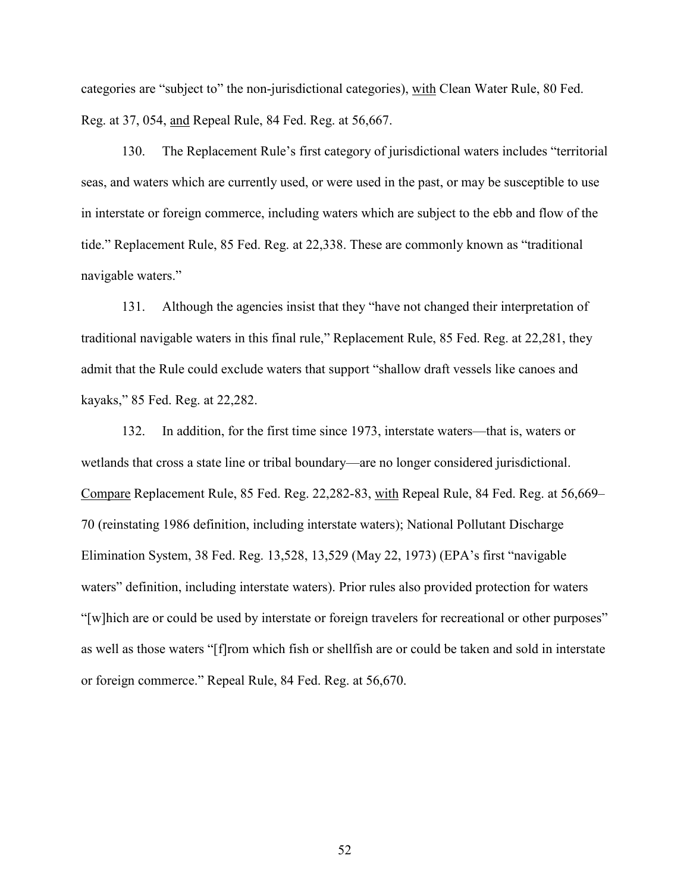categories are "subject to" the non-jurisdictional categories), <u>with</u> Clean Water Rule, 80 Fed. Reg. at 37, 054, <u>and</u> Repeal Rule, 84 Fed. Reg. at 56,667.

130. The Replacement Rule's first category of jurisdictional waters includes "territorial seas, and waters which are currently used, or were used in the past, or may be susceptible to use in interstate or foreign commerce, including waters which are subject to the ebb and flow of the tide." Replacement Rule, 85 Fed. Reg. at 22,338. These are commonly known as "traditional navigable waters."

131. Although the agencies insist that they "have not changed their interpretation of traditional navigable waters in this final rule," Replacement Rule, 85 Fed. Reg. at 22,281, they admit that the Rule could exclude waters that support "shallow draft vessels like canoes and kayaks," 85 Fed. Reg. at 22,282.

132. In addition, for the first time since 1973, interstate waters—that is, waters or wetlands that cross a state line or tribal boundary—are no longer considered jurisdictional. <u>Compare</u> Replacement Rule, 85 Fed. Reg. 22,282-83, <u>with</u> Repeal Rule, 84 Fed. Reg. at 56,669–70 (reinstating 1986 definition, including interstate waters); National Pollutant Discharge Elimination System, 38 Fed. Reg. 13,528, 13,529 (May 22, 1973) (EPA's first "navigable waters" definition, including interstate waters). Prior rules also provided protection for waters "[w]hich are or could be used by interstate or foreign travelers for recreational or other purposes" as well as those waters "[f]rom which fish or shellfish are or could be taken and sold in interstate or foreign commerce." Repeal Rule, 84 Fed. Reg. at 56,670.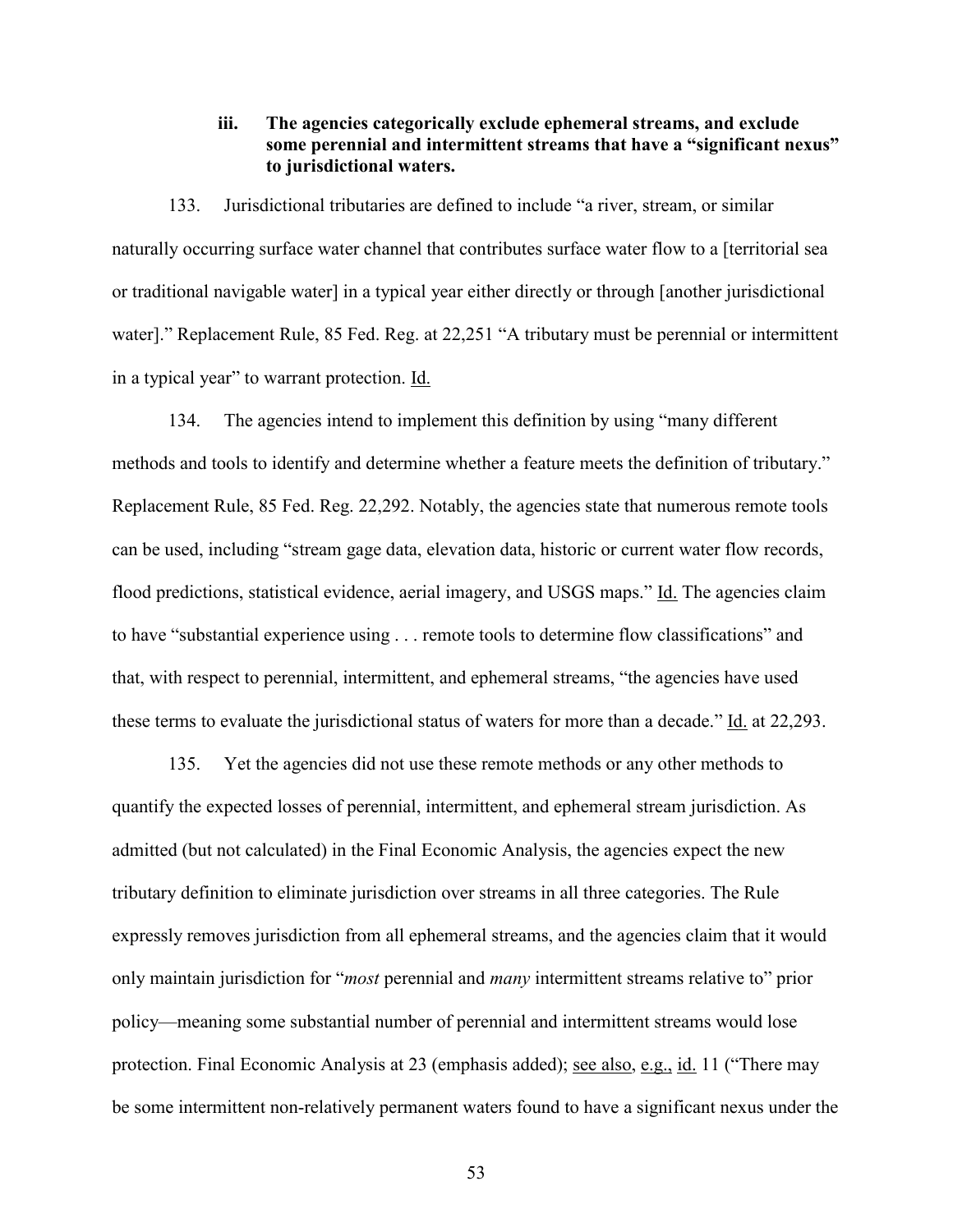### iii. The agencies categorically exclude ephemeral streams, and exclude some perennial and intermittent streams that have a "significant nexus" to jurisdictional waters.

133. Jurisdictional tributaries are defined to include "a river, stream, or similar naturally occurring surface water channel that contributes surface water flow to a [territorial sea or traditional navigable water] in a typical year either directly or through [another jurisdictional water]." Replacement Rule, 85 Fed. Reg. at 22,251 "A tributary must be perennial or intermittent in a typical year" to warrant protection. Id.

134. The agencies intend to implement this definition by using "many different methods and tools to identify and determine whether a feature meets the definition of tributary." Replacement Rule, 85 Fed. Reg. 22,292. Notably, the agencies state that numerous remote tools can be used, including "stream gage data, elevation data, historic or current water flow records, flood predictions, statistical evidence, aerial imagery, and USGS maps." Id. The agencies claim to have "substantial experience using . . . remote tools to determine flow classifications" and that, with respect to perennial, intermittent, and ephemeral streams, "the agencies have used these terms to evaluate the jurisdictional status of waters for more than a decade." Id. at 22,293.

135. Yet the agencies did not use these remote methods or any other methods to quantify the expected losses of perennial, intermittent, and ephemeral stream jurisdiction. As admitted (but not calculated) in the Final Economic Analysis, the agencies expect the new tributary definition to eliminate jurisdiction over streams in all three categories. The Rule expressly removes jurisdiction from all ephemeral streams, and the agencies claim that it would only maintain jurisdiction for "*most* perennial and *many* intermittent streams relative to" prior policy—meaning some substantial number of perennial and intermittent streams would lose protection. Final Economic Analysis at 23 (emphasis added); see also, e.g., id. 11 ("There may be some intermittent non-relatively permanent waters found to have a significant nexus under the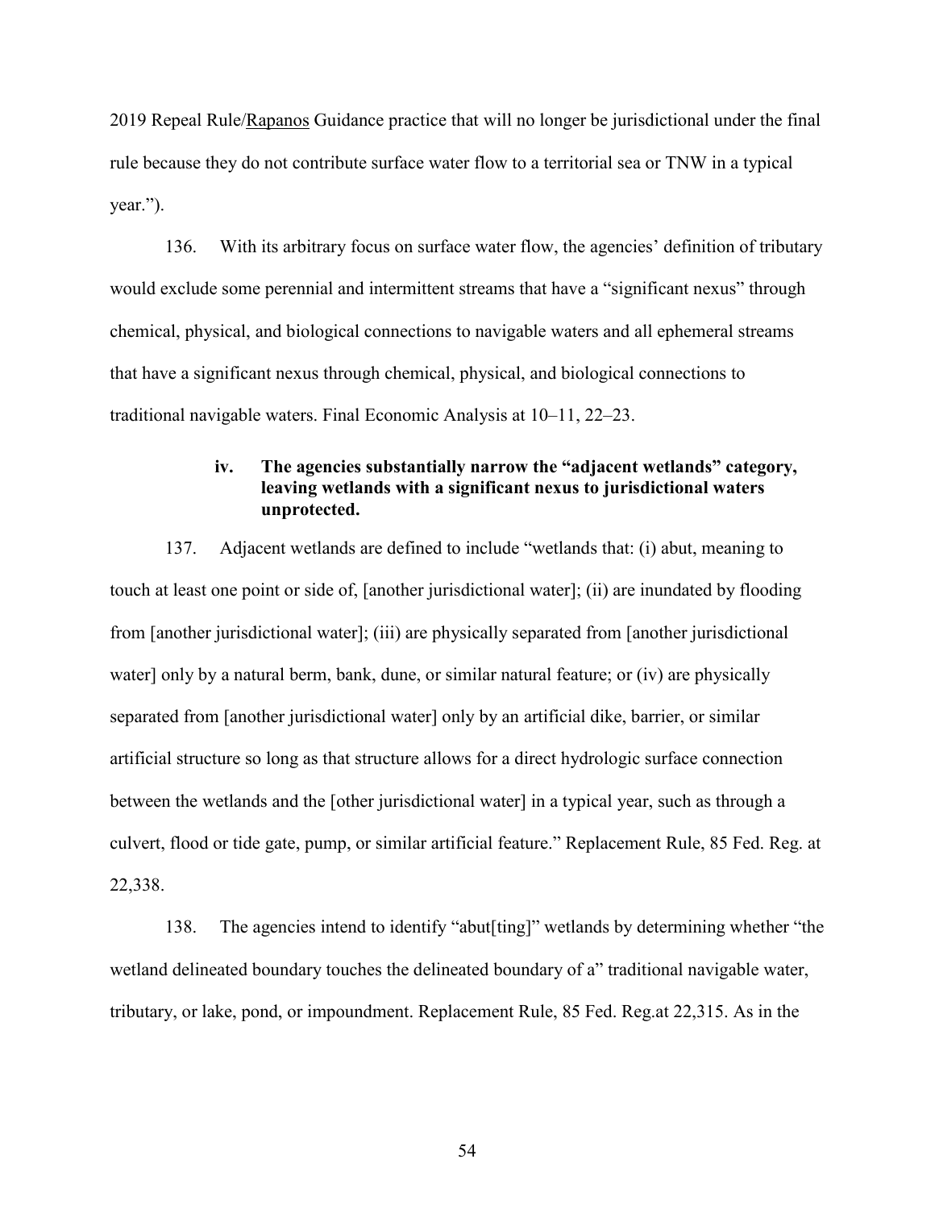2019 Repeal Rule/Rapanos Guidance practice that will no longer be jurisdictional under the final rule because they do not contribute surface water flow to a territorial sea or TNW in a typical year.").

136. With its arbitrary focus on surface water flow, the agencies' definition of tributary would exclude some perennial and intermittent streams that have a "significant nexus" through chemical, physical, and biological connections to navigable waters and all ephemeral streams that have a significant nexus through chemical, physical, and biological connections to traditional navigable waters. Final Economic Analysis at 10–11, 22–23.

**iv. The agencies substantially narrow the "adjacent wetlands" category, leaving wetlands with a significant nexus to jurisdictional waters unprotected.**

137. Adjacent wetlands are defined to include "wetlands that: (i) abut, meaning to touch at least one point or side of, [another jurisdictional water]; (ii) are inundated by flooding from [another jurisdictional water]; (iii) are physically separated from [another jurisdictional water] only by a natural berm, bank, dune, or similar natural feature; or (iv) are physically separated from [another jurisdictional water] only by an artificial dike, barrier, or similar artificial structure so long as that structure allows for a direct hydrologic surface connection between the wetlands and the [other jurisdictional water] in a typical year, such as through a culvert, flood or tide gate, pump, or similar artificial feature." Replacement Rule, 85 Fed. Reg. at 22,338.

138. The agencies intend to identify "abut[ting]" wetlands by determining whether "the wetland delineated boundary touches the delineated boundary of a" traditional navigable water, tributary, or lake, pond, or impoundment. Replacement Rule, 85 Fed. Reg.at 22,315. As in the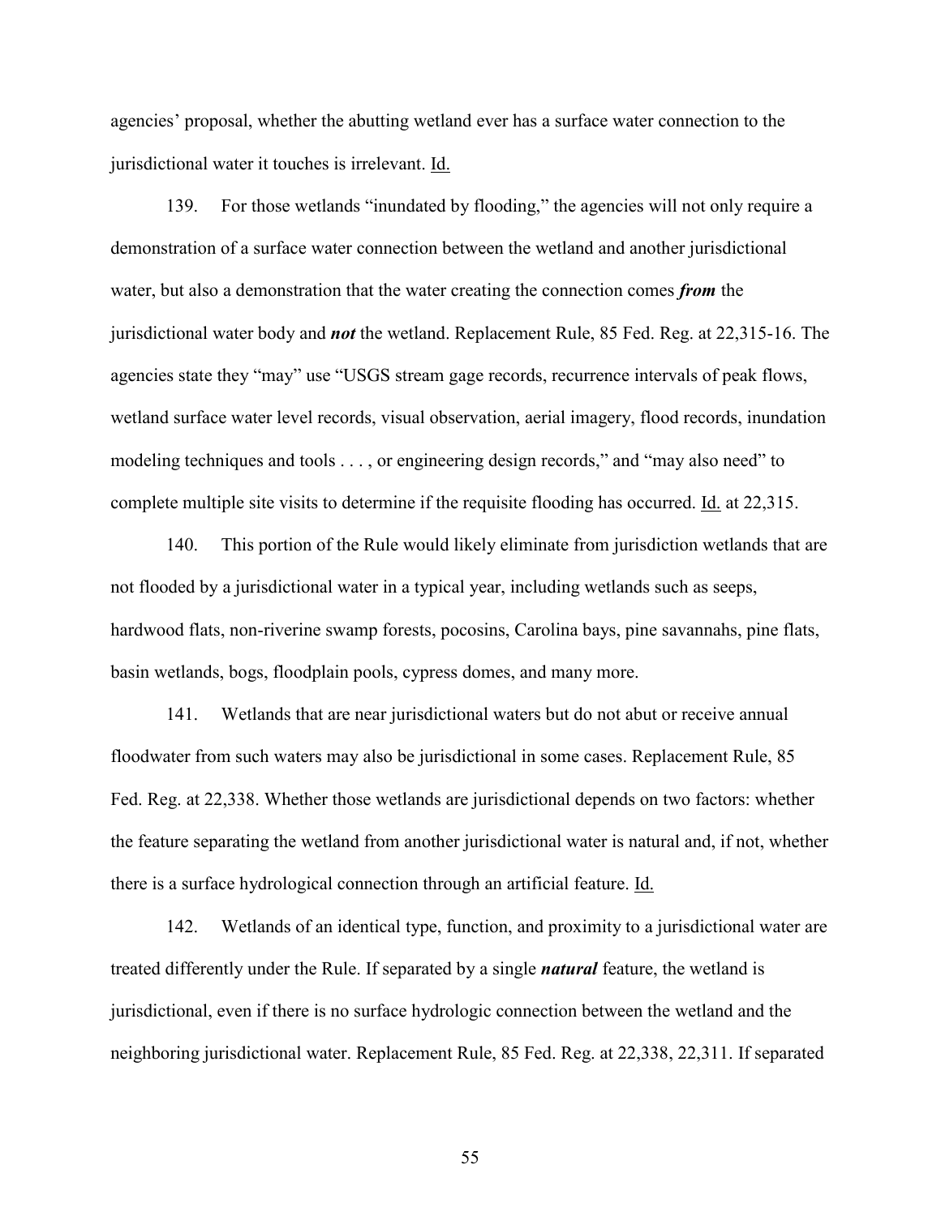agencies' proposal, whether the abutting wetland ever has a surface water connection to the jurisdictional water it touches is irrelevant. Id.

139. For those wetlands "inundated by flooding," the agencies will not only require a demonstration of a surface water connection between the wetland and another jurisdictional water, but also a demonstration that the water creating the connection comes ***from*** the jurisdictional water body and ***not*** the wetland. Replacement Rule, 85 Fed. Reg. at 22,315-16. The agencies state they "may" use "USGS stream gage records, recurrence intervals of peak flows, wetland surface water level records, visual observation, aerial imagery, flood records, inundation modeling techniques and tools . . . , or engineering design records," and "may also need" to complete multiple site visits to determine if the requisite flooding has occurred. Id. at 22,315.

140. This portion of the Rule would likely eliminate from jurisdiction wetlands that are not flooded by a jurisdictional water in a typical year, including wetlands such as seeps, hardwood flats, non-riverine swamp forests, pocosins, Carolina bays, pine savannahs, pine flats, basin wetlands, bogs, floodplain pools, cypress domes, and many more.

141. Wetlands that are near jurisdictional waters but do not abut or receive annual floodwater from such waters may also be jurisdictional in some cases. Replacement Rule, 85 Fed. Reg. at 22,338. Whether those wetlands are jurisdictional depends on two factors: whether the feature separating the wetland from another jurisdictional water is natural and, if not, whether there is a surface hydrological connection through an artificial feature. Id.

142. Wetlands of an identical type, function, and proximity to a jurisdictional water are treated differently under the Rule. If separated by a single ***natural*** feature, the wetland is jurisdictional, even if there is no surface hydrologic connection between the wetland and the neighboring jurisdictional water. Replacement Rule, 85 Fed. Reg. at 22,338, 22,311. If separated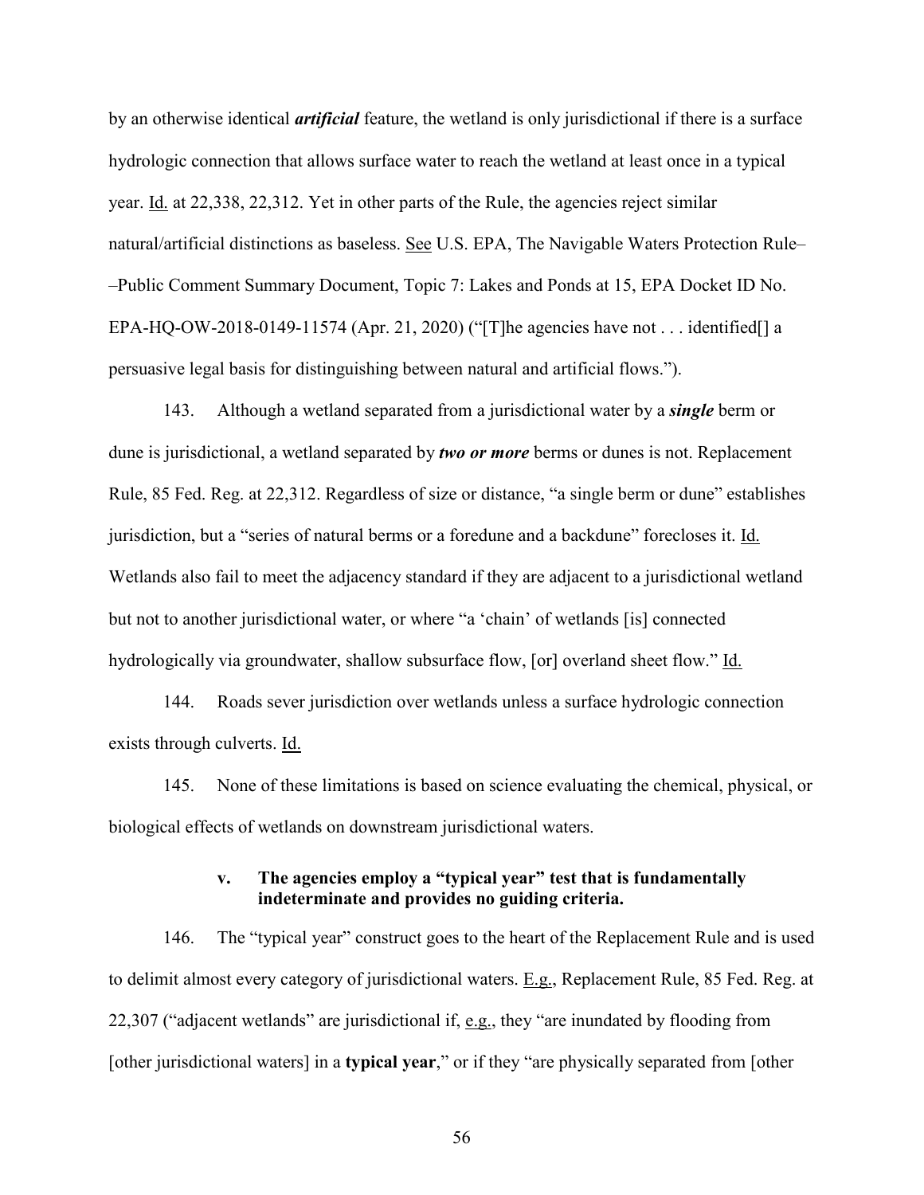by an otherwise identical ***artificial*** feature, the wetland is only jurisdictional if there is a surface hydrologic connection that allows surface water to reach the wetland at least once in a typical year. Id. at 22,338, 22,312. Yet in other parts of the Rule, the agencies reject similar natural/artificial distinctions as baseless. See U.S. EPA, The Navigable Waters Protection Rule––Public Comment Summary Document, Topic 7: Lakes and Ponds at 15, EPA Docket ID No. EPA-HQ-OW-2018-0149-11574 (Apr. 21, 2020) ("[T]he agencies have not . . . identified[] a persuasive legal basis for distinguishing between natural and artificial flows.").

143. Although a wetland separated from a jurisdictional water by a ***single*** berm or dune is jurisdictional, a wetland separated by ***two or more*** berms or dunes is not. Replacement Rule, 85 Fed. Reg. at 22,312. Regardless of size or distance, "a single berm or dune" establishes jurisdiction, but a "series of natural berms or a foredune and a backdune" forecloses it. Id. Wetlands also fail to meet the adjacency standard if they are adjacent to a jurisdictional wetland but not to another jurisdictional water, or where "a 'chain' of wetlands [is] connected hydrologically via groundwater, shallow subsurface flow, [or] overland sheet flow." Id.

144. Roads sever jurisdiction over wetlands unless a surface hydrologic connection exists through culverts. Id.

145. None of these limitations is based on science evaluating the chemical, physical, or biological effects of wetlands on downstream jurisdictional waters.

#### v. The agencies employ a "typical year" test that is fundamentally indeterminate and provides no guiding criteria.

146. The "typical year" construct goes to the heart of the Replacement Rule and is used to delimit almost every category of jurisdictional waters. E.g., Replacement Rule, 85 Fed. Reg. at 22,307 ("adjacent wetlands" are jurisdictional if, e.g., they "are inundated by flooding from [other jurisdictional waters] in a **typical year**," or if they "are physically separated from [other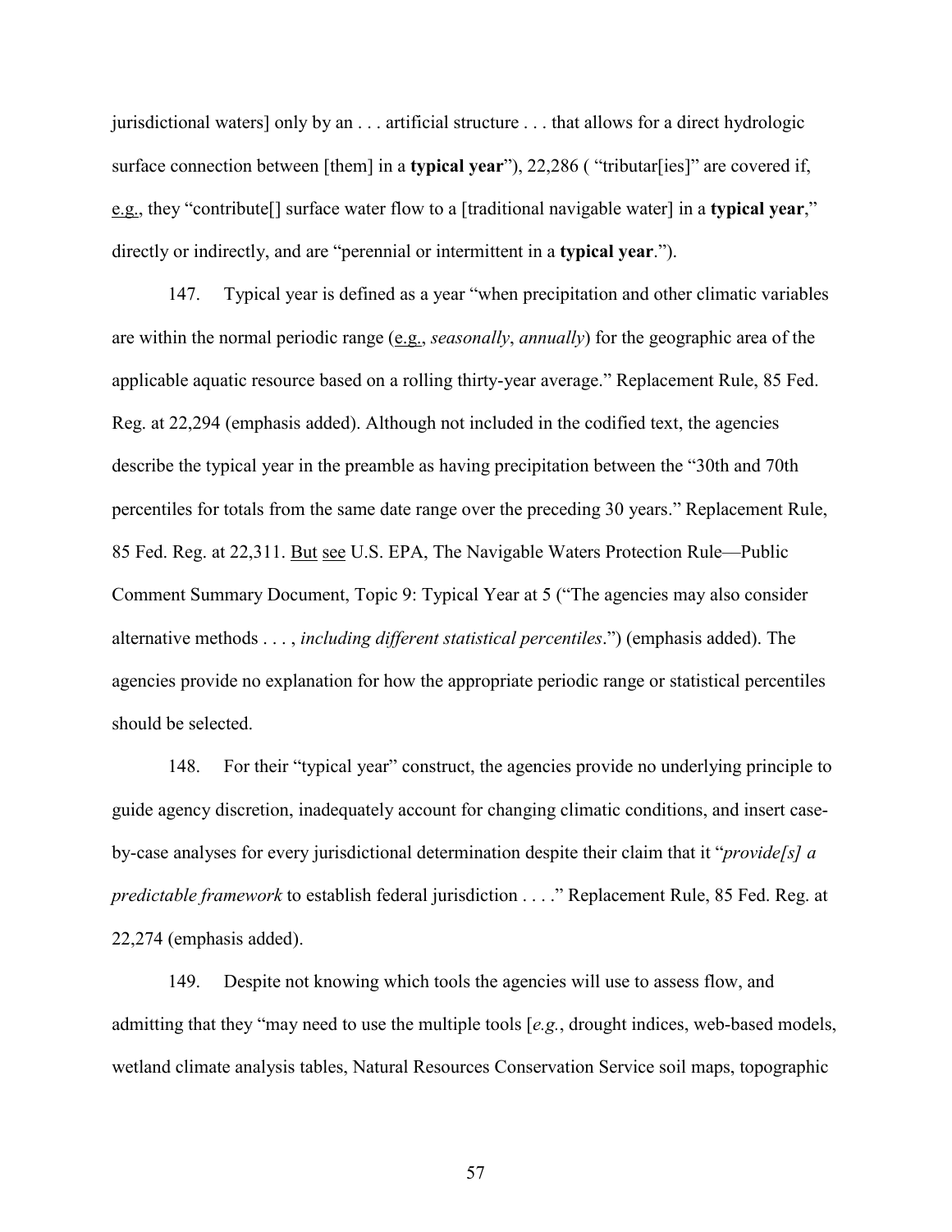jurisdictional waters] only by an . . . artificial structure . . . that allows for a direct hydrologic surface connection between [them] in a **typical year**"), 22,286 ( "tributar[ies]" are covered if, e.g., they "contribute[] surface water flow to a [traditional navigable water] in a **typical year**," directly or indirectly, and are "perennial or intermittent in a **typical year**.").

147. Typical year is defined as a year "when precipitation and other climatic variables are within the normal periodic range (e.g., *seasonally*, *annually*) for the geographic area of the applicable aquatic resource based on a rolling thirty-year average." Replacement Rule, 85 Fed. Reg. at 22,294 (emphasis added). Although not included in the codified text, the agencies describe the typical year in the preamble as having precipitation between the "30th and 70th percentiles for totals from the same date range over the preceding 30 years." Replacement Rule, 85 Fed. Reg. at 22,311. But see U.S. EPA, The Navigable Waters Protection Rule—Public Comment Summary Document, Topic 9: Typical Year at 5 ("The agencies may also consider alternative methods . . . , *including different statistical percentiles*.") (emphasis added). The agencies provide no explanation for how the appropriate periodic range or statistical percentiles should be selected.

148. For their "typical year" construct, the agencies provide no underlying principle to guide agency discretion, inadequately account for changing climatic conditions, and insert case-by-case analyses for every jurisdictional determination despite their claim that it "*provide[s] a predictable framework* to establish federal jurisdiction . . . ." Replacement Rule, 85 Fed. Reg. at 22,274 (emphasis added).

149. Despite not knowing which tools the agencies will use to assess flow, and admitting that they "may need to use the multiple tools [*e.g.*, drought indices, web-based models, wetland climate analysis tables, Natural Resources Conservation Service soil maps, topographic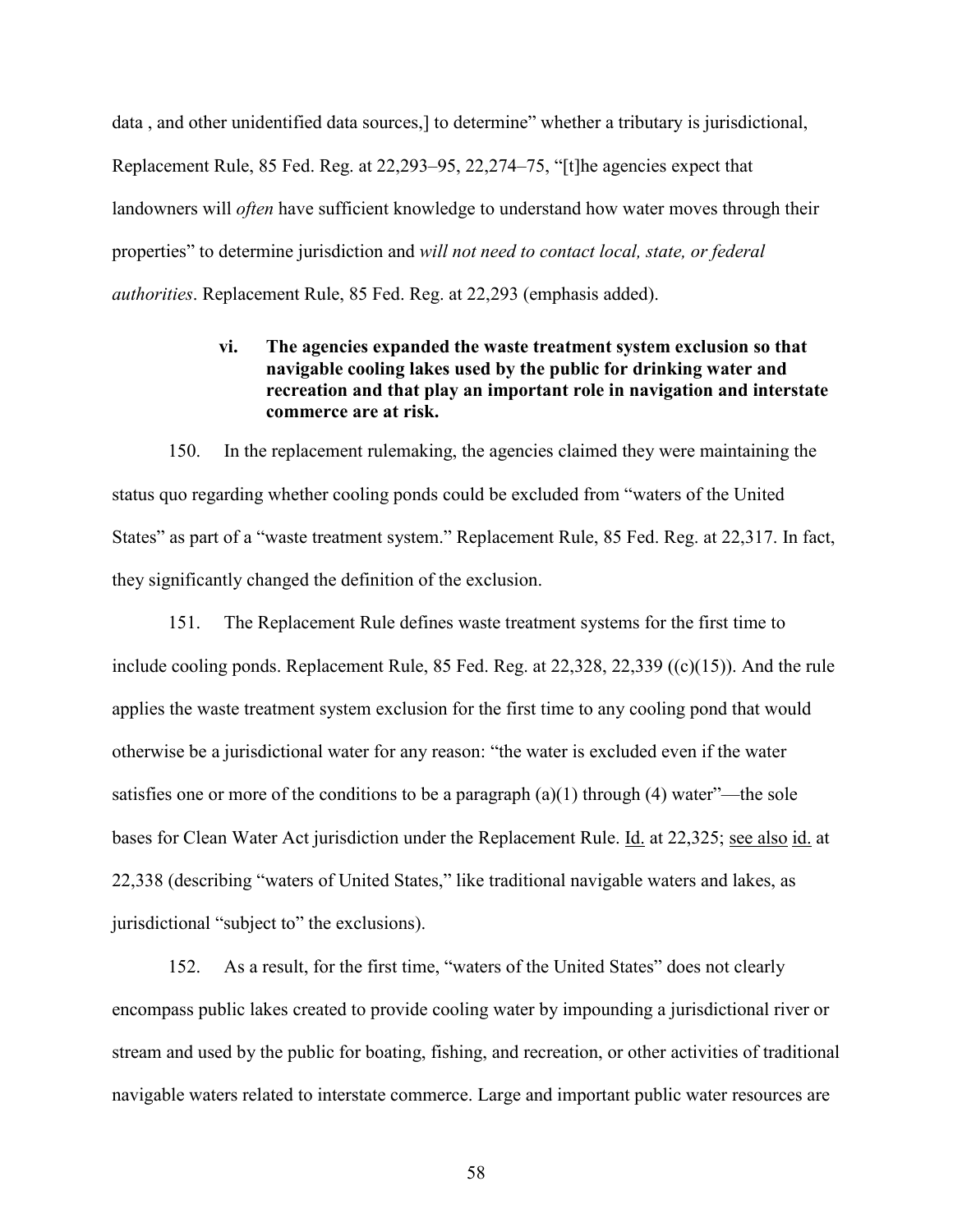data , and other unidentified data sources,] to determine" whether a tributary is jurisdictional, Replacement Rule, 85 Fed. Reg. at 22,293–95, 22,274–75, "[t]he agencies expect that landowners will *often* have sufficient knowledge to understand how water moves through their properties" to determine jurisdiction and *will not need to contact local, state, or federal authorities*. Replacement Rule, 85 Fed. Reg. at 22,293 (emphasis added).

**vi. The agencies expanded the waste treatment system exclusion so that navigable cooling lakes used by the public for drinking water and recreation and that play an important role in navigation and interstate commerce are at risk.**

150. In the replacement rulemaking, the agencies claimed they were maintaining the status quo regarding whether cooling ponds could be excluded from "waters of the United States" as part of a "waste treatment system." Replacement Rule, 85 Fed. Reg. at 22,317. In fact, they significantly changed the definition of the exclusion.

151. The Replacement Rule defines waste treatment systems for the first time to include cooling ponds. Replacement Rule, 85 Fed. Reg. at 22,328, 22,339 ((c)(15)). And the rule applies the waste treatment system exclusion for the first time to any cooling pond that would otherwise be a jurisdictional water for any reason: "the water is excluded even if the water satisfies one or more of the conditions to be a paragraph (a)(1) through (4) water"—the sole bases for Clean Water Act jurisdiction under the Replacement Rule. Id. at 22,325; see also id. at 22,338 (describing "waters of United States," like traditional navigable waters and lakes, as jurisdictional "subject to" the exclusions).

152. As a result, for the first time, "waters of the United States" does not clearly encompass public lakes created to provide cooling water by impounding a jurisdictional river or stream and used by the public for boating, fishing, and recreation, or other activities of traditional navigable waters related to interstate commerce. Large and important public water resources are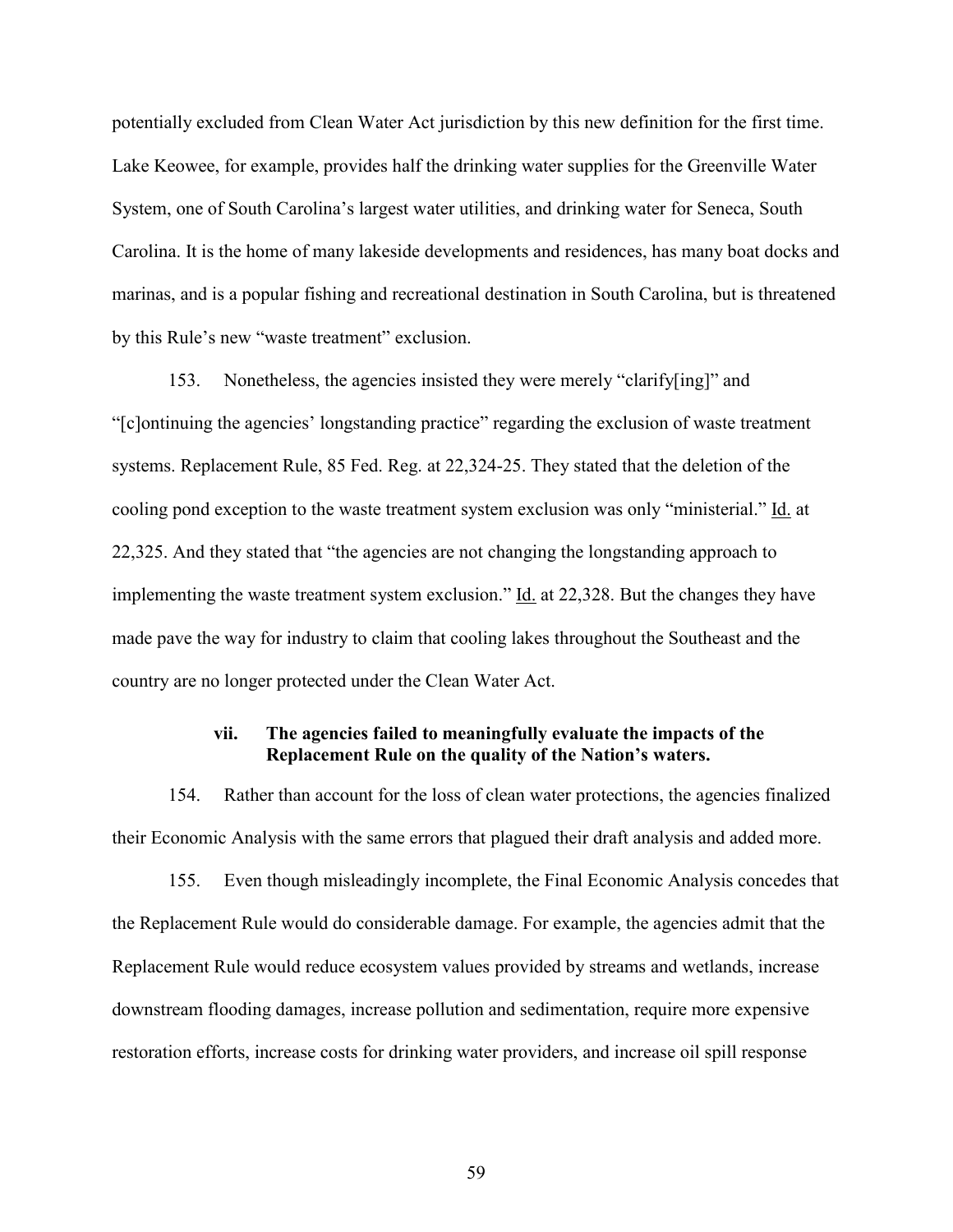potentially excluded from Clean Water Act jurisdiction by this new definition for the first time. Lake Keowee, for example, provides half the drinking water supplies for the Greenville Water System, one of South Carolina's largest water utilities, and drinking water for Seneca, South Carolina. It is the home of many lakeside developments and residences, has many boat docks and marinas, and is a popular fishing and recreational destination in South Carolina, but is threatened by this Rule's new "waste treatment" exclusion.

153. Nonetheless, the agencies insisted they were merely "clarify[ing]" and "[c]ontinuing the agencies' longstanding practice" regarding the exclusion of waste treatment systems. Replacement Rule, 85 Fed. Reg. at 22,324-25. They stated that the deletion of the cooling pond exception to the waste treatment system exclusion was only "ministerial." Id. at 22,325. And they stated that "the agencies are not changing the longstanding approach to implementing the waste treatment system exclusion." Id. at 22,328. But the changes they have made pave the way for industry to claim that cooling lakes throughout the Southeast and the country are no longer protected under the Clean Water Act.

#### vii. The agencies failed to meaningfully evaluate the impacts of the Replacement Rule on the quality of the Nation's waters.

154. Rather than account for the loss of clean water protections, the agencies finalized their Economic Analysis with the same errors that plagued their draft analysis and added more.

155. Even though misleadingly incomplete, the Final Economic Analysis concedes that the Replacement Rule would do considerable damage. For example, the agencies admit that the Replacement Rule would reduce ecosystem values provided by streams and wetlands, increase downstream flooding damages, increase pollution and sedimentation, require more expensive restoration efforts, increase costs for drinking water providers, and increase oil spill response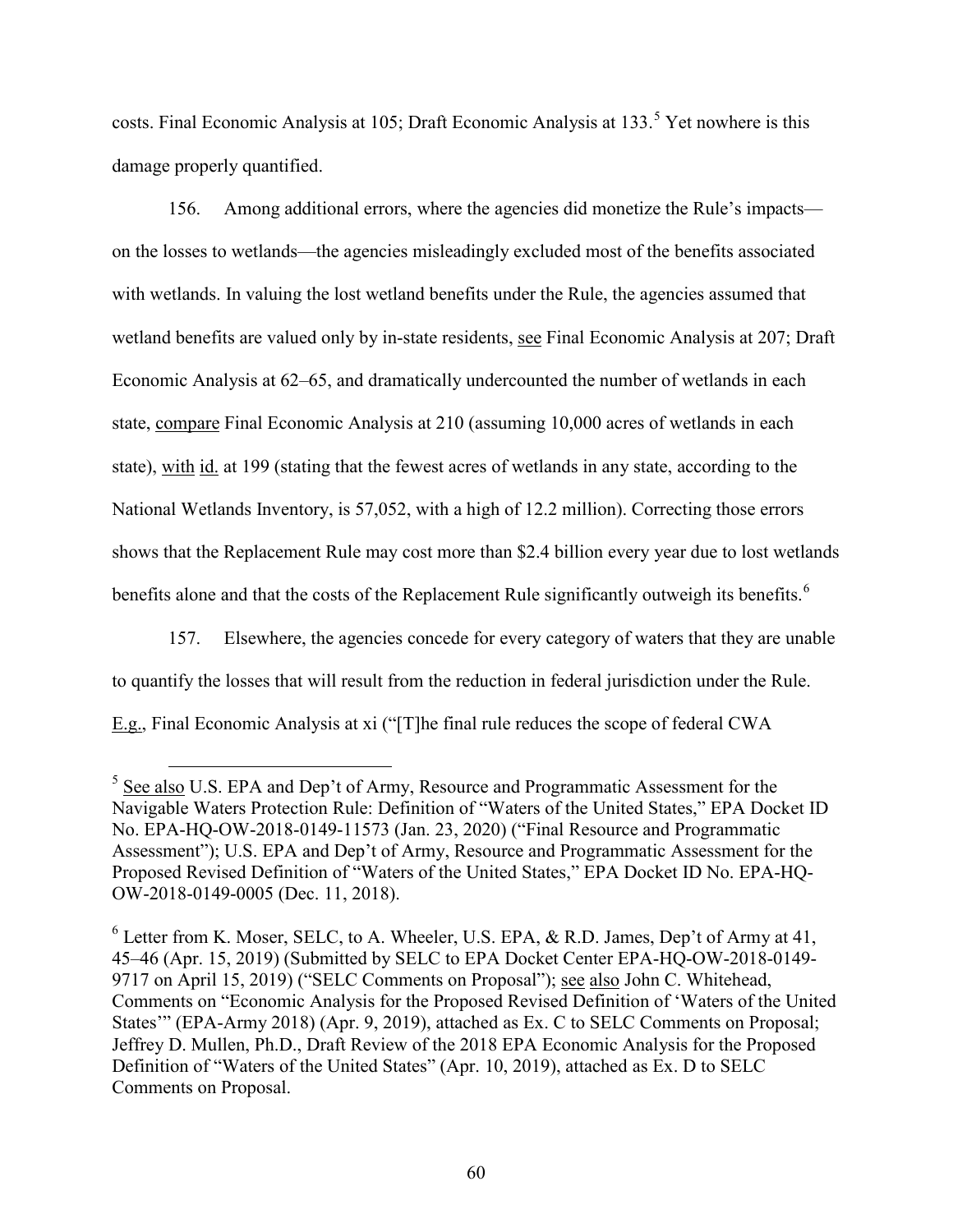costs. Final Economic Analysis at 105; Draft Economic Analysis at 133.[5] Yet nowhere is this damage properly quantified.

156. Among additional errors, where the agencies did monetize the Rule's impacts—on the losses to wetlands—the agencies misleadingly excluded most of the benefits associated with wetlands. In valuing the lost wetland benefits under the Rule, the agencies assumed that wetland benefits are valued only by in-state residents, see Final Economic Analysis at 207; Draft Economic Analysis at 62–65, and dramatically undercounted the number of wetlands in each state, compare Final Economic Analysis at 210 (assuming 10,000 acres of wetlands in each state), with id. at 199 (stating that the fewest acres of wetlands in any state, according to the National Wetlands Inventory, is 57,052, with a high of 12.2 million). Correcting those errors shows that the Replacement Rule may cost more than $2.4 billion every year due to lost wetlands benefits alone and that the costs of the Replacement Rule significantly outweigh its benefits.[6]

157. Elsewhere, the agencies concede for every category of waters that they are unable to quantify the losses that will result from the reduction in federal jurisdiction under the Rule. E.g., Final Economic Analysis at xi ("[T]he final rule reduces the scope of federal CWA

---

[5] See also U.S. EPA and Dep't of Army, Resource and Programmatic Assessment for the Navigable Waters Protection Rule: Definition of "Waters of the United States," EPA Docket ID No. EPA-HQ-OW-2018-0149-11573 (Jan. 23, 2020) ("Final Resource and Programmatic Assessment"); U.S. EPA and Dep't of Army, Resource and Programmatic Assessment for the Proposed Revised Definition of "Waters of the United States," EPA Docket ID No. EPA-HQ-OW-2018-0149-0005 (Dec. 11, 2018).

[6] Letter from K. Moser, SELC, to A. Wheeler, U.S. EPA, & R.D. James, Dep't of Army at 41, 45–46 (Apr. 15, 2019) (Submitted by SELC to EPA Docket Center EPA-HQ-OW-2018-0149-9717 on April 15, 2019) ("SELC Comments on Proposal"); see also John C. Whitehead, Comments on "Economic Analysis for the Proposed Revised Definition of 'Waters of the United States'" (EPA-Army 2018) (Apr. 9, 2019), attached as Ex. C to SELC Comments on Proposal; Jeffrey D. Mullen, Ph.D., Draft Review of the 2018 EPA Economic Analysis for the Proposed Definition of "Waters of the United States" (Apr. 10, 2019), attached as Ex. D to SELC Comments on Proposal.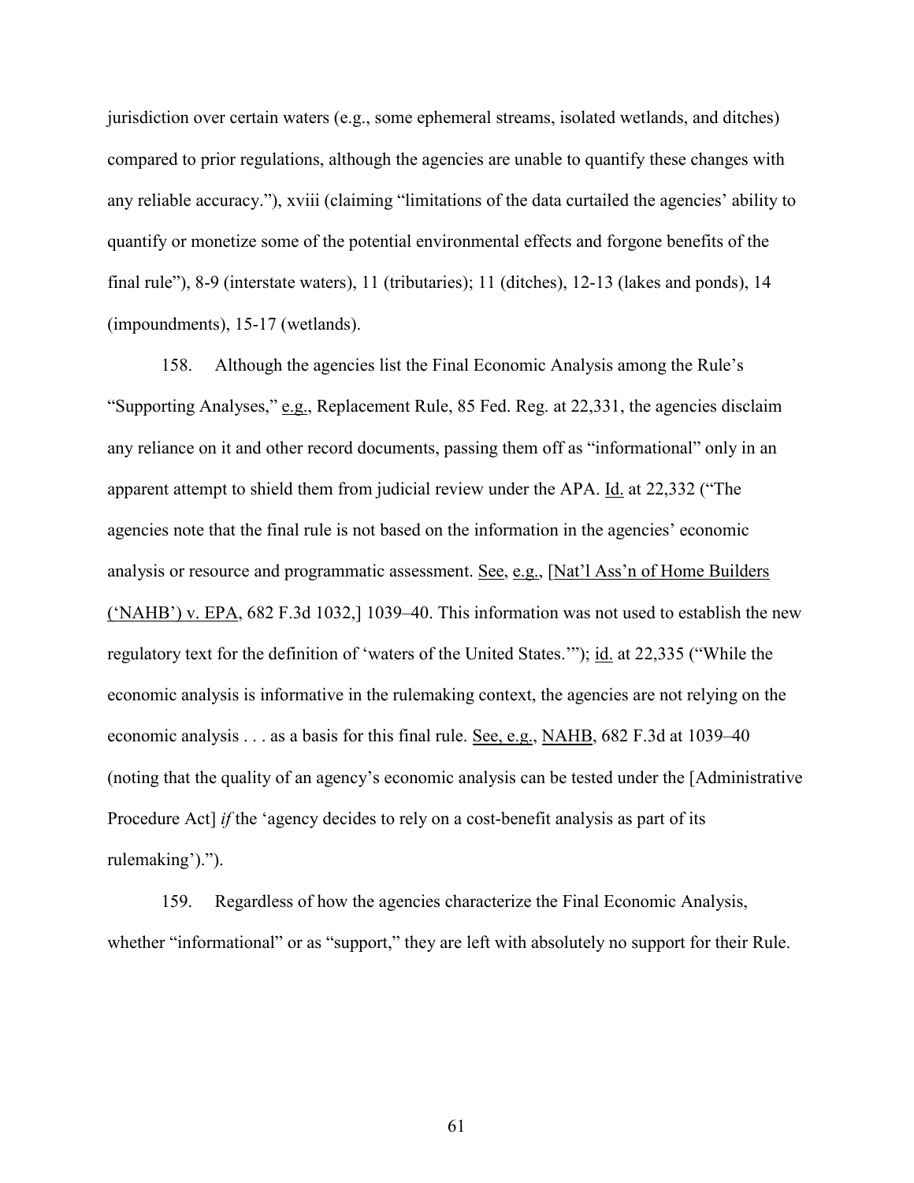jurisdiction over certain waters (e.g., some ephemeral streams, isolated wetlands, and ditches) compared to prior regulations, although the agencies are unable to quantify these changes with any reliable accuracy."), xviii (claiming "limitations of the data curtailed the agencies' ability to quantify or monetize some of the potential environmental effects and forgone benefits of the final rule"), 8-9 (interstate waters), 11 (tributaries); 11 (ditches), 12-13 (lakes and ponds), 14 (impoundments), 15-17 (wetlands).

158. Although the agencies list the Final Economic Analysis among the Rule's "Supporting Analyses," e.g., Replacement Rule, 85 Fed. Reg. at 22,331, the agencies disclaim any reliance on it and other record documents, passing them off as "informational" only in an apparent attempt to shield them from judicial review under the APA. Id. at 22,332 ("The agencies note that the final rule is not based on the information in the agencies' economic analysis or resource and programmatic assessment. See, e.g., [Nat'l Ass'n of Home Builders ('NAHB') v. EPA, 682 F.3d 1032,] 1039–40. This information was not used to establish the new regulatory text for the definition of 'waters of the United States.'"); id. at 22,335 ("While the economic analysis is informative in the rulemaking context, the agencies are not relying on the economic analysis . . . as a basis for this final rule. See, e.g., NAHB, 682 F.3d at 1039–40 (noting that the quality of an agency's economic analysis can be tested under the [Administrative Procedure Act] *if* the 'agency decides to rely on a cost-benefit analysis as part of its rulemaking').").

159. Regardless of how the agencies characterize the Final Economic Analysis, whether "informational" or as "support," they are left with absolutely no support for their Rule.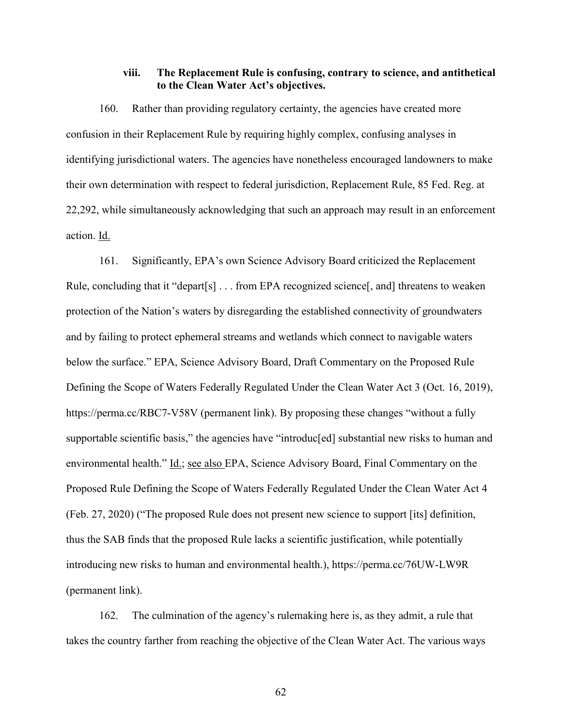### viii. The Replacement Rule is confusing, contrary to science, and antithetical to the Clean Water Act's objectives.

160. Rather than providing regulatory certainty, the agencies have created more confusion in their Replacement Rule by requiring highly complex, confusing analyses in identifying jurisdictional waters. The agencies have nonetheless encouraged landowners to make their own determination with respect to federal jurisdiction, Replacement Rule, 85 Fed. Reg. at 22,292, while simultaneously acknowledging that such an approach may result in an enforcement action. Id.

161. Significantly, EPA's own Science Advisory Board criticized the Replacement Rule, concluding that it "depart[s] . . . from EPA recognized science[, and] threatens to weaken protection of the Nation's waters by disregarding the established connectivity of groundwaters and by failing to protect ephemeral streams and wetlands which connect to navigable waters below the surface." EPA, Science Advisory Board, Draft Commentary on the Proposed Rule Defining the Scope of Waters Federally Regulated Under the Clean Water Act 3 (Oct. 16, 2019), https://perma.cc/RBC7-V58V (permanent link). By proposing these changes "without a fully supportable scientific basis," the agencies have "introduc[ed] substantial new risks to human and environmental health." Id.; see also EPA, Science Advisory Board, Final Commentary on the Proposed Rule Defining the Scope of Waters Federally Regulated Under the Clean Water Act 4 (Feb. 27, 2020) ("The proposed Rule does not present new science to support [its] definition, thus the SAB finds that the proposed Rule lacks a scientific justification, while potentially introducing new risks to human and environmental health.), https://perma.cc/76UW-LW9R (permanent link).

162. The culmination of the agency's rulemaking here is, as they admit, a rule that takes the country farther from reaching the objective of the Clean Water Act. The various ways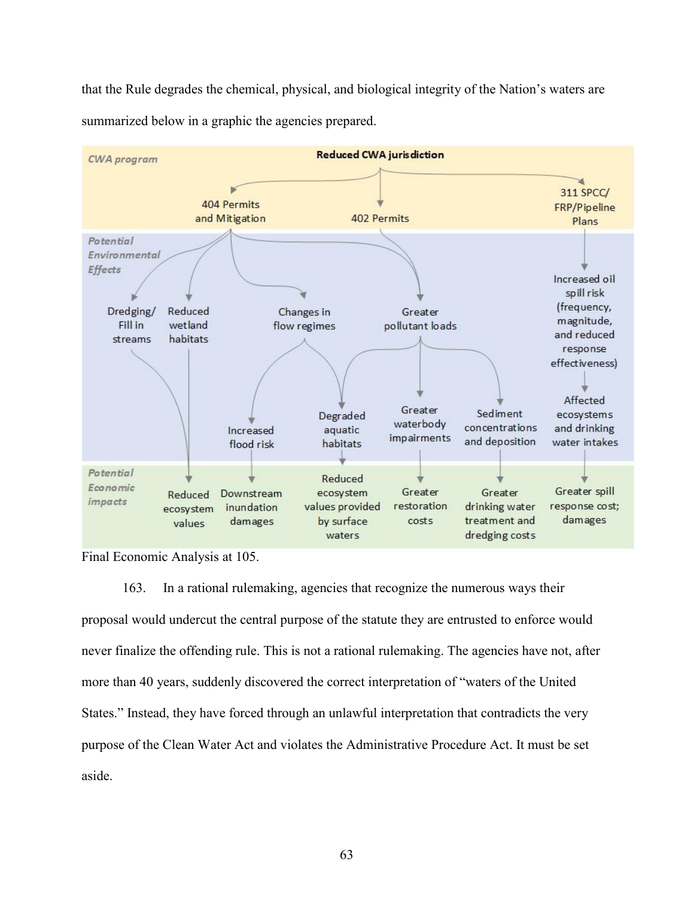that the Rule degrades the chemical, physical, and biological integrity of the Nation's waters are summarized below in a graphic the agencies prepared.

Final Economic Analysis at 105.

163. In a rational rulemaking, agencies that recognize the numerous ways their proposal would undercut the central purpose of the statute they are entrusted to enforce would never finalize the offending rule. This is not a rational rulemaking. The agencies have not, after more than 40 years, suddenly discovered the correct interpretation of "waters of the United States." Instead, they have forced through an unlawful interpretation that contradicts the very purpose of the Clean Water Act and violates the Administrative Procedure Act. It must be set aside.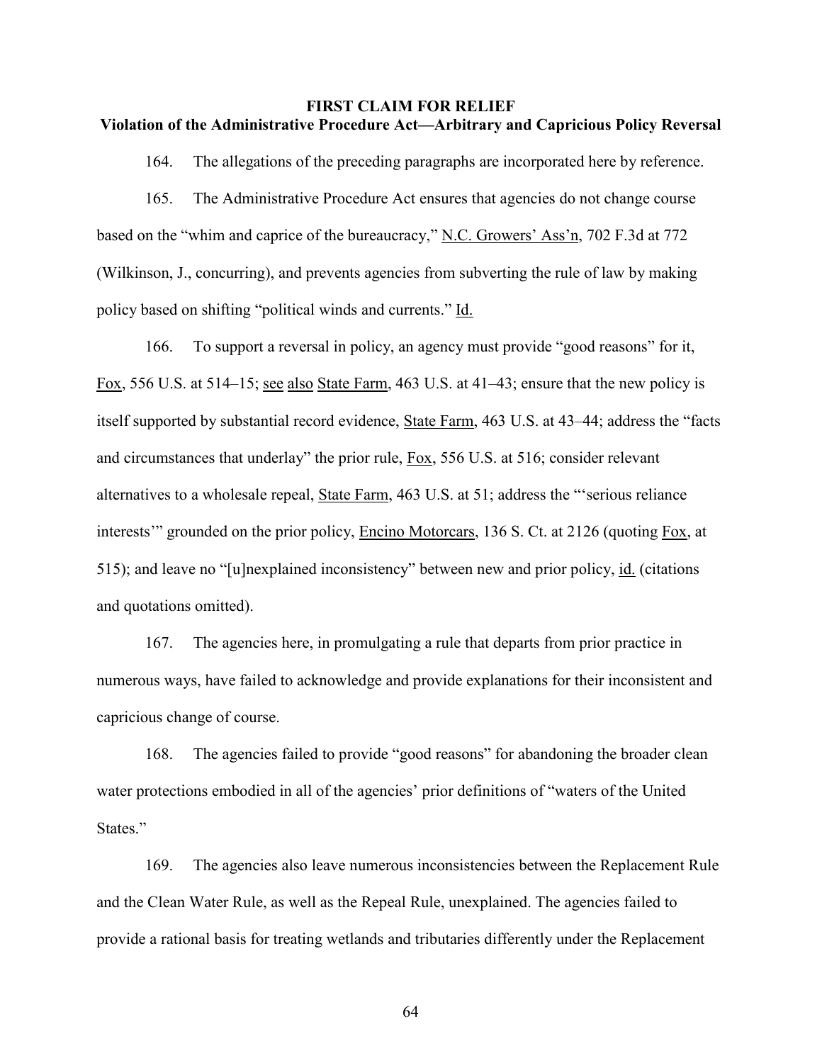**FIRST CLAIM FOR RELIEF**
**Violation of the Administrative Procedure Act—Arbitrary and Capricious Policy Reversal**

164. The allegations of the preceding paragraphs are incorporated here by reference.

165. The Administrative Procedure Act ensures that agencies do not change course based on the "whim and caprice of the bureaucracy," N.C. Growers' Ass'n, 702 F.3d at 772 (Wilkinson, J., concurring), and prevents agencies from subverting the rule of law by making policy based on shifting "political winds and currents." Id.

166. To support a reversal in policy, an agency must provide "good reasons" for it, Fox, 556 U.S. at 514–15; see also State Farm, 463 U.S. at 41–43; ensure that the new policy is itself supported by substantial record evidence, State Farm, 463 U.S. at 43–44; address the "facts and circumstances that underlay" the prior rule, Fox, 556 U.S. at 516; consider relevant alternatives to a wholesale repeal, State Farm, 463 U.S. at 51; address the "'serious reliance interests'" grounded on the prior policy, Encino Motorcars, 136 S. Ct. at 2126 (quoting Fox, at 515); and leave no "[u]nexplained inconsistency" between new and prior policy, id. (citations and quotations omitted).

167. The agencies here, in promulgating a rule that departs from prior practice in numerous ways, have failed to acknowledge and provide explanations for their inconsistent and capricious change of course.

168. The agencies failed to provide "good reasons" for abandoning the broader clean water protections embodied in all of the agencies' prior definitions of "waters of the United States."

169. The agencies also leave numerous inconsistencies between the Replacement Rule and the Clean Water Rule, as well as the Repeal Rule, unexplained. The agencies failed to provide a rational basis for treating wetlands and tributaries differently under the Replacement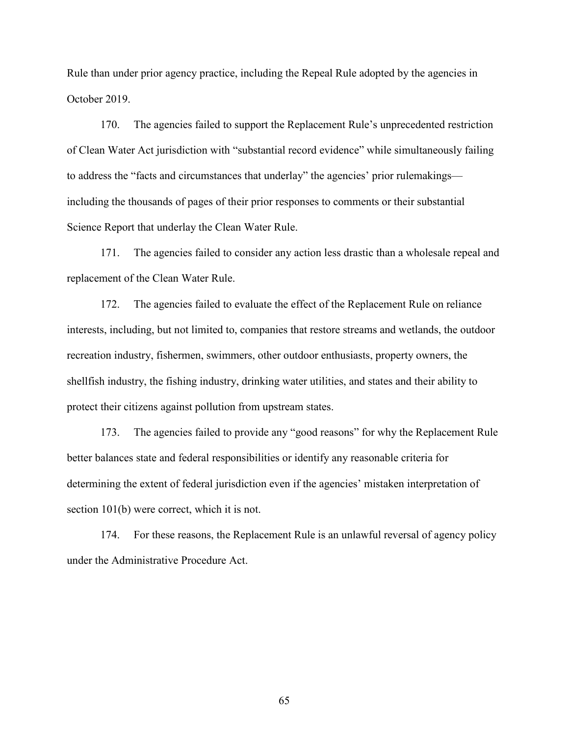Rule than under prior agency practice, including the Repeal Rule adopted by the agencies in October 2019.

170. The agencies failed to support the Replacement Rule's unprecedented restriction of Clean Water Act jurisdiction with "substantial record evidence" while simultaneously failing to address the "facts and circumstances that underlay" the agencies' prior rulemakings—including the thousands of pages of their prior responses to comments or their substantial Science Report that underlay the Clean Water Rule.

171. The agencies failed to consider any action less drastic than a wholesale repeal and replacement of the Clean Water Rule.

172. The agencies failed to evaluate the effect of the Replacement Rule on reliance interests, including, but not limited to, companies that restore streams and wetlands, the outdoor recreation industry, fishermen, swimmers, other outdoor enthusiasts, property owners, the shellfish industry, the fishing industry, drinking water utilities, and states and their ability to protect their citizens against pollution from upstream states.

173. The agencies failed to provide any "good reasons" for why the Replacement Rule better balances state and federal responsibilities or identify any reasonable criteria for determining the extent of federal jurisdiction even if the agencies' mistaken interpretation of section 101(b) were correct, which it is not.

174. For these reasons, the Replacement Rule is an unlawful reversal of agency policy under the Administrative Procedure Act.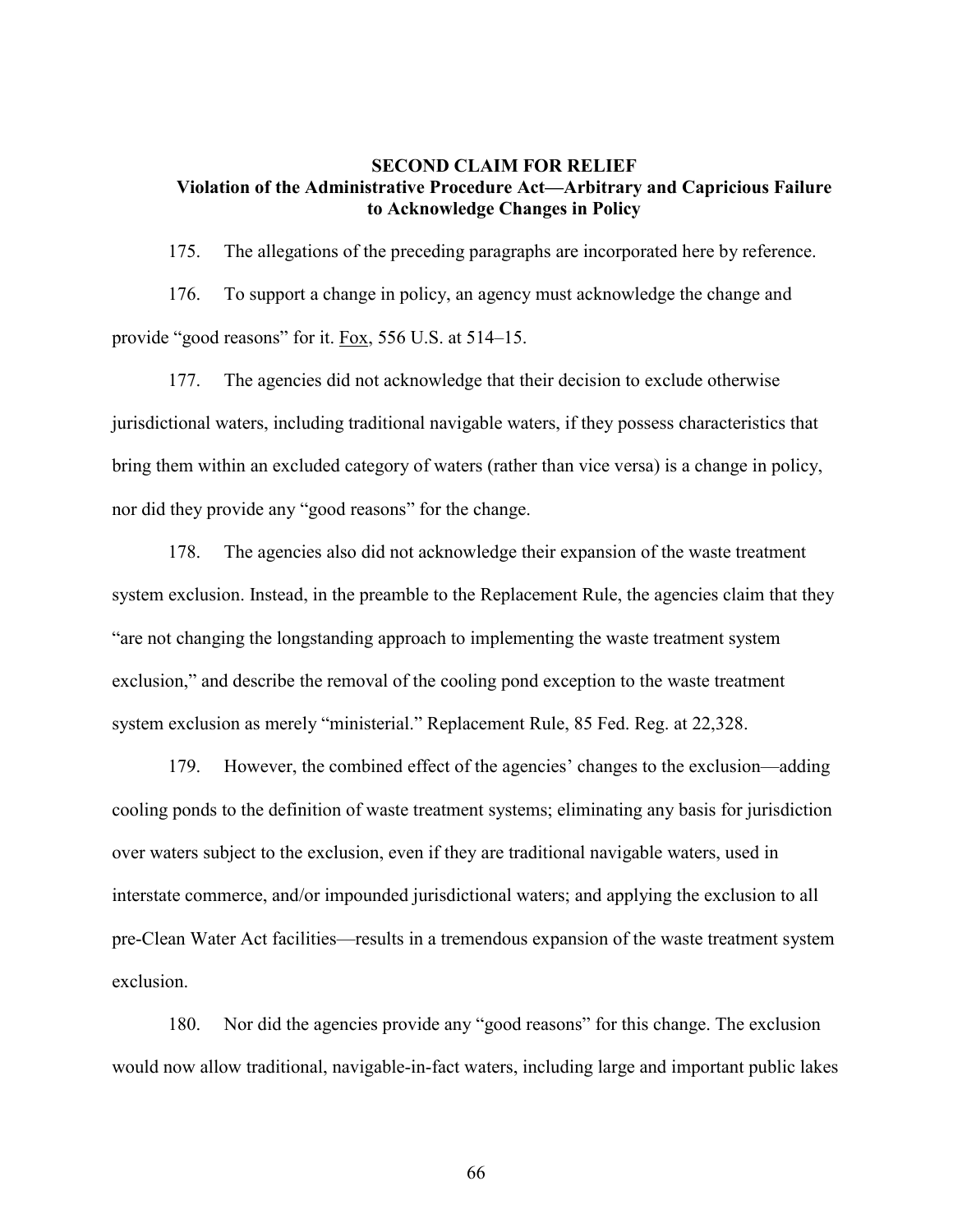**SECOND CLAIM FOR RELIEF**
**Violation of the Administrative Procedure Act—Arbitrary and Capricious Failure to Acknowledge Changes in Policy**

175. The allegations of the preceding paragraphs are incorporated here by reference.

176. To support a change in policy, an agency must acknowledge the change and provide "good reasons" for it. Fox, 556 U.S. at 514–15.

177. The agencies did not acknowledge that their decision to exclude otherwise jurisdictional waters, including traditional navigable waters, if they possess characteristics that bring them within an excluded category of waters (rather than vice versa) is a change in policy, nor did they provide any "good reasons" for the change.

178. The agencies also did not acknowledge their expansion of the waste treatment system exclusion. Instead, in the preamble to the Replacement Rule, the agencies claim that they "are not changing the longstanding approach to implementing the waste treatment system exclusion," and describe the removal of the cooling pond exception to the waste treatment system exclusion as merely "ministerial." Replacement Rule, 85 Fed. Reg. at 22,328.

179. However, the combined effect of the agencies' changes to the exclusion—adding cooling ponds to the definition of waste treatment systems; eliminating any basis for jurisdiction over waters subject to the exclusion, even if they are traditional navigable waters, used in interstate commerce, and/or impounded jurisdictional waters; and applying the exclusion to all pre-Clean Water Act facilities—results in a tremendous expansion of the waste treatment system exclusion.

180. Nor did the agencies provide any "good reasons" for this change. The exclusion would now allow traditional, navigable-in-fact waters, including large and important public lakes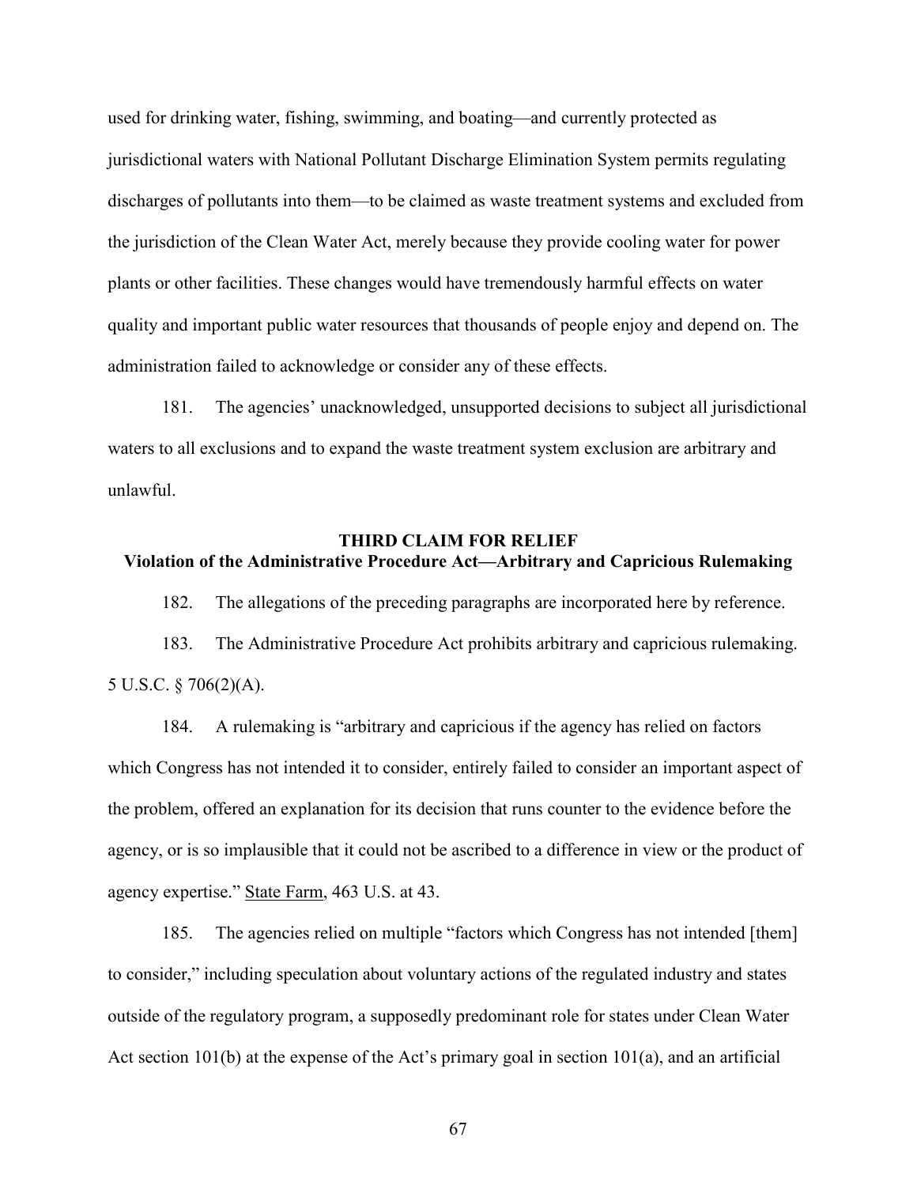used for drinking water, fishing, swimming, and boating—and currently protected as jurisdictional waters with National Pollutant Discharge Elimination System permits regulating discharges of pollutants into them—to be claimed as waste treatment systems and excluded from the jurisdiction of the Clean Water Act, merely because they provide cooling water for power plants or other facilities. These changes would have tremendously harmful effects on water quality and important public water resources that thousands of people enjoy and depend on. The administration failed to acknowledge or consider any of these effects.

181. The agencies' unacknowledged, unsupported decisions to subject all jurisdictional waters to all exclusions and to expand the waste treatment system exclusion are arbitrary and unlawful.

## THIRD CLAIM FOR RELIEF
## Violation of the Administrative Procedure Act—Arbitrary and Capricious Rulemaking

182. The allegations of the preceding paragraphs are incorporated here by reference.

183. The Administrative Procedure Act prohibits arbitrary and capricious rulemaking. 5 U.S.C. § 706(2)(A).

184. A rulemaking is "arbitrary and capricious if the agency has relied on factors which Congress has not intended it to consider, entirely failed to consider an important aspect of the problem, offered an explanation for its decision that runs counter to the evidence before the agency, or is so implausible that it could not be ascribed to a difference in view or the product of agency expertise." State Farm, 463 U.S. at 43.

185. The agencies relied on multiple "factors which Congress has not intended [them] to consider," including speculation about voluntary actions of the regulated industry and states outside of the regulatory program, a supposedly predominant role for states under Clean Water Act section 101(b) at the expense of the Act's primary goal in section 101(a), and an artificial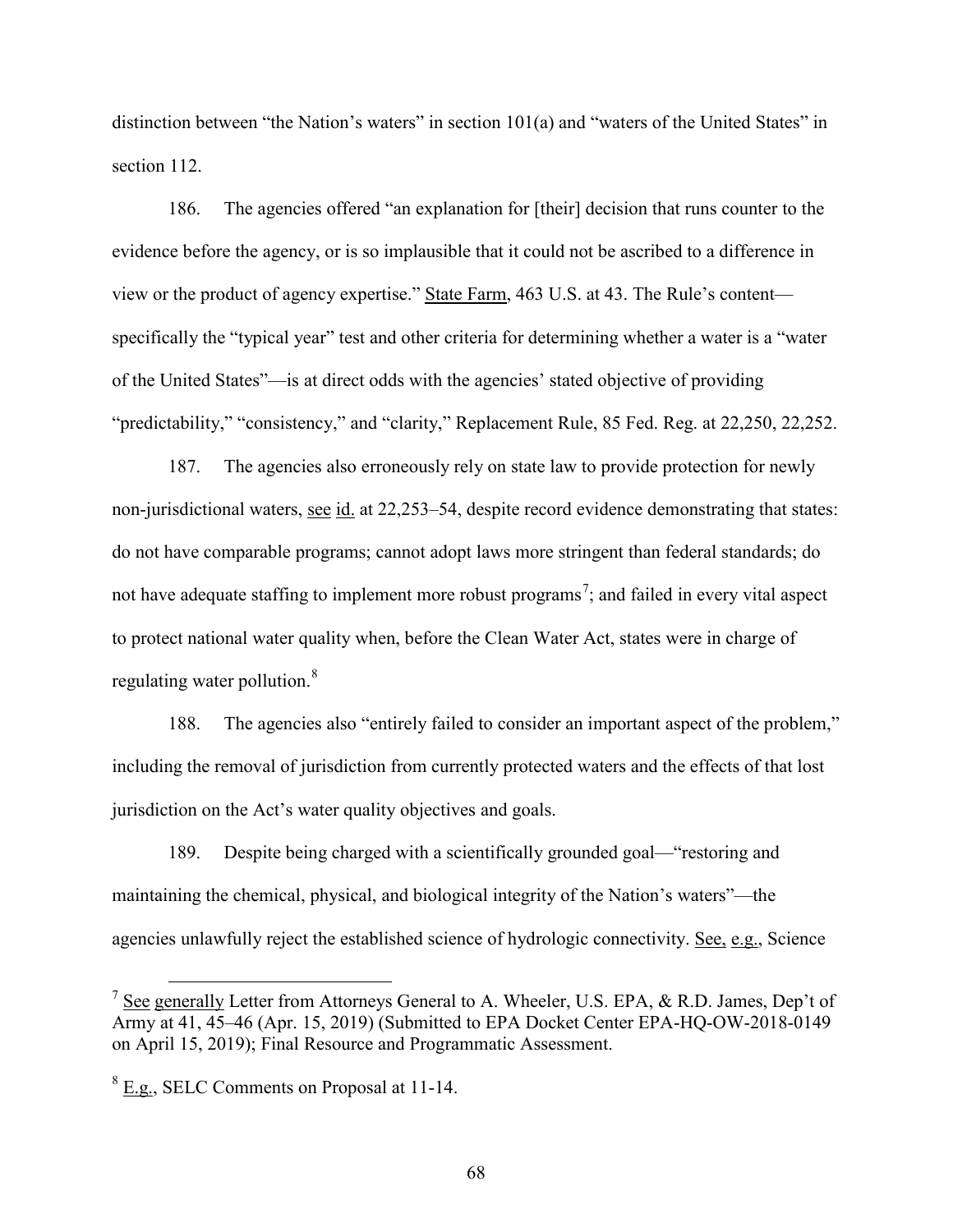distinction between "the Nation's waters" in section 101(a) and "waters of the United States" in section 112.

186. The agencies offered "an explanation for [their] decision that runs counter to the evidence before the agency, or is so implausible that it could not be ascribed to a difference in view or the product of agency expertise." State Farm, 463 U.S. at 43. The Rule's content—specifically the "typical year" test and other criteria for determining whether a water is a "water of the United States"—is at direct odds with the agencies' stated objective of providing "predictability," "consistency," and "clarity," Replacement Rule, 85 Fed. Reg. at 22,250, 22,252.

187. The agencies also erroneously rely on state law to provide protection for newly non-jurisdictional waters, see id. at 22,253–54, despite record evidence demonstrating that states: do not have comparable programs; cannot adopt laws more stringent than federal standards; do not have adequate staffing to implement more robust programs[7]; and failed in every vital aspect to protect national water quality when, before the Clean Water Act, states were in charge of regulating water pollution.[8]

188. The agencies also "entirely failed to consider an important aspect of the problem," including the removal of jurisdiction from currently protected waters and the effects of that lost jurisdiction on the Act's water quality objectives and goals.

189. Despite being charged with a scientifically grounded goal—"restoring and maintaining the chemical, physical, and biological integrity of the Nation's waters"—the agencies unlawfully reject the established science of hydrologic connectivity. See, e.g., Science

[7] See generally Letter from Attorneys General to A. Wheeler, U.S. EPA, & R.D. James, Dep't of Army at 41, 45–46 (Apr. 15, 2019) (Submitted to EPA Docket Center EPA-HQ-OW-2018-0149 on April 15, 2019); Final Resource and Programmatic Assessment.

[8] E.g., SELC Comments on Proposal at 11-14.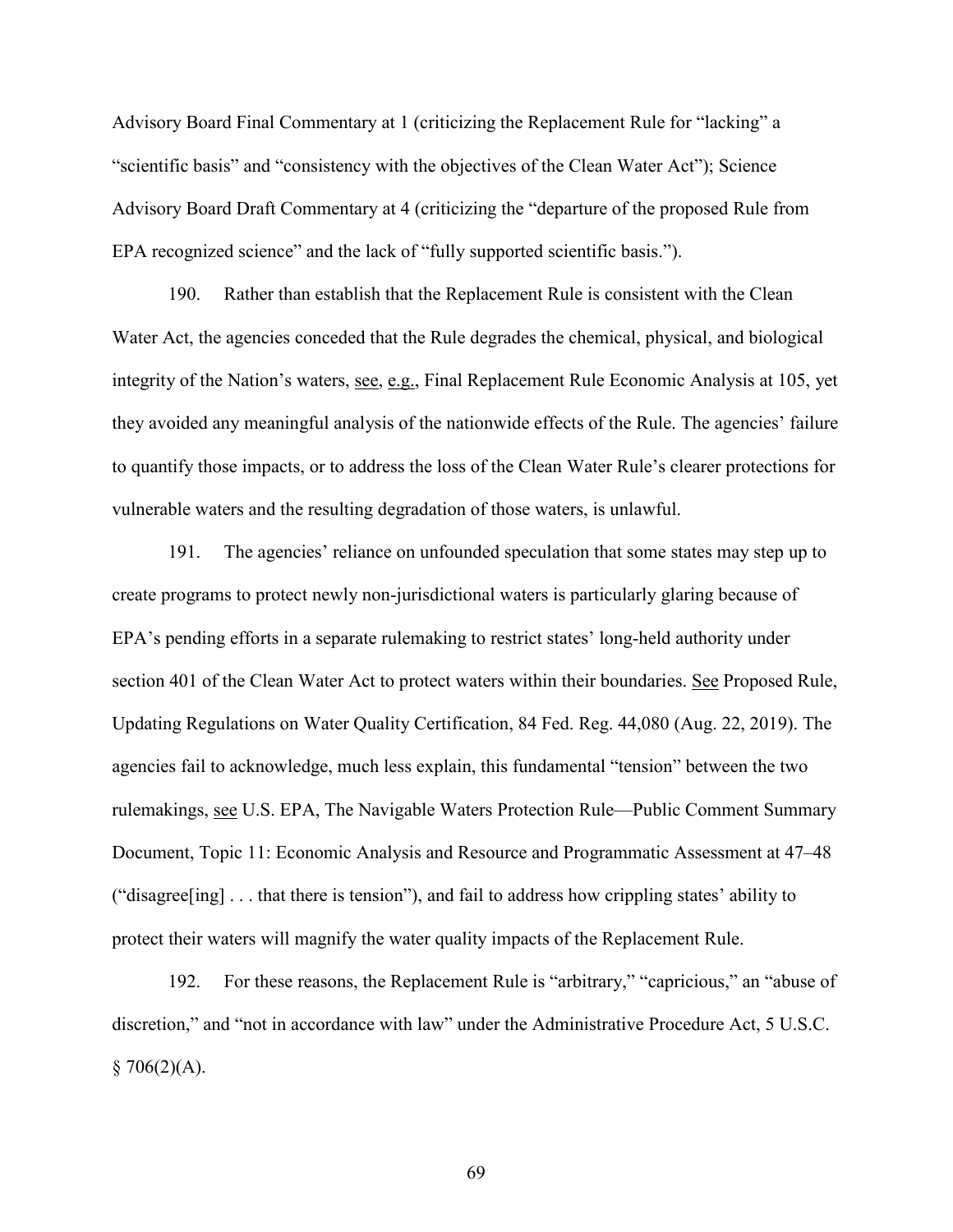Advisory Board Final Commentary at 1 (criticizing the Replacement Rule for "lacking" a "scientific basis" and "consistency with the objectives of the Clean Water Act"); Science Advisory Board Draft Commentary at 4 (criticizing the "departure of the proposed Rule from EPA recognized science" and the lack of "fully supported scientific basis.").

190. Rather than establish that the Replacement Rule is consistent with the Clean Water Act, the agencies conceded that the Rule degrades the chemical, physical, and biological integrity of the Nation's waters, see, e.g., Final Replacement Rule Economic Analysis at 105, yet they avoided any meaningful analysis of the nationwide effects of the Rule. The agencies' failure to quantify those impacts, or to address the loss of the Clean Water Rule's clearer protections for vulnerable waters and the resulting degradation of those waters, is unlawful.

191. The agencies' reliance on unfounded speculation that some states may step up to create programs to protect newly non-jurisdictional waters is particularly glaring because of EPA's pending efforts in a separate rulemaking to restrict states' long-held authority under section 401 of the Clean Water Act to protect waters within their boundaries. See Proposed Rule, Updating Regulations on Water Quality Certification, 84 Fed. Reg. 44,080 (Aug. 22, 2019). The agencies fail to acknowledge, much less explain, this fundamental "tension" between the two rulemakings, see U.S. EPA, The Navigable Waters Protection Rule—Public Comment Summary Document, Topic 11: Economic Analysis and Resource and Programmatic Assessment at 47–48 ("disagree[ing] . . . that there is tension"), and fail to address how crippling states' ability to protect their waters will magnify the water quality impacts of the Replacement Rule.

192. For these reasons, the Replacement Rule is "arbitrary," "capricious," an "abuse of discretion," and "not in accordance with law" under the Administrative Procedure Act, 5 U.S.C. § 706(2)(A).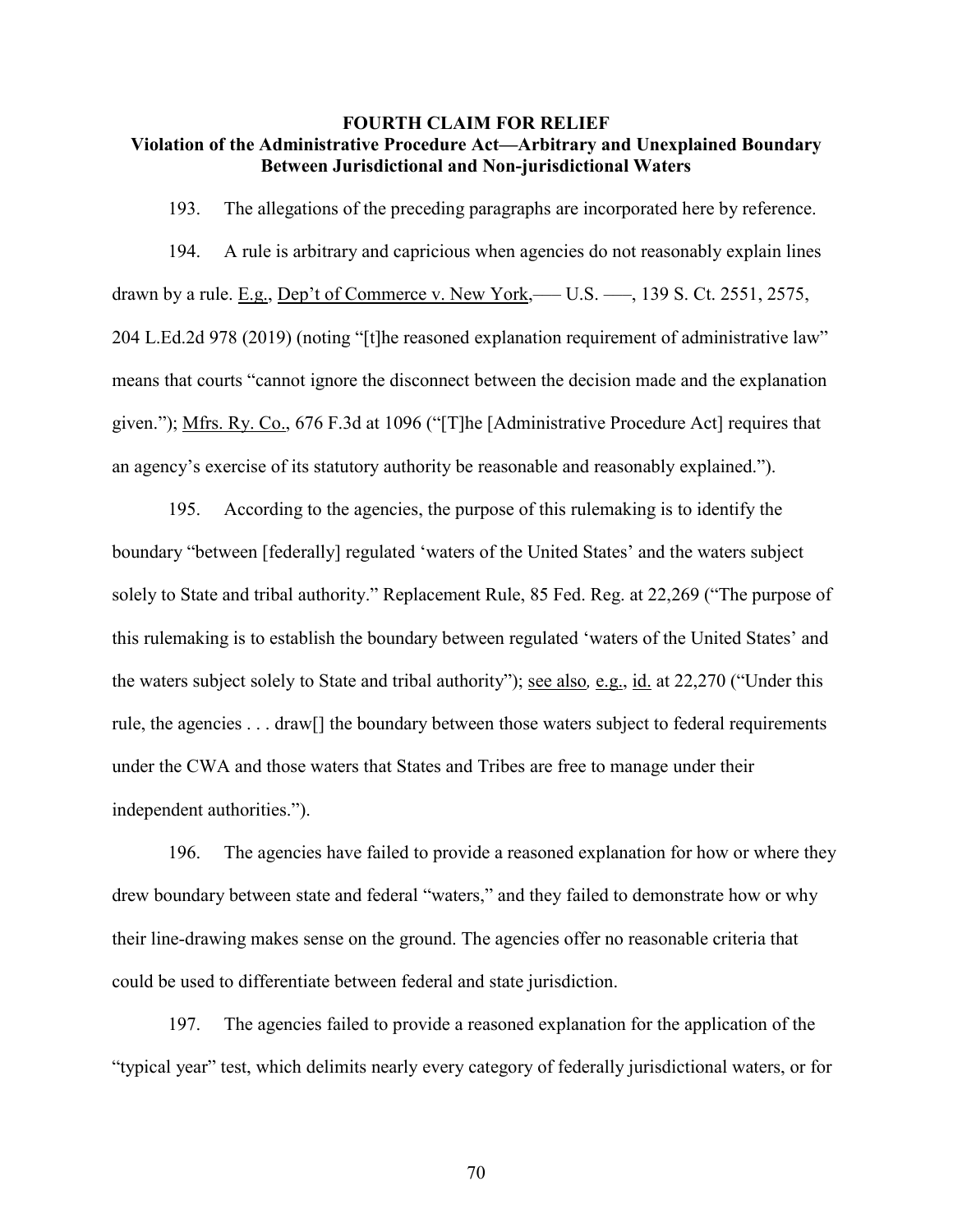## FOURTH CLAIM FOR RELIEF

## Violation of the Administrative Procedure Act—Arbitrary and Unexplained Boundary Between Jurisdictional and Non-jurisdictional Waters

193. The allegations of the preceding paragraphs are incorporated here by reference.

194. A rule is arbitrary and capricious when agencies do not reasonably explain lines drawn by a rule. E.g., Dep't of Commerce v. New York,––– U.S. –––, 139 S. Ct. 2551, 2575, 204 L.Ed.2d 978 (2019) (noting "[t]he reasoned explanation requirement of administrative law" means that courts "cannot ignore the disconnect between the decision made and the explanation given."); Mfrs. Ry. Co., 676 F.3d at 1096 ("[T]he [Administrative Procedure Act] requires that an agency's exercise of its statutory authority be reasonable and reasonably explained.").

195. According to the agencies, the purpose of this rulemaking is to identify the boundary "between [federally] regulated 'waters of the United States' and the waters subject solely to State and tribal authority." Replacement Rule, 85 Fed. Reg. at 22,269 ("The purpose of this rulemaking is to establish the boundary between regulated 'waters of the United States' and the waters subject solely to State and tribal authority"); see also, e.g., id. at 22,270 ("Under this rule, the agencies . . . draw[] the boundary between those waters subject to federal requirements under the CWA and those waters that States and Tribes are free to manage under their independent authorities.").

196. The agencies have failed to provide a reasoned explanation for how or where they drew boundary between state and federal "waters," and they failed to demonstrate how or why their line-drawing makes sense on the ground. The agencies offer no reasonable criteria that could be used to differentiate between federal and state jurisdiction.

197. The agencies failed to provide a reasoned explanation for the application of the "typical year" test, which delimits nearly every category of federally jurisdictional waters, or for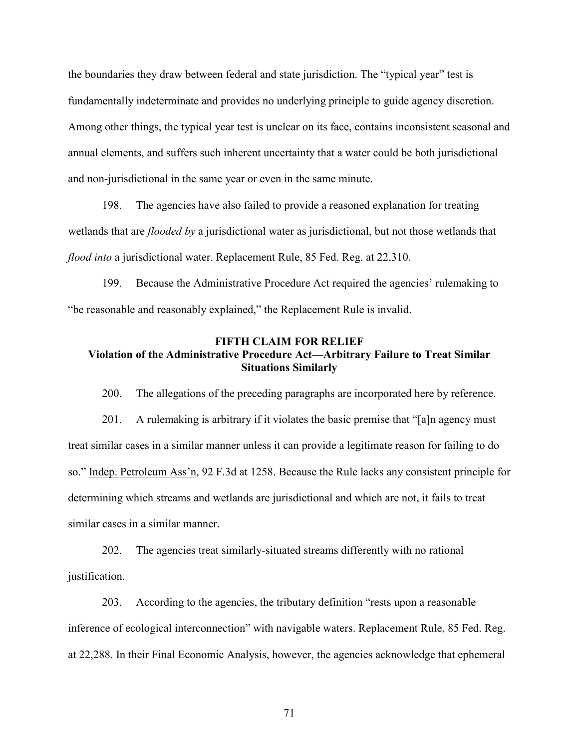the boundaries they draw between federal and state jurisdiction. The "typical year" test is fundamentally indeterminate and provides no underlying principle to guide agency discretion. Among other things, the typical year test is unclear on its face, contains inconsistent seasonal and annual elements, and suffers such inherent uncertainty that a water could be both jurisdictional and non-jurisdictional in the same year or even in the same minute.

198. The agencies have also failed to provide a reasoned explanation for treating wetlands that are *flooded by* a jurisdictional water as jurisdictional, but not those wetlands that *flood into* a jurisdictional water. Replacement Rule, 85 Fed. Reg. at 22,310.

199. Because the Administrative Procedure Act required the agencies' rulemaking to "be reasonable and reasonably explained," the Replacement Rule is invalid.

### FIFTH CLAIM FOR RELIEF
### Violation of the Administrative Procedure Act—Arbitrary Failure to Treat Similar Situations Similarly

200. The allegations of the preceding paragraphs are incorporated here by reference.

201. A rulemaking is arbitrary if it violates the basic premise that "[a]n agency must treat similar cases in a similar manner unless it can provide a legitimate reason for failing to do so." Indep. Petroleum Ass'n, 92 F.3d at 1258. Because the Rule lacks any consistent principle for determining which streams and wetlands are jurisdictional and which are not, it fails to treat similar cases in a similar manner.

202. The agencies treat similarly-situated streams differently with no rational justification.

203. According to the agencies, the tributary definition "rests upon a reasonable inference of ecological interconnection" with navigable waters. Replacement Rule, 85 Fed. Reg. at 22,288. In their Final Economic Analysis, however, the agencies acknowledge that ephemeral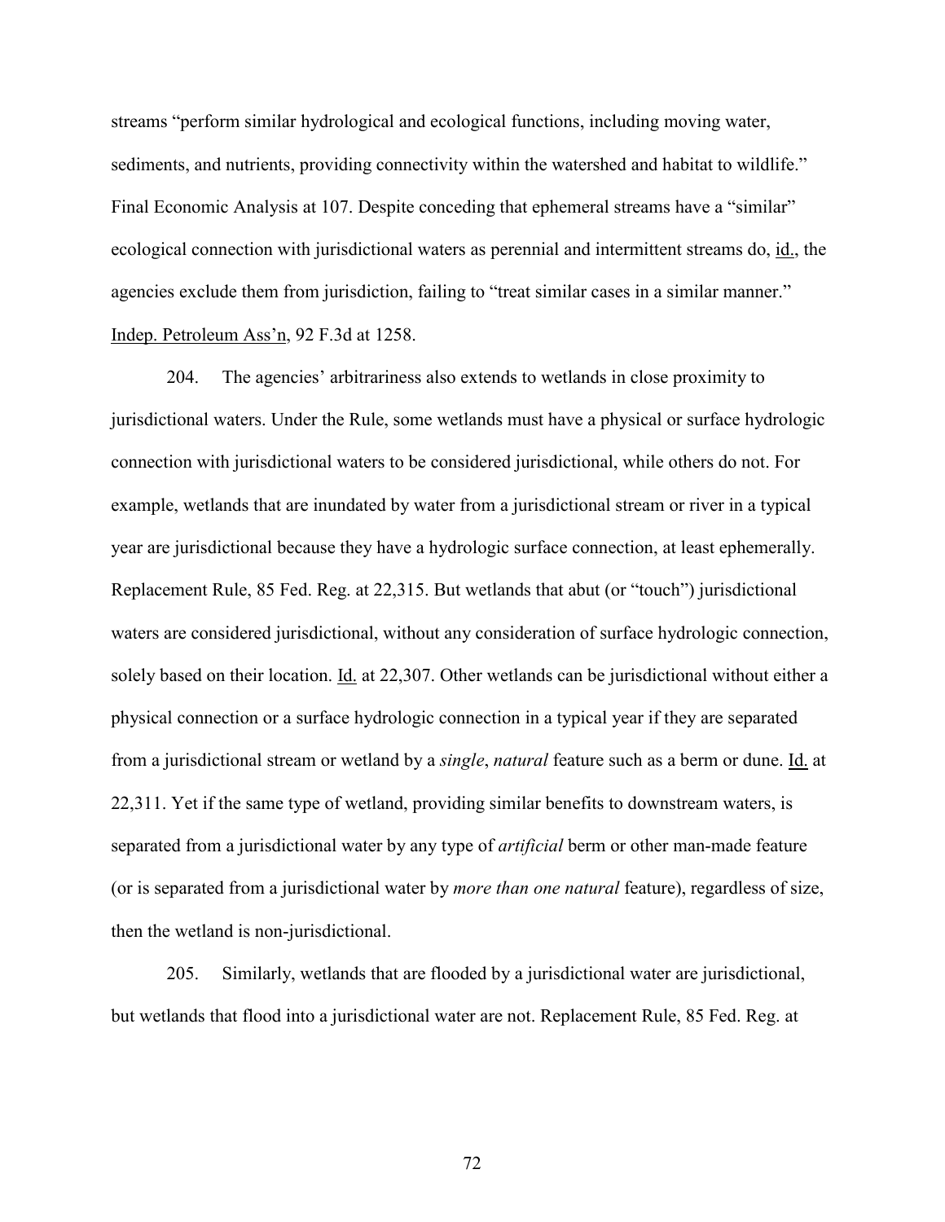streams "perform similar hydrological and ecological functions, including moving water, sediments, and nutrients, providing connectivity within the watershed and habitat to wildlife." Final Economic Analysis at 107. Despite conceding that ephemeral streams have a "similar" ecological connection with jurisdictional waters as perennial and intermittent streams do, id., the agencies exclude them from jurisdiction, failing to "treat similar cases in a similar manner." Indep. Petroleum Ass'n, 92 F.3d at 1258.

204. The agencies' arbitrariness also extends to wetlands in close proximity to jurisdictional waters. Under the Rule, some wetlands must have a physical or surface hydrologic connection with jurisdictional waters to be considered jurisdictional, while others do not. For example, wetlands that are inundated by water from a jurisdictional stream or river in a typical year are jurisdictional because they have a hydrologic surface connection, at least ephemerally. Replacement Rule, 85 Fed. Reg. at 22,315. But wetlands that abut (or "touch") jurisdictional waters are considered jurisdictional, without any consideration of surface hydrologic connection, solely based on their location. Id. at 22,307. Other wetlands can be jurisdictional without either a physical connection or a surface hydrologic connection in a typical year if they are separated from a jurisdictional stream or wetland by a *single*, *natural* feature such as a berm or dune. Id. at 22,311. Yet if the same type of wetland, providing similar benefits to downstream waters, is separated from a jurisdictional water by any type of *artificial* berm or other man-made feature (or is separated from a jurisdictional water by *more than one natural* feature), regardless of size, then the wetland is non-jurisdictional.

205. Similarly, wetlands that are flooded by a jurisdictional water are jurisdictional, but wetlands that flood into a jurisdictional water are not. Replacement Rule, 85 Fed. Reg. at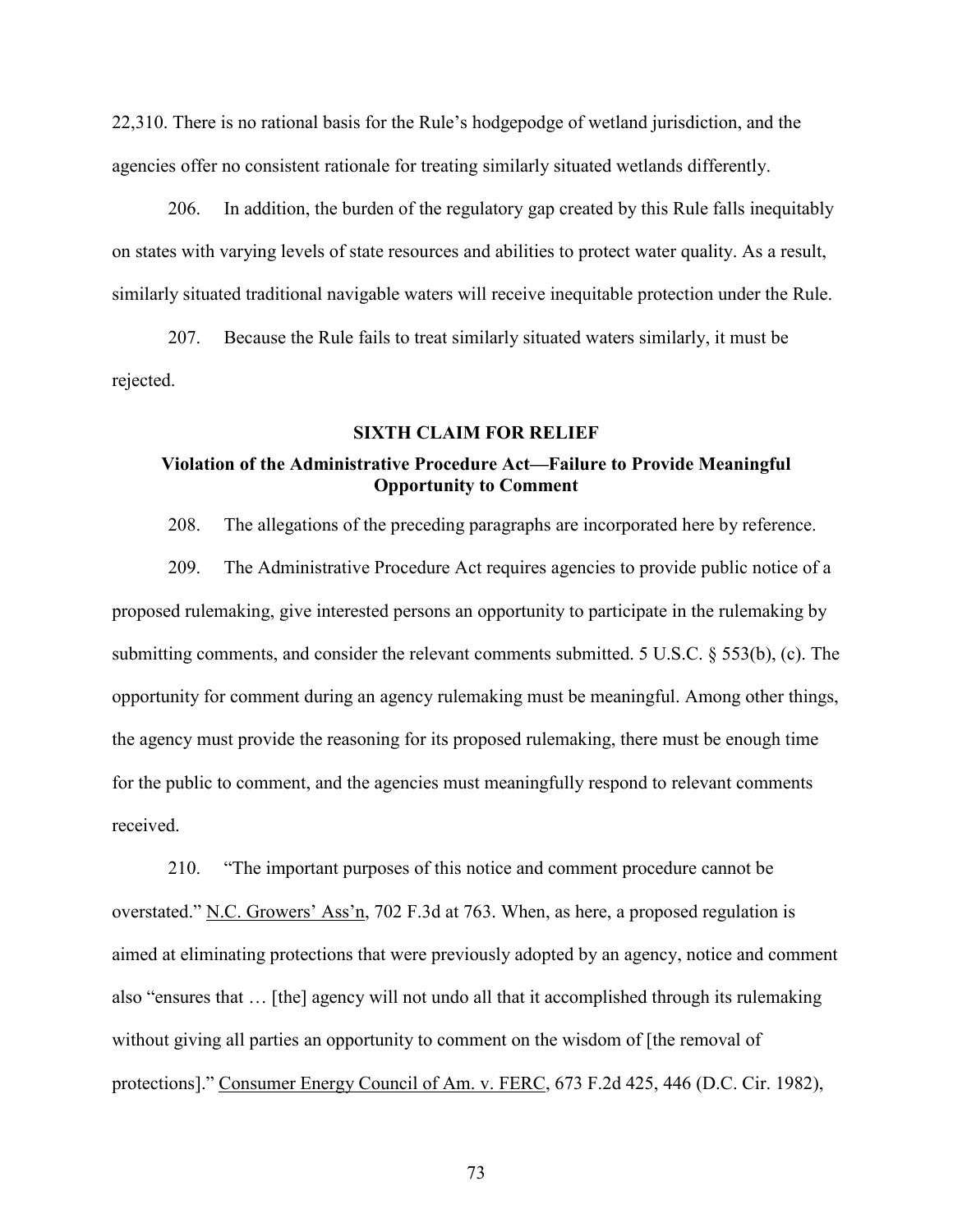22,310. There is no rational basis for the Rule's hodgepodge of wetland jurisdiction, and the agencies offer no consistent rationale for treating similarly situated wetlands differently.

206. In addition, the burden of the regulatory gap created by this Rule falls inequitably on states with varying levels of state resources and abilities to protect water quality. As a result, similarly situated traditional navigable waters will receive inequitable protection under the Rule.

207. Because the Rule fails to treat similarly situated waters similarly, it must be rejected.

## SIXTH CLAIM FOR RELIEF

### Violation of the Administrative Procedure Act—Failure to Provide Meaningful Opportunity to Comment

208. The allegations of the preceding paragraphs are incorporated here by reference.

209. The Administrative Procedure Act requires agencies to provide public notice of a proposed rulemaking, give interested persons an opportunity to participate in the rulemaking by submitting comments, and consider the relevant comments submitted. 5 U.S.C. § 553(b), (c). The opportunity for comment during an agency rulemaking must be meaningful. Among other things, the agency must provide the reasoning for its proposed rulemaking, there must be enough time for the public to comment, and the agencies must meaningfully respond to relevant comments received.

210. "The important purposes of this notice and comment procedure cannot be overstated." N.C. Growers' Ass'n, 702 F.3d at 763. When, as here, a proposed regulation is aimed at eliminating protections that were previously adopted by an agency, notice and comment also "ensures that … [the] agency will not undo all that it accomplished through its rulemaking without giving all parties an opportunity to comment on the wisdom of [the removal of protections]." Consumer Energy Council of Am. v. FERC, 673 F.2d 425, 446 (D.C. Cir. 1982),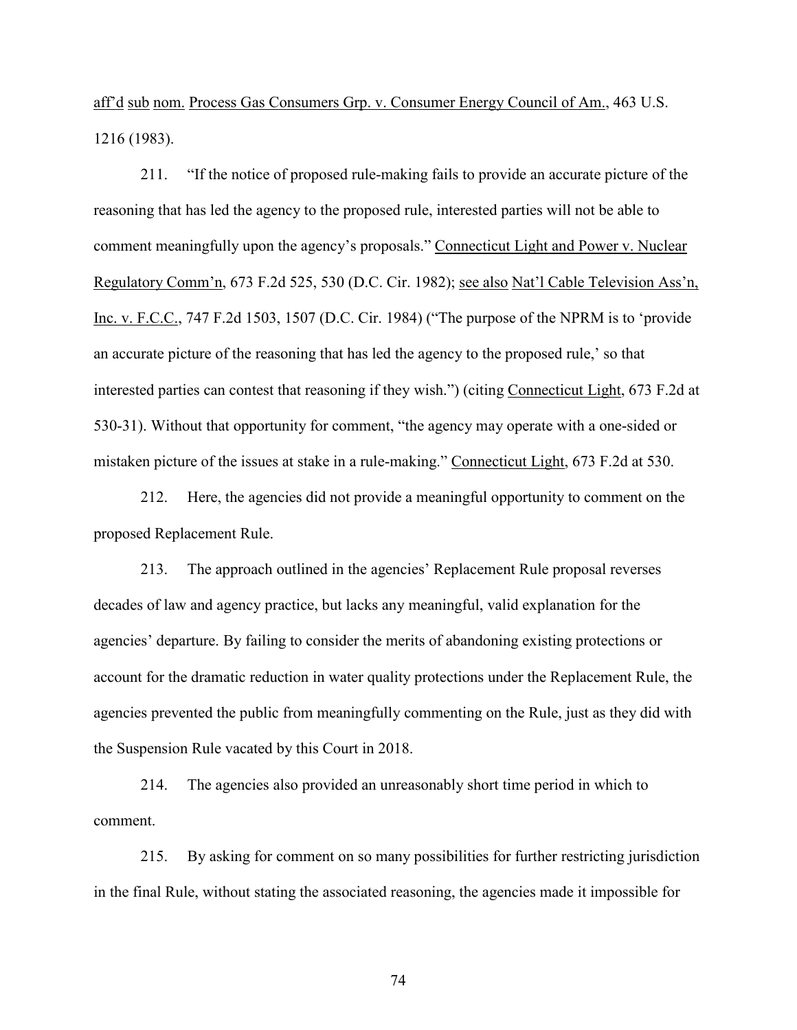aff'd sub nom. Process Gas Consumers Grp. v. Consumer Energy Council of Am., 463 U.S. 1216 (1983).

211. "If the notice of proposed rule-making fails to provide an accurate picture of the reasoning that has led the agency to the proposed rule, interested parties will not be able to comment meaningfully upon the agency's proposals." Connecticut Light and Power v. Nuclear Regulatory Comm'n, 673 F.2d 525, 530 (D.C. Cir. 1982); see also Nat'l Cable Television Ass'n, Inc. v. F.C.C., 747 F.2d 1503, 1507 (D.C. Cir. 1984) ("The purpose of the NPRM is to 'provide an accurate picture of the reasoning that has led the agency to the proposed rule,' so that interested parties can contest that reasoning if they wish.") (citing Connecticut Light, 673 F.2d at 530-31). Without that opportunity for comment, "the agency may operate with a one-sided or mistaken picture of the issues at stake in a rule-making." Connecticut Light, 673 F.2d at 530.

212. Here, the agencies did not provide a meaningful opportunity to comment on the proposed Replacement Rule.

213. The approach outlined in the agencies' Replacement Rule proposal reverses decades of law and agency practice, but lacks any meaningful, valid explanation for the agencies' departure. By failing to consider the merits of abandoning existing protections or account for the dramatic reduction in water quality protections under the Replacement Rule, the agencies prevented the public from meaningfully commenting on the Rule, just as they did with the Suspension Rule vacated by this Court in 2018.

214. The agencies also provided an unreasonably short time period in which to comment.

215. By asking for comment on so many possibilities for further restricting jurisdiction in the final Rule, without stating the associated reasoning, the agencies made it impossible for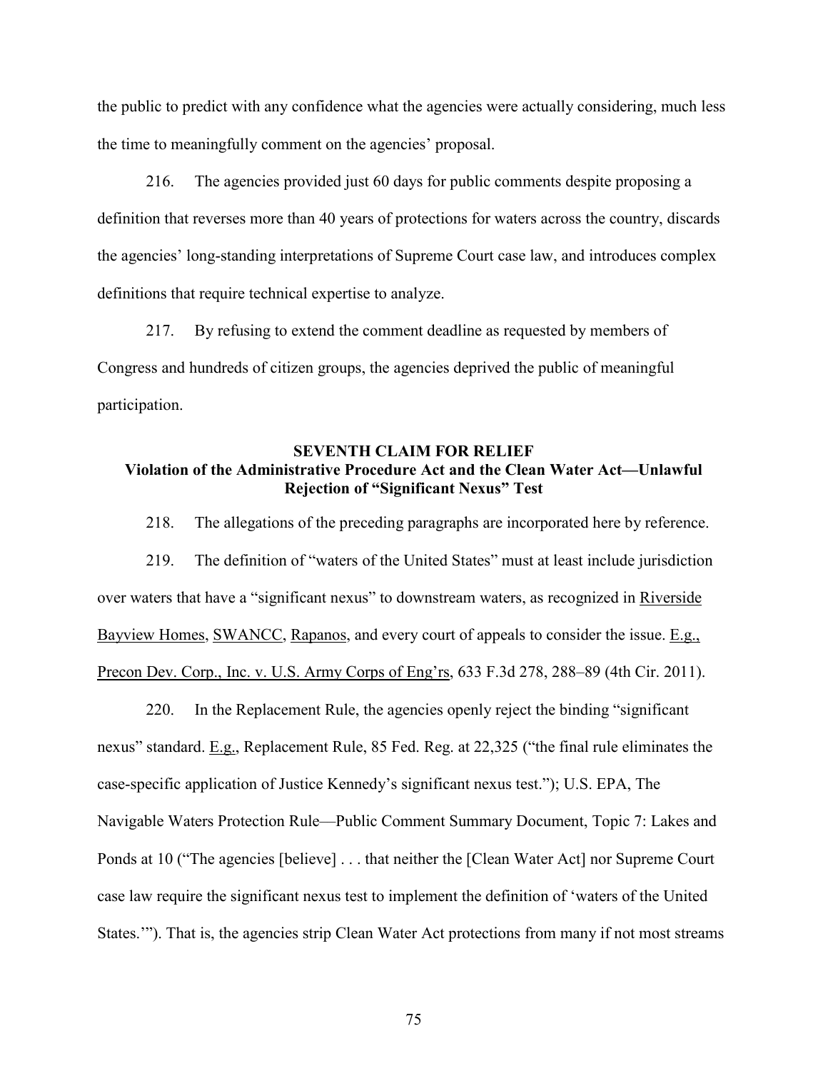the public to predict with any confidence what the agencies were actually considering, much less the time to meaningfully comment on the agencies' proposal.

216. The agencies provided just 60 days for public comments despite proposing a definition that reverses more than 40 years of protections for waters across the country, discards the agencies' long-standing interpretations of Supreme Court case law, and introduces complex definitions that require technical expertise to analyze.

217. By refusing to extend the comment deadline as requested by members of Congress and hundreds of citizen groups, the agencies deprived the public of meaningful participation.

## SEVENTH CLAIM FOR RELIEF
## Violation of the Administrative Procedure Act and the Clean Water Act—Unlawful Rejection of "Significant Nexus" Test

218. The allegations of the preceding paragraphs are incorporated here by reference.

219. The definition of "waters of the United States" must at least include jurisdiction over waters that have a "significant nexus" to downstream waters, as recognized in Riverside Bayview Homes, SWANCC, Rapanos, and every court of appeals to consider the issue. E.g., Precon Dev. Corp., Inc. v. U.S. Army Corps of Eng'rs, 633 F.3d 278, 288–89 (4th Cir. 2011).

220. In the Replacement Rule, the agencies openly reject the binding "significant nexus" standard. E.g., Replacement Rule, 85 Fed. Reg. at 22,325 ("the final rule eliminates the case-specific application of Justice Kennedy's significant nexus test."); U.S. EPA, The Navigable Waters Protection Rule—Public Comment Summary Document, Topic 7: Lakes and Ponds at 10 ("The agencies [believe] . . . that neither the [Clean Water Act] nor Supreme Court case law require the significant nexus test to implement the definition of 'waters of the United States.'"). That is, the agencies strip Clean Water Act protections from many if not most streams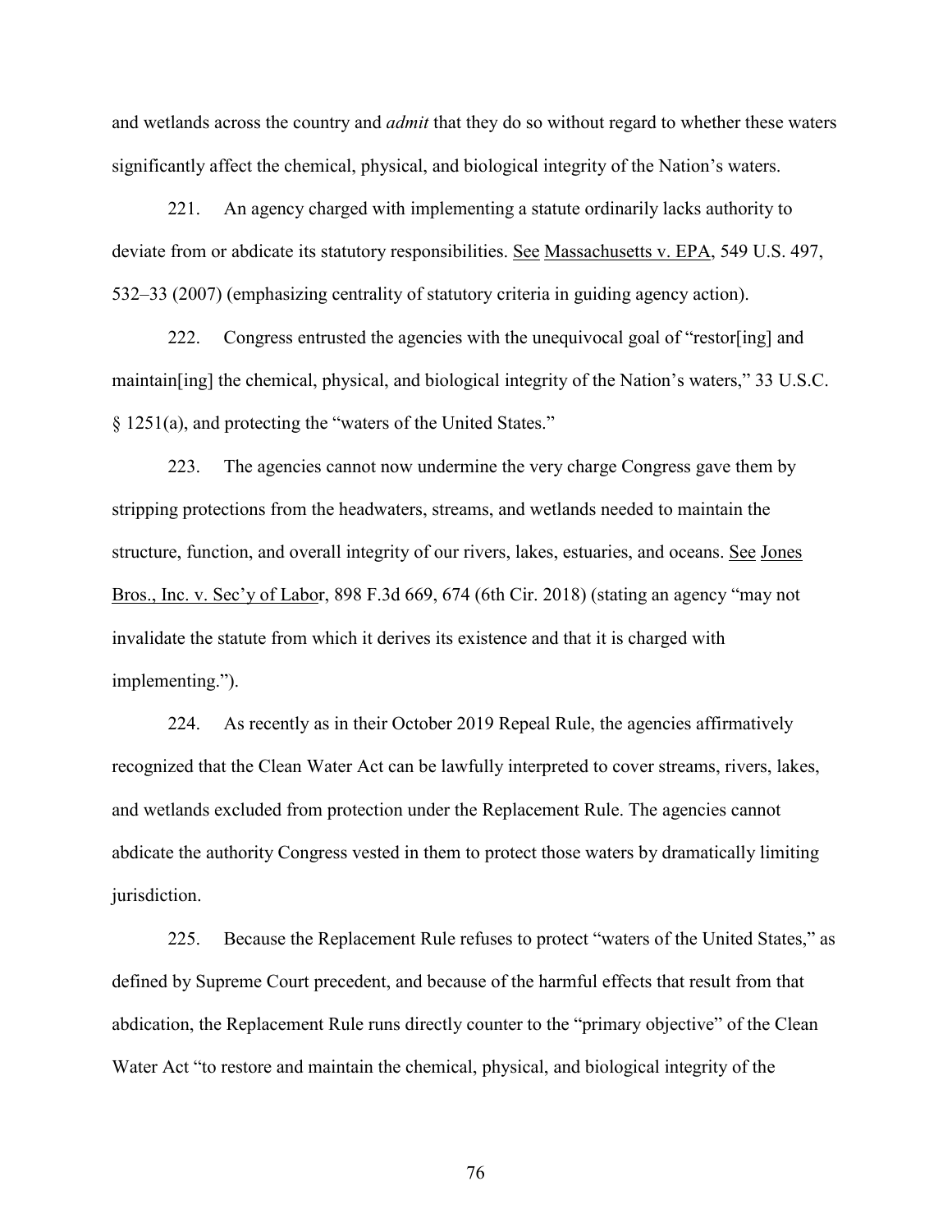and wetlands across the country and *admit* that they do so without regard to whether these waters significantly affect the chemical, physical, and biological integrity of the Nation's waters.

221. An agency charged with implementing a statute ordinarily lacks authority to deviate from or abdicate its statutory responsibilities. See Massachusetts v. EPA, 549 U.S. 497, 532–33 (2007) (emphasizing centrality of statutory criteria in guiding agency action).

222. Congress entrusted the agencies with the unequivocal goal of "restor[ing] and maintain[ing] the chemical, physical, and biological integrity of the Nation's waters," 33 U.S.C. § 1251(a), and protecting the "waters of the United States."

223. The agencies cannot now undermine the very charge Congress gave them by stripping protections from the headwaters, streams, and wetlands needed to maintain the structure, function, and overall integrity of our rivers, lakes, estuaries, and oceans. See Jones Bros., Inc. v. Sec'y of Labor, 898 F.3d 669, 674 (6th Cir. 2018) (stating an agency "may not invalidate the statute from which it derives its existence and that it is charged with implementing.").

224. As recently as in their October 2019 Repeal Rule, the agencies affirmatively recognized that the Clean Water Act can be lawfully interpreted to cover streams, rivers, lakes, and wetlands excluded from protection under the Replacement Rule. The agencies cannot abdicate the authority Congress vested in them to protect those waters by dramatically limiting jurisdiction.

225. Because the Replacement Rule refuses to protect "waters of the United States," as defined by Supreme Court precedent, and because of the harmful effects that result from that abdication, the Replacement Rule runs directly counter to the "primary objective" of the Clean Water Act "to restore and maintain the chemical, physical, and biological integrity of the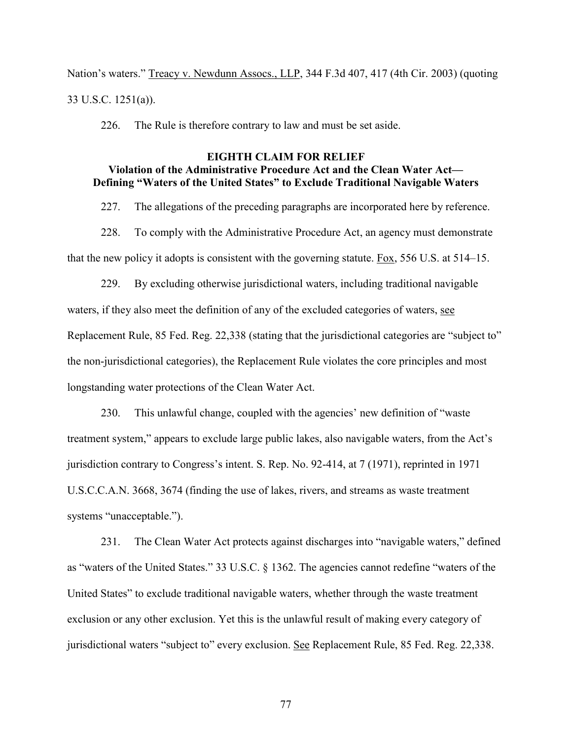Nation's waters." Treacy v. Newdunn Assocs., LLP, 344 F.3d 407, 417 (4th Cir. 2003) (quoting 33 U.S.C. 1251(a)).

226. The Rule is therefore contrary to law and must be set aside.

**EIGHTH CLAIM FOR RELIEF**
**Violation of the Administrative Procedure Act and the Clean Water Act— Defining "Waters of the United States" to Exclude Traditional Navigable Waters**

227. The allegations of the preceding paragraphs are incorporated here by reference.

228. To comply with the Administrative Procedure Act, an agency must demonstrate that the new policy it adopts is consistent with the governing statute. Fox, 556 U.S. at 514–15.

229. By excluding otherwise jurisdictional waters, including traditional navigable waters, if they also meet the definition of any of the excluded categories of waters, see Replacement Rule, 85 Fed. Reg. 22,338 (stating that the jurisdictional categories are "subject to" the non-jurisdictional categories), the Replacement Rule violates the core principles and most longstanding water protections of the Clean Water Act.

230. This unlawful change, coupled with the agencies' new definition of "waste treatment system," appears to exclude large public lakes, also navigable waters, from the Act's jurisdiction contrary to Congress's intent. S. Rep. No. 92-414, at 7 (1971), reprinted in 1971 U.S.C.C.A.N. 3668, 3674 (finding the use of lakes, rivers, and streams as waste treatment systems "unacceptable.").

231. The Clean Water Act protects against discharges into "navigable waters," defined as "waters of the United States." 33 U.S.C. § 1362. The agencies cannot redefine "waters of the United States" to exclude traditional navigable waters, whether through the waste treatment exclusion or any other exclusion. Yet this is the unlawful result of making every category of jurisdictional waters "subject to" every exclusion. See Replacement Rule, 85 Fed. Reg. 22,338.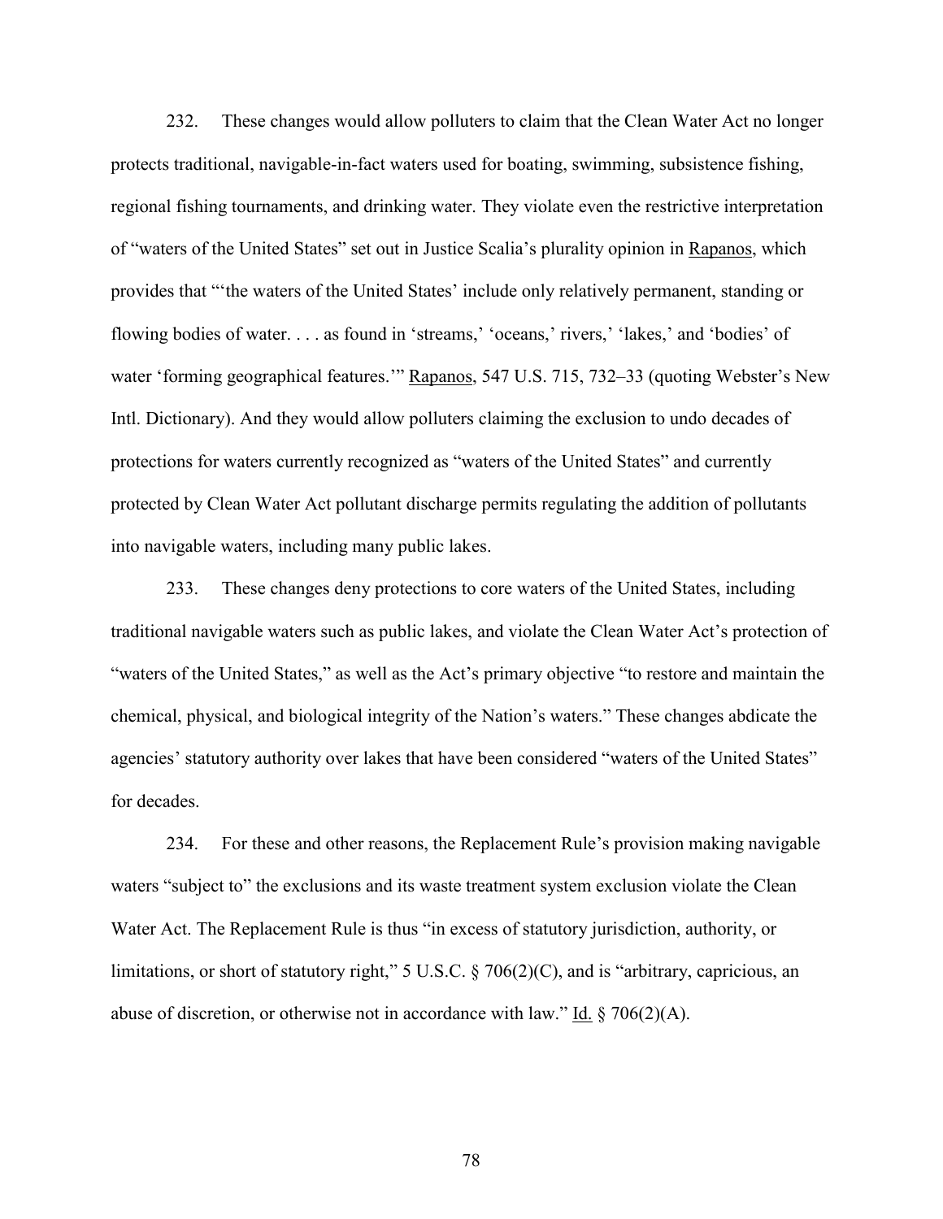232. These changes would allow polluters to claim that the Clean Water Act no longer protects traditional, navigable-in-fact waters used for boating, swimming, subsistence fishing, regional fishing tournaments, and drinking water. They violate even the restrictive interpretation of "waters of the United States" set out in Justice Scalia's plurality opinion in Rapanos, which provides that "'the waters of the United States' include only relatively permanent, standing or flowing bodies of water. . . . as found in 'streams,' 'oceans,' rivers,' 'lakes,' and 'bodies' of water 'forming geographical features.'" Rapanos, 547 U.S. 715, 732–33 (quoting Webster's New Intl. Dictionary). And they would allow polluters claiming the exclusion to undo decades of protections for waters currently recognized as "waters of the United States" and currently protected by Clean Water Act pollutant discharge permits regulating the addition of pollutants into navigable waters, including many public lakes.

233. These changes deny protections to core waters of the United States, including traditional navigable waters such as public lakes, and violate the Clean Water Act's protection of "waters of the United States," as well as the Act's primary objective "to restore and maintain the chemical, physical, and biological integrity of the Nation's waters." These changes abdicate the agencies' statutory authority over lakes that have been considered "waters of the United States" for decades.

234. For these and other reasons, the Replacement Rule's provision making navigable waters "subject to" the exclusions and its waste treatment system exclusion violate the Clean Water Act. The Replacement Rule is thus "in excess of statutory jurisdiction, authority, or limitations, or short of statutory right," 5 U.S.C. § 706(2)(C), and is "arbitrary, capricious, an abuse of discretion, or otherwise not in accordance with law." Id. § 706(2)(A).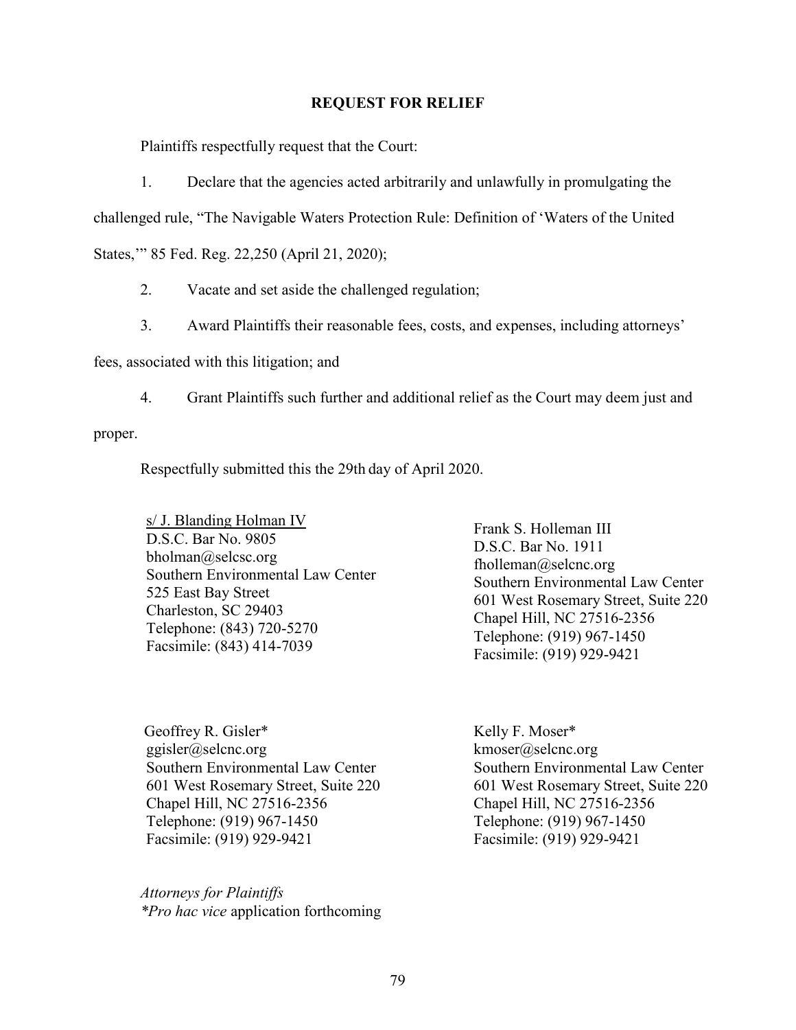## REQUEST FOR RELIEF

Plaintiffs respectfully request that the Court:

1. Declare that the agencies acted arbitrarily and unlawfully in promulgating the challenged rule, "The Navigable Waters Protection Rule: Definition of 'Waters of the United States,'" 85 Fed. Reg. 22,250 (April 21, 2020);

2. Vacate and set aside the challenged regulation;

3. Award Plaintiffs their reasonable fees, costs, and expenses, including attorneys' fees, associated with this litigation; and

4. Grant Plaintiffs such further and additional relief as the Court may deem just and proper.

Respectfully submitted this the 29th day of April 2020.

s/ J. Blanding Holman IV
D.S.C. Bar No. 9805
bholman@selcsc.org
Southern Environmental Law Center
525 East Bay Street
Charleston, SC 29403
Telephone: (843) 720-5270
Facsimile: (843) 414-7039

Frank S. Holleman III
D.S.C. Bar No. 1911
fholleman@selcnc.org
Southern Environmental Law Center
601 West Rosemary Street, Suite 220
Chapel Hill, NC 27516-2356
Telephone: (919) 967-1450
Facsimile: (919) 929-9421

Geoffrey R. Gisler*
ggisler@selcnc.org
Southern Environmental Law Center
601 West Rosemary Street, Suite 220
Chapel Hill, NC 27516-2356
Telephone: (919) 967-1450
Facsimile: (919) 929-9421

Kelly F. Moser*
kmoser@selcnc.org
Southern Environmental Law Center
601 West Rosemary Street, Suite 220
Chapel Hill, NC 27516-2356
Telephone: (919) 967-1450
Facsimile: (919) 929-9421

*Attorneys for Plaintiffs*
*\*Pro hac vice* application forthcoming